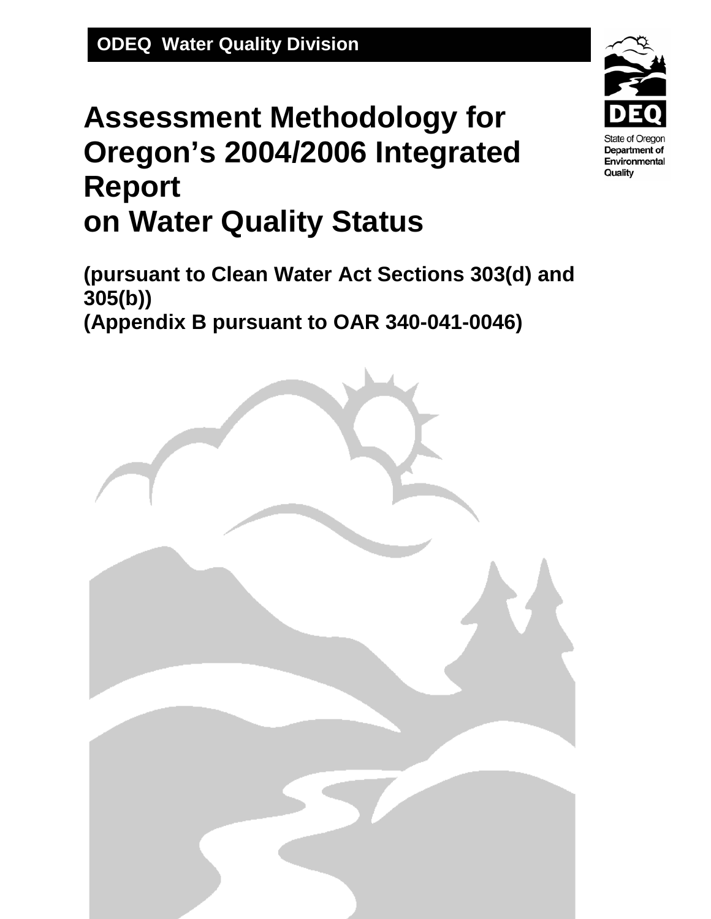**ODEQ Water Quality Division**

State of Oregon Department of Environmental Quality

# Assessment Methodology for Oregon's 2004/2006 Integrated Report on Water Quality Status

**(pursuant to Clean Water Act Sections 303(d) and 305(b))**
**(Appendix B pursuant to OAR 340-041-0046)**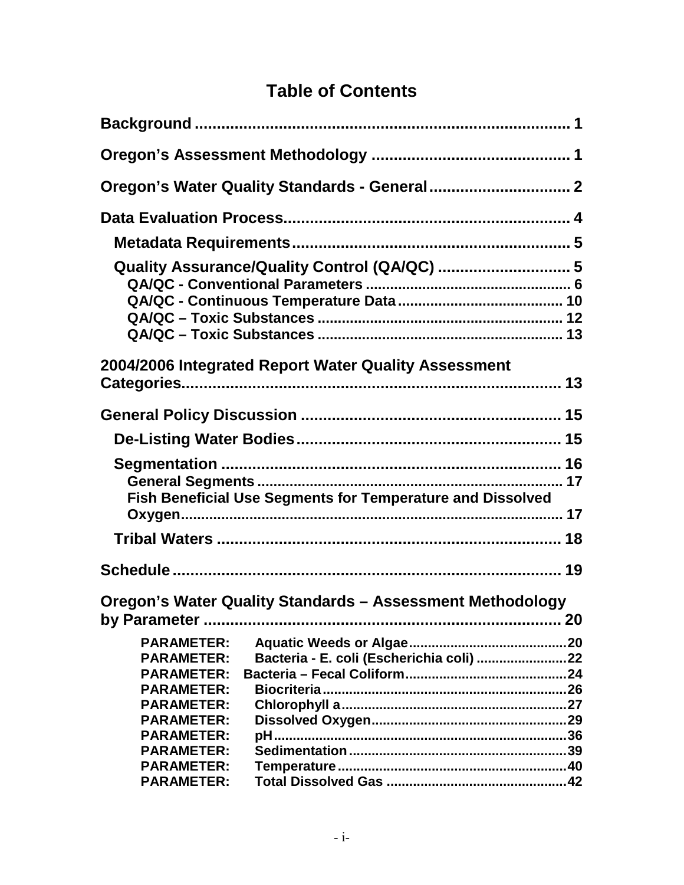# Table of Contents

**Background** ........................................................................ 1

**Oregon's Assessment Methodology** ............................................ 1

**Oregon's Water Quality Standards - General** ............................... 2

**Data Evaluation Process** ............................................................ 4

- **Metadata Requirements** ........................................................ 5
- **Quality Assurance/Quality Control (QA/QC)** ............................ 5
  - **QA/QC - Conventional Parameters** ..................................... 6
  - **QA/QC - Continuous Temperature Data** ............................... 10
  - **QA/QC – Toxic Substances** ................................................ 12
  - **QA/QC – Toxic Substances** ................................................ 13

**2004/2006 Integrated Report Water Quality Assessment Categories** ........................................................................ 13

**General Policy Discussion** .......................................................... 15

- **De-Listing Water Bodies** ........................................................ 15
- **Segmentation** ....................................................................... 16
  - **General Segments** ............................................................. 17
  - **Fish Beneficial Use Segments for Temperature and Dissolved Oxygen** ................................................................................ 17
- **Tribal Waters** ....................................................................... 18

**Schedule** ................................................................................... 19

**Oregon's Water Quality Standards – Assessment Methodology by Parameter** ................................................................................ 20

- **PARAMETER: Aquatic Weeds or Algae** ....................................... 20
- **PARAMETER: Bacteria - E. coli (Escherichia coli)** ........................ 22
- **PARAMETER: Bacteria – Fecal Coliform** ..................................... 24
- **PARAMETER: Biocriteria** .......................................................... 26
- **PARAMETER: Chlorophyll a** ...................................................... 27
- **PARAMETER: Dissolved Oxygen** ................................................ 29
- **PARAMETER: pH** ...................................................................... 36
- **PARAMETER: Sedimentation** ..................................................... 39
- **PARAMETER: Temperature** ....................................................... 40
- **PARAMETER: Total Dissolved Gas** ............................................. 42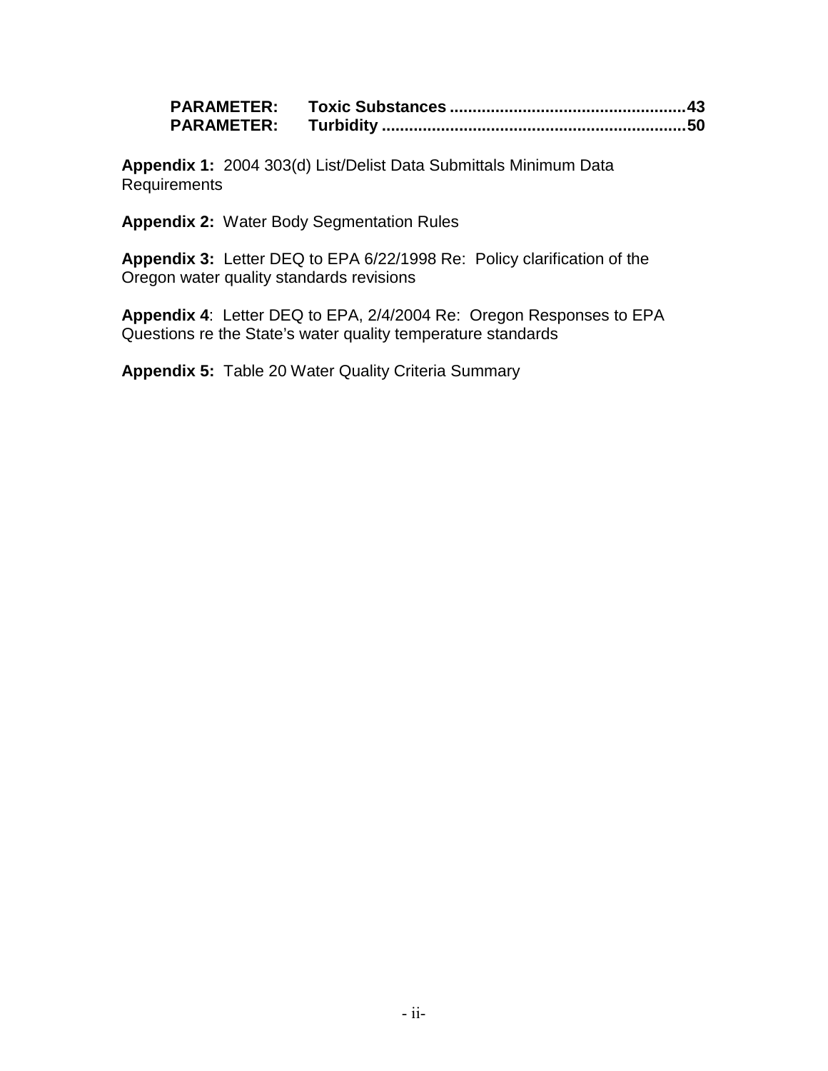**PARAMETER: Toxic Substances** .................................................... **43**
**PARAMETER: Turbidity** ................................................................... **50**

**Appendix 1:** 2004 303(d) List/Delist Data Submittals Minimum Data Requirements

**Appendix 2:** Water Body Segmentation Rules

**Appendix 3:** Letter DEQ to EPA 6/22/1998 Re: Policy clarification of the Oregon water quality standards revisions

**Appendix 4**: Letter DEQ to EPA, 2/4/2004 Re: Oregon Responses to EPA Questions re the State's water quality temperature standards

**Appendix 5:** Table 20 Water Quality Criteria Summary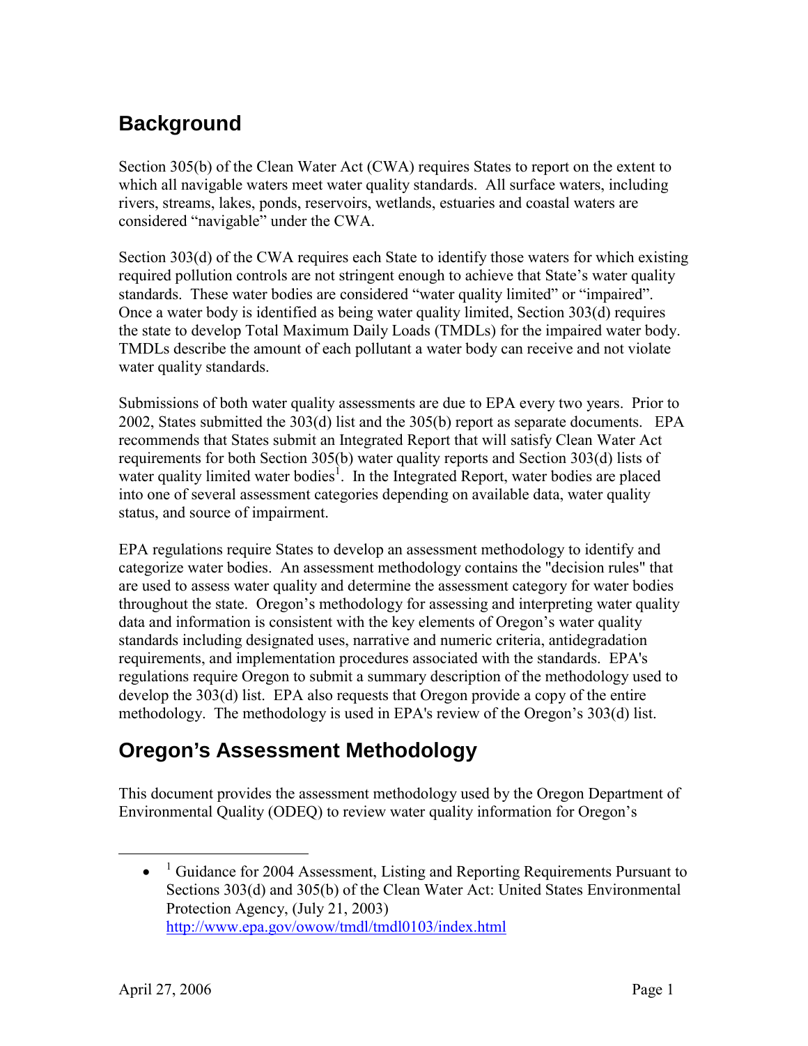## Background

Section 305(b) of the Clean Water Act (CWA) requires States to report on the extent to which all navigable waters meet water quality standards. All surface waters, including rivers, streams, lakes, ponds, reservoirs, wetlands, estuaries and coastal waters are considered "navigable" under the CWA.

Section 303(d) of the CWA requires each State to identify those waters for which existing required pollution controls are not stringent enough to achieve that State's water quality standards. These water bodies are considered "water quality limited" or "impaired". Once a water body is identified as being water quality limited, Section 303(d) requires the state to develop Total Maximum Daily Loads (TMDLs) for the impaired water body. TMDLs describe the amount of each pollutant a water body can receive and not violate water quality standards.

Submissions of both water quality assessments are due to EPA every two years. Prior to 2002, States submitted the 303(d) list and the 305(b) report as separate documents. EPA recommends that States submit an Integrated Report that will satisfy Clean Water Act requirements for both Section 305(b) water quality reports and Section 303(d) lists of water quality limited water bodies[1]. In the Integrated Report, water bodies are placed into one of several assessment categories depending on available data, water quality status, and source of impairment.

EPA regulations require States to develop an assessment methodology to identify and categorize water bodies. An assessment methodology contains the "decision rules" that are used to assess water quality and determine the assessment category for water bodies throughout the state. Oregon's methodology for assessing and interpreting water quality data and information is consistent with the key elements of Oregon's water quality standards including designated uses, narrative and numeric criteria, antidegradation requirements, and implementation procedures associated with the standards. EPA's regulations require Oregon to submit a summary description of the methodology used to develop the 303(d) list. EPA also requests that Oregon provide a copy of the entire methodology. The methodology is used in EPA's review of the Oregon's 303(d) list.

## Oregon's Assessment Methodology

This document provides the assessment methodology used by the Oregon Department of Environmental Quality (ODEQ) to review water quality information for Oregon's

---

- [1] Guidance for 2004 Assessment, Listing and Reporting Requirements Pursuant to Sections 303(d) and 305(b) of the Clean Water Act: United States Environmental Protection Agency, (July 21, 2003) http://www.epa.gov/owow/tmdl/tmdl0103/index.html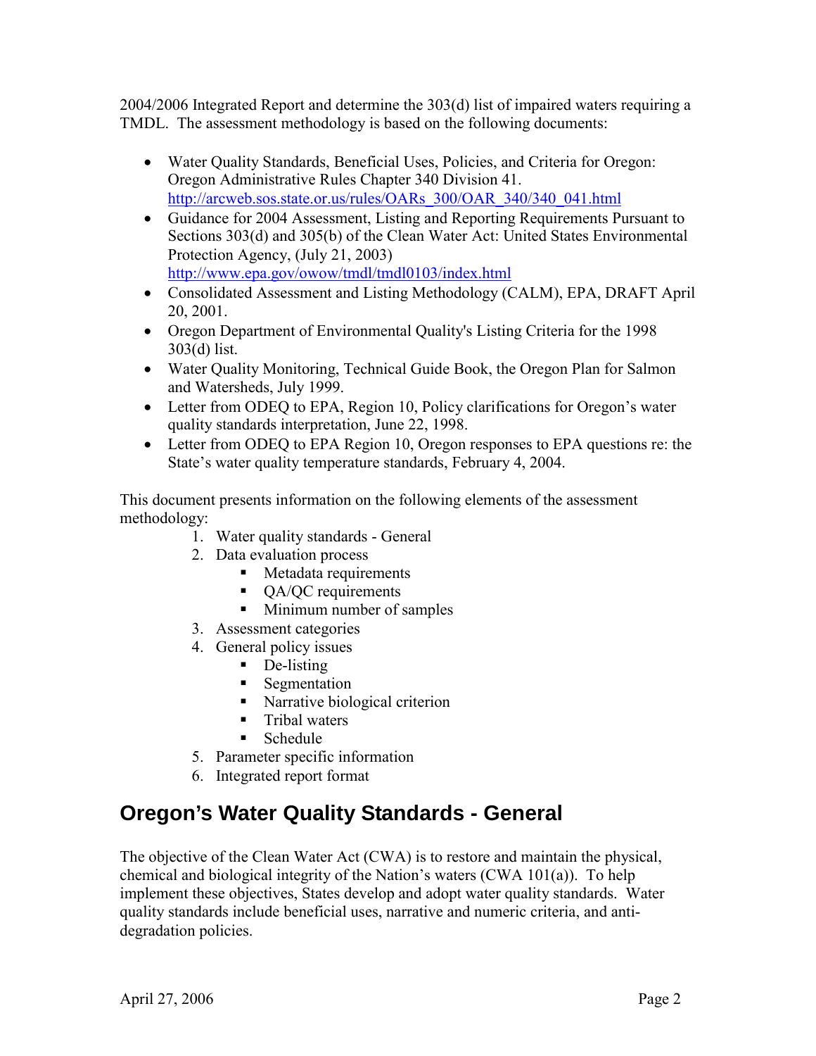2004/2006 Integrated Report and determine the 303(d) list of impaired waters requiring a TMDL. The assessment methodology is based on the following documents:

- Water Quality Standards, Beneficial Uses, Policies, and Criteria for Oregon: Oregon Administrative Rules Chapter 340 Division 41. http://arcweb.sos.state.or.us/rules/OARs_300/OAR_340/340_041.html
- Guidance for 2004 Assessment, Listing and Reporting Requirements Pursuant to Sections 303(d) and 305(b) of the Clean Water Act: United States Environmental Protection Agency, (July 21, 2003) http://www.epa.gov/owow/tmdl/tmdl0103/index.html
- Consolidated Assessment and Listing Methodology (CALM), EPA, DRAFT April 20, 2001.
- Oregon Department of Environmental Quality's Listing Criteria for the 1998 303(d) list.
- Water Quality Monitoring, Technical Guide Book, the Oregon Plan for Salmon and Watersheds, July 1999.
- Letter from ODEQ to EPA, Region 10, Policy clarifications for Oregon's water quality standards interpretation, June 22, 1998.
- Letter from ODEQ to EPA Region 10, Oregon responses to EPA questions re: the State's water quality temperature standards, February 4, 2004.

This document presents information on the following elements of the assessment methodology:

1. Water quality standards - General
2. Data evaluation process
   - Metadata requirements
   - QA/QC requirements
   - Minimum number of samples
3. Assessment categories
4. General policy issues
   - De-listing
   - Segmentation
   - Narrative biological criterion
   - Tribal waters
   - Schedule
5. Parameter specific information
6. Integrated report format

## Oregon's Water Quality Standards - General

The objective of the Clean Water Act (CWA) is to restore and maintain the physical, chemical and biological integrity of the Nation's waters (CWA 101(a)). To help implement these objectives, States develop and adopt water quality standards. Water quality standards include beneficial uses, narrative and numeric criteria, and anti-degradation policies.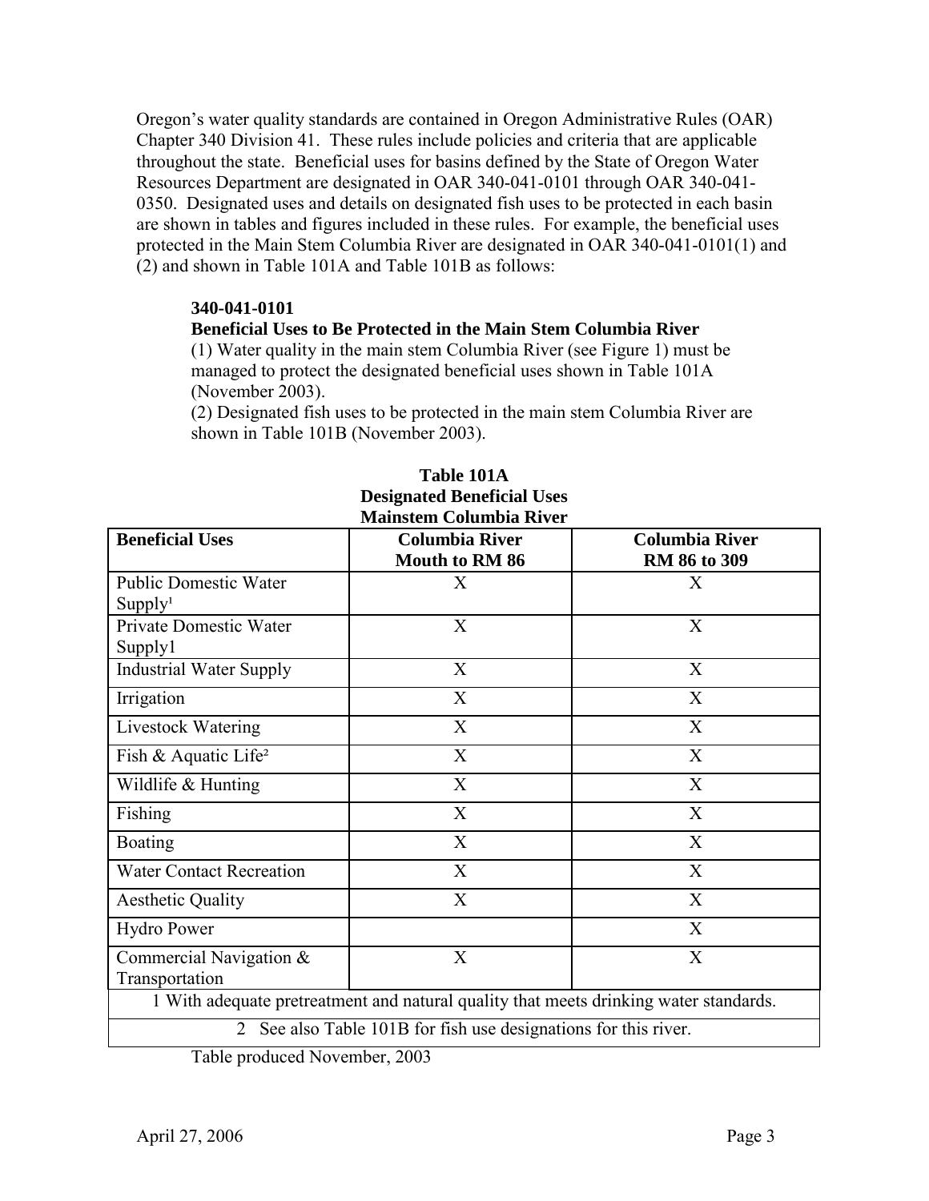Oregon's water quality standards are contained in Oregon Administrative Rules (OAR) Chapter 340 Division 41. These rules include policies and criteria that are applicable throughout the state. Beneficial uses for basins defined by the State of Oregon Water Resources Department are designated in OAR 340-041-0101 through OAR 340-041-0350. Designated uses and details on designated fish uses to be protected in each basin are shown in tables and figures included in these rules. For example, the beneficial uses protected in the Main Stem Columbia River are designated in OAR 340-041-0101(1) and (2) and shown in Table 101A and Table 101B as follows:

> **340-041-0101**
>
> **Beneficial Uses to Be Protected in the Main Stem Columbia River**
>
> (1) Water quality in the main stem Columbia River (see Figure 1) must be managed to protect the designated beneficial uses shown in Table 101A (November 2003).
>
> (2) Designated fish uses to be protected in the main stem Columbia River are shown in Table 101B (November 2003).

**Table 101A**
**Designated Beneficial Uses**
**Mainstem Columbia River**

| Beneficial Uses | Columbia River Mouth to RM 86 | Columbia River RM 86 to 309 |
|---|---|---|
| Public Domestic Water Supply[1] | X | X |
| Private Domestic Water Supply1 | X | X |
| Industrial Water Supply | X | X |
| Irrigation | X | X |
| Livestock Watering | X | X |
| Fish & Aquatic Life[2] | X | X |
| Wildlife & Hunting | X | X |
| Fishing | X | X |
| Boating | X | X |
| Water Contact Recreation | X | X |
| Aesthetic Quality | X | X |
| Hydro Power | | X |
| Commercial Navigation & Transportation | X | X |

1 With adequate pretreatment and natural quality that meets drinking water standards.

2 See also Table 101B for fish use designations for this river.

Table produced November, 2003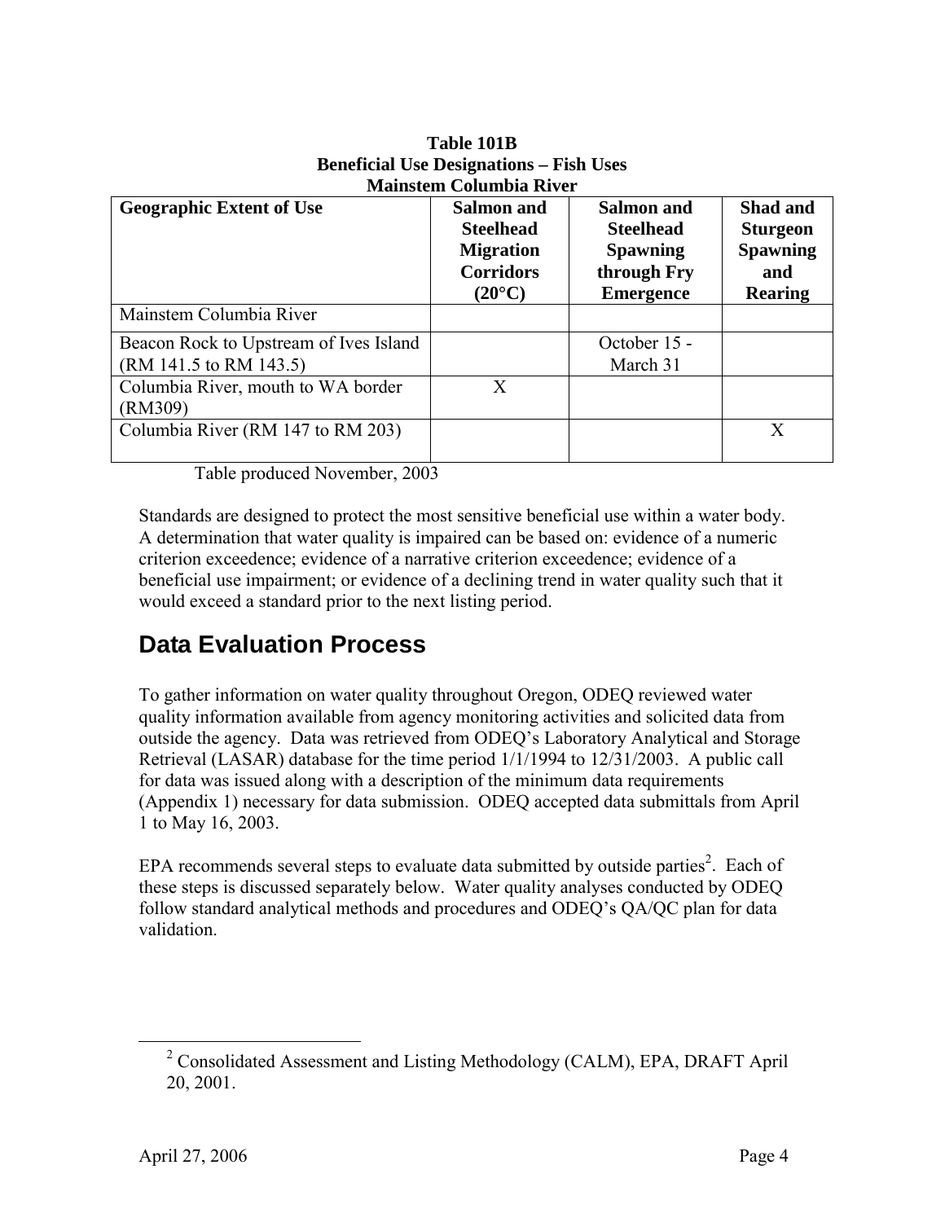**Table 101B**
**Beneficial Use Designations – Fish Uses**
**Mainstem Columbia River**

| Geographic Extent of Use | Salmon and Steelhead Migration Corridors (20°C) | Salmon and Steelhead Spawning through Fry Emergence | Shad and Sturgeon Spawning and Rearing |
|---|---|---|---|
| Mainstem Columbia River | | | |
| Beacon Rock to Upstream of Ives Island (RM 141.5 to RM 143.5) | | October 15 - March 31 | |
| Columbia River, mouth to WA border (RM309) | X | | |
| Columbia River (RM 147 to RM 203) | | | X |

Table produced November, 2003

Standards are designed to protect the most sensitive beneficial use within a water body. A determination that water quality is impaired can be based on: evidence of a numeric criterion exceedence; evidence of a narrative criterion exceedence; evidence of a beneficial use impairment; or evidence of a declining trend in water quality such that it would exceed a standard prior to the next listing period.

## Data Evaluation Process

To gather information on water quality throughout Oregon, ODEQ reviewed water quality information available from agency monitoring activities and solicited data from outside the agency. Data was retrieved from ODEQ's Laboratory Analytical and Storage Retrieval (LASAR) database for the time period 1/1/1994 to 12/31/2003. A public call for data was issued along with a description of the minimum data requirements (Appendix 1) necessary for data submission. ODEQ accepted data submittals from April 1 to May 16, 2003.

EPA recommends several steps to evaluate data submitted by outside parties[2]. Each of these steps is discussed separately below. Water quality analyses conducted by ODEQ follow standard analytical methods and procedures and ODEQ's QA/QC plan for data validation.

[2] Consolidated Assessment and Listing Methodology (CALM), EPA, DRAFT April 20, 2001.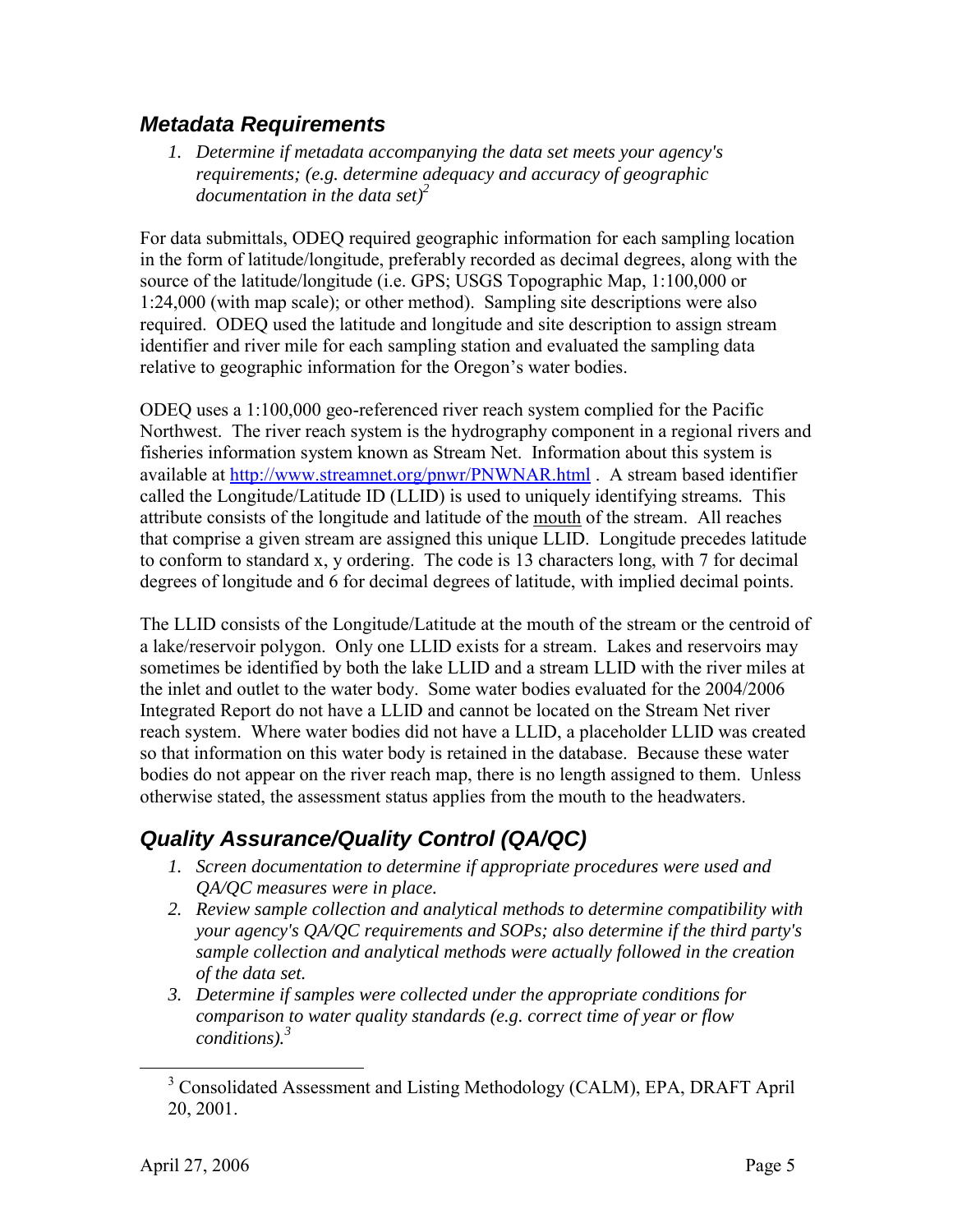## *Metadata Requirements*

1. *Determine if metadata accompanying the data set meets your agency's requirements; (e.g. determine adequacy and accuracy of geographic documentation in the data set)*[2]

For data submittals, ODEQ required geographic information for each sampling location in the form of latitude/longitude, preferably recorded as decimal degrees, along with the source of the latitude/longitude (i.e. GPS; USGS Topographic Map, 1:100,000 or 1:24,000 (with map scale); or other method). Sampling site descriptions were also required. ODEQ used the latitude and longitude and site description to assign stream identifier and river mile for each sampling station and evaluated the sampling data relative to geographic information for the Oregon's water bodies.

ODEQ uses a 1:100,000 geo-referenced river reach system complied for the Pacific Northwest. The river reach system is the hydrography component in a regional rivers and fisheries information system known as Stream Net. Information about this system is available at http://www.streamnet.org/pnwr/PNWNAR.html . A stream based identifier called the Longitude/Latitude ID (LLID) is used to uniquely identifying streams. This attribute consists of the longitude and latitude of the mouth of the stream. All reaches that comprise a given stream are assigned this unique LLID. Longitude precedes latitude to conform to standard x, y ordering. The code is 13 characters long, with 7 for decimal degrees of longitude and 6 for decimal degrees of latitude, with implied decimal points.

The LLID consists of the Longitude/Latitude at the mouth of the stream or the centroid of a lake/reservoir polygon. Only one LLID exists for a stream. Lakes and reservoirs may sometimes be identified by both the lake LLID and a stream LLID with the river miles at the inlet and outlet to the water body. Some water bodies evaluated for the 2004/2006 Integrated Report do not have a LLID and cannot be located on the Stream Net river reach system. Where water bodies did not have a LLID, a placeholder LLID was created so that information on this water body is retained in the database. Because these water bodies do not appear on the river reach map, there is no length assigned to them. Unless otherwise stated, the assessment status applies from the mouth to the headwaters.

## *Quality Assurance/Quality Control (QA/QC)*

1. *Screen documentation to determine if appropriate procedures were used and QA/QC measures were in place.*
2. *Review sample collection and analytical methods to determine compatibility with your agency's QA/QC requirements and SOPs; also determine if the third party's sample collection and analytical methods were actually followed in the creation of the data set.*
3. *Determine if samples were collected under the appropriate conditions for comparison to water quality standards (e.g. correct time of year or flow conditions).*[3]

[3] Consolidated Assessment and Listing Methodology (CALM), EPA, DRAFT April 20, 2001.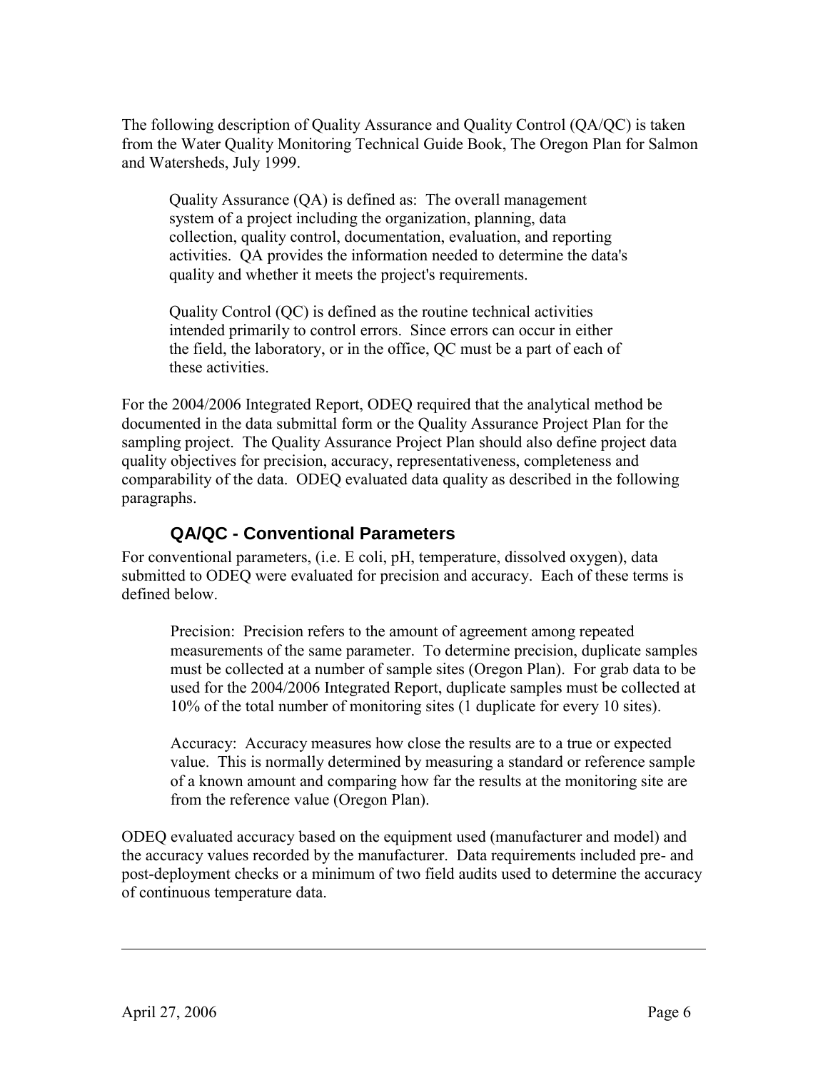The following description of Quality Assurance and Quality Control (QA/QC) is taken from the Water Quality Monitoring Technical Guide Book, The Oregon Plan for Salmon and Watersheds, July 1999.

> Quality Assurance (QA) is defined as: The overall management system of a project including the organization, planning, data collection, quality control, documentation, evaluation, and reporting activities. QA provides the information needed to determine the data's quality and whether it meets the project's requirements.
>
> Quality Control (QC) is defined as the routine technical activities intended primarily to control errors. Since errors can occur in either the field, the laboratory, or in the office, QC must be a part of each of these activities.

For the 2004/2006 Integrated Report, ODEQ required that the analytical method be documented in the data submittal form or the Quality Assurance Project Plan for the sampling project. The Quality Assurance Project Plan should also define project data quality objectives for precision, accuracy, representativeness, completeness and comparability of the data. ODEQ evaluated data quality as described in the following paragraphs.

## QA/QC - Conventional Parameters

For conventional parameters, (i.e. E coli, pH, temperature, dissolved oxygen), data submitted to ODEQ were evaluated for precision and accuracy. Each of these terms is defined below.

> Precision: Precision refers to the amount of agreement among repeated measurements of the same parameter. To determine precision, duplicate samples must be collected at a number of sample sites (Oregon Plan). For grab data to be used for the 2004/2006 Integrated Report, duplicate samples must be collected at 10% of the total number of monitoring sites (1 duplicate for every 10 sites).
>
> Accuracy: Accuracy measures how close the results are to a true or expected value. This is normally determined by measuring a standard or reference sample of a known amount and comparing how far the results at the monitoring site are from the reference value (Oregon Plan).

ODEQ evaluated accuracy based on the equipment used (manufacturer and model) and the accuracy values recorded by the manufacturer. Data requirements included pre- and post-deployment checks or a minimum of two field audits used to determine the accuracy of continuous temperature data.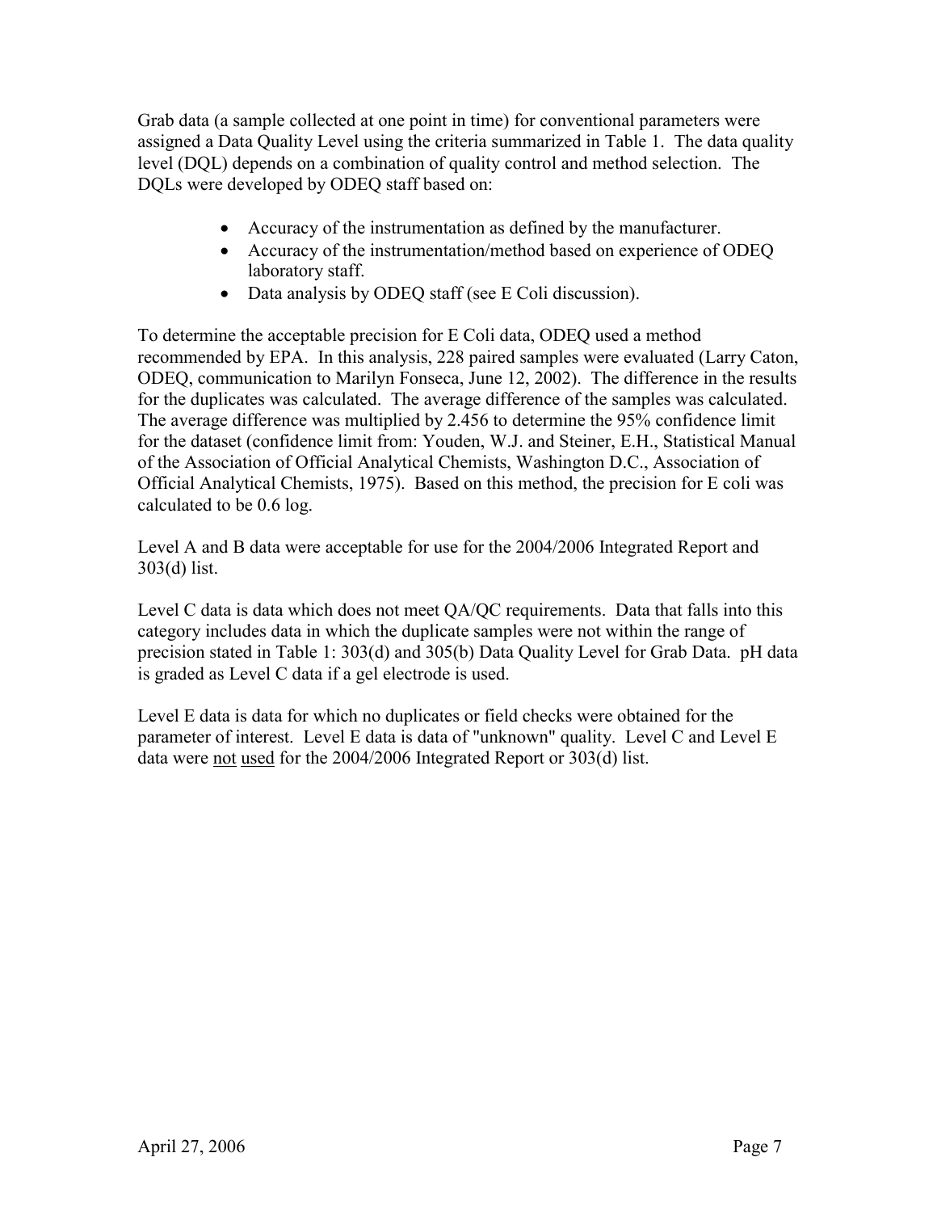Grab data (a sample collected at one point in time) for conventional parameters were assigned a Data Quality Level using the criteria summarized in Table 1. The data quality level (DQL) depends on a combination of quality control and method selection. The DQLs were developed by ODEQ staff based on:

- Accuracy of the instrumentation as defined by the manufacturer.
- Accuracy of the instrumentation/method based on experience of ODEQ laboratory staff.
- Data analysis by ODEQ staff (see E Coli discussion).

To determine the acceptable precision for E Coli data, ODEQ used a method recommended by EPA. In this analysis, 228 paired samples were evaluated (Larry Caton, ODEQ, communication to Marilyn Fonseca, June 12, 2002). The difference in the results for the duplicates was calculated. The average difference of the samples was calculated. The average difference was multiplied by 2.456 to determine the 95% confidence limit for the dataset (confidence limit from: Youden, W.J. and Steiner, E.H., Statistical Manual of the Association of Official Analytical Chemists, Washington D.C., Association of Official Analytical Chemists, 1975). Based on this method, the precision for E coli was calculated to be 0.6 log.

Level A and B data were acceptable for use for the 2004/2006 Integrated Report and 303(d) list.

Level C data is data which does not meet QA/QC requirements. Data that falls into this category includes data in which the duplicate samples were not within the range of precision stated in Table 1: 303(d) and 305(b) Data Quality Level for Grab Data. pH data is graded as Level C data if a gel electrode is used.

Level E data is data for which no duplicates or field checks were obtained for the parameter of interest. Level E data is data of "unknown" quality. Level C and Level E data were <u>not</u> <u>used</u> for the 2004/2006 Integrated Report or 303(d) list.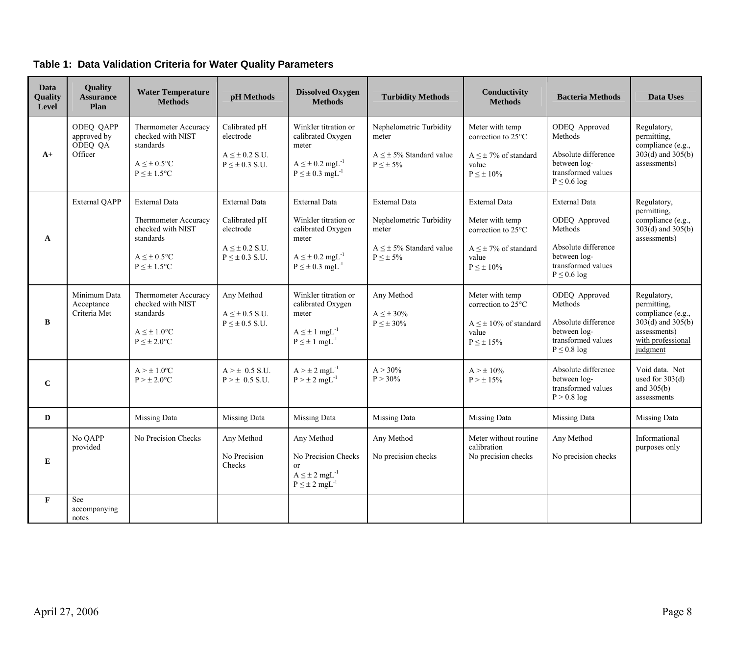**Table 1: Data Validation Criteria for Water Quality Parameters**

| Data Quality Level | Quality Assurance Plan | Water Temperature Methods | pH Methods | Dissolved Oxygen Methods | Turbidity Methods | Conductivity Methods | Bacteria Methods | Data Uses |
|---|---|---|---|---|---|---|---|---|
| **A+** | ODEQ QAPP approved by ODEQ QA Officer | Thermometer Accuracy checked with NIST standards<br><br>A ≤ ± 0.5°C<br>P ≤ ± 1.5°C | Calibrated pH electrode<br><br>A ≤ ± 0.2 S.U.<br>P ≤ ± 0.3 S.U. | Winkler titration or calibrated Oxygen meter<br><br>A ≤ ± 0.2 $mgL^{-1}$<br>P ≤ ± 0.3 $mgL^{-1}$ | Nephelometric Turbidity meter<br><br>A ≤ ± 5% Standard value<br>P ≤ ± 5% | Meter with temp correction to 25°C<br><br>A ≤ ± 7% of standard value<br>P ≤ ± 10% | ODEQ Approved Methods<br><br>Absolute difference between log-transformed values<br>P ≤ 0.6 log | Regulatory, permitting, compliance (e.g., 303(d) and 305(b) assessments) |
| **A** | External QAPP | External Data<br><br>Thermometer Accuracy checked with NIST standards<br><br>A ≤ ± 0.5°C<br>P ≤ ± 1.5°C | External Data<br><br>Calibrated pH electrode<br><br>A ≤ ± 0.2 S.U.<br>P ≤ ± 0.3 S.U. | External Data<br><br>Winkler titration or calibrated Oxygen meter<br><br>A ≤ ± 0.2 $mgL^{-1}$<br>P ≤ ± 0.3 $mgL^{-1}$ | External Data<br><br>Nephelometric Turbidity meter<br><br>A ≤ ± 5% Standard value<br>P ≤ ± 5% | External Data<br><br>Meter with temp correction to 25°C<br><br>A ≤ ± 7% of standard value<br>P ≤ ± 10% | External Data<br><br>ODEQ Approved Methods<br><br>Absolute difference between log-transformed values<br>P ≤ 0.6 log | Regulatory, permitting, compliance (e.g., 303(d) and 305(b) assessments) |
| **B** | Minimum Data Acceptance Criteria Met | Thermometer Accuracy checked with NIST standards<br><br>A ≤ ± 1.0°C<br>P ≤ ± 2.0°C | Any Method<br><br>A ≤ ± 0.5 S.U.<br>P ≤ ± 0.5 S.U. | Winkler titration or calibrated Oxygen meter<br><br>A ≤ ± 1 $mgL^{-1}$<br>P ≤ ± 1 $mgL^{-1}$ | Any Method<br><br>A ≤ ± 30%<br>P ≤ ± 30% | Meter with temp correction to 25°C<br><br>A ≤ ± 10% of standard value<br>P ≤ ± 15% | ODEQ Approved Methods<br><br>Absolute difference between log-transformed values<br>P ≤ 0.8 log | Regulatory, permitting, compliance (e.g., 303(d) and 305(b) assessments) with professional judgment |
| **C** | | A > ± 1.0ºC<br>P > ± 2.0°C | A > ± 0.5 S.U.<br>P > ± 0.5 S.U. | A > ± 2 $mgL^{-1}$<br>P > ± 2 $mgL^{-1}$ | A > 30%<br>P > 30% | A > ± 10%<br>P > ± 15% | Absolute difference between log-transformed values<br>P > 0.8 log | Void data. Not used for 303(d) and 305(b) assessments |
| **D** | | Missing Data | Missing Data | Missing Data | Missing Data | Missing Data | Missing Data | Missing Data |
| **E** | No QAPP provided | No Precision Checks | Any Method<br><br>No Precision Checks | Any Method<br><br>No Precision Checks or<br>A ≤ ± 2 $mgL^{-1}$<br>P ≤ ± 2 $mgL^{-1}$ | Any Method<br><br>No precision checks | Meter without routine calibration<br>No precision checks | Any Method<br><br>No precision checks | Informational purposes only |
| **F** | See accompanying notes | | | | | | | |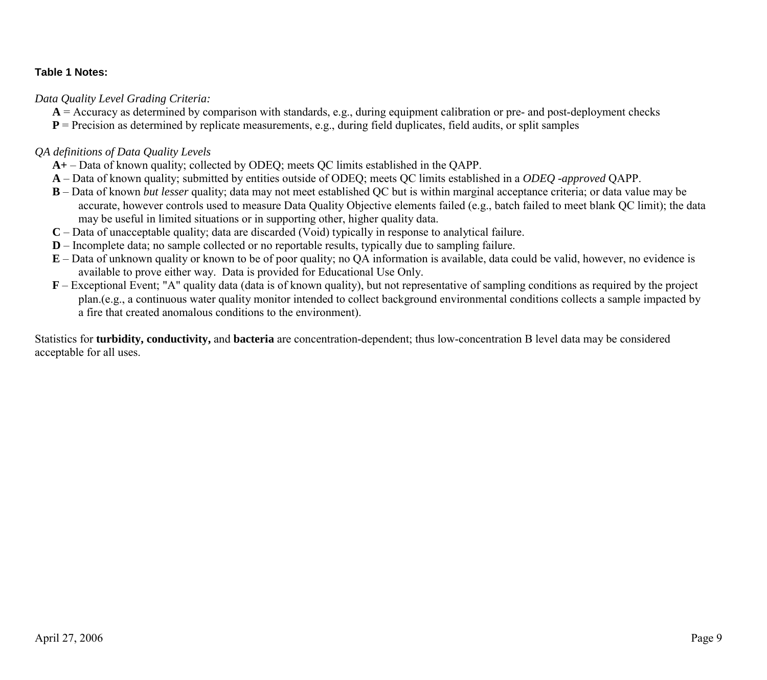**Table 1 Notes:**

*Data Quality Level Grading Criteria:*

**A** = Accuracy as determined by comparison with standards, e.g., during equipment calibration or pre- and post-deployment checks
**P** = Precision as determined by replicate measurements, e.g., during field duplicates, field audits, or split samples

*QA definitions of Data Quality Levels*

- **A+** – Data of known quality; collected by ODEQ; meets QC limits established in the QAPP.
- **A** – Data of known quality; submitted by entities outside of ODEQ; meets QC limits established in a *ODEQ -approved* QAPP.
- **B** – Data of known *but lesser* quality; data may not meet established QC but is within marginal acceptance criteria; or data value may be accurate, however controls used to measure Data Quality Objective elements failed (e.g., batch failed to meet blank QC limit); the data may be useful in limited situations or in supporting other, higher quality data.
- **C** – Data of unacceptable quality; data are discarded (Void) typically in response to analytical failure.
- **D** – Incomplete data; no sample collected or no reportable results, typically due to sampling failure.
- **E** – Data of unknown quality or known to be of poor quality; no QA information is available, data could be valid, however, no evidence is available to prove either way. Data is provided for Educational Use Only.
- **F** – Exceptional Event; "A" quality data (data is of known quality), but not representative of sampling conditions as required by the project plan.(e.g., a continuous water quality monitor intended to collect background environmental conditions collects a sample impacted by a fire that created anomalous conditions to the environment).

Statistics for **turbidity, conductivity,** and **bacteria** are concentration-dependent; thus low-concentration B level data may be considered acceptable for all uses.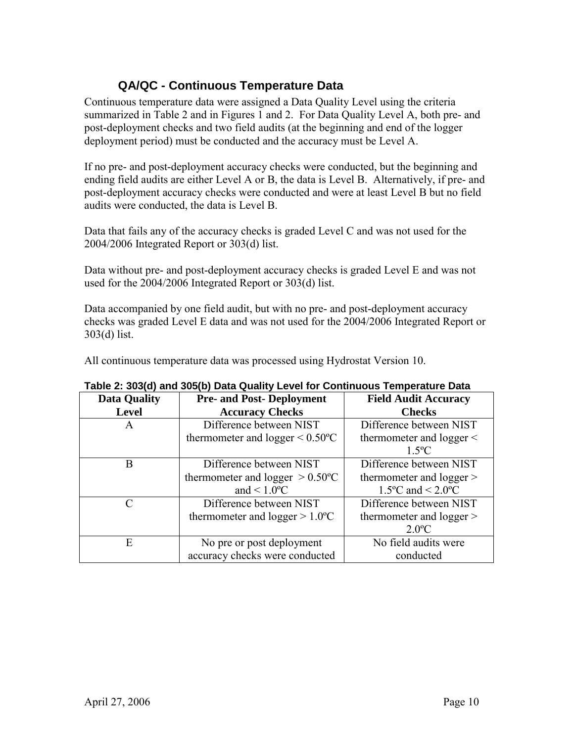## QA/QC - Continuous Temperature Data

Continuous temperature data were assigned a Data Quality Level using the criteria summarized in Table 2 and in Figures 1 and 2. For Data Quality Level A, both pre- and post-deployment checks and two field audits (at the beginning and end of the logger deployment period) must be conducted and the accuracy must be Level A.

If no pre- and post-deployment accuracy checks were conducted, but the beginning and ending field audits are either Level A or B, the data is Level B. Alternatively, if pre- and post-deployment accuracy checks were conducted and were at least Level B but no field audits were conducted, the data is Level B.

Data that fails any of the accuracy checks is graded Level C and was not used for the 2004/2006 Integrated Report or 303(d) list.

Data without pre- and post-deployment accuracy checks is graded Level E and was not used for the 2004/2006 Integrated Report or 303(d) list.

Data accompanied by one field audit, but with no pre- and post-deployment accuracy checks was graded Level E data and was not used for the 2004/2006 Integrated Report or 303(d) list.

All continuous temperature data was processed using Hydrostat Version 10.

**Table 2: 303(d) and 305(b) Data Quality Level for Continuous Temperature Data**

| Data Quality Level | Pre- and Post- Deployment Accuracy Checks | Field Audit Accuracy Checks |
|---|---|---|
| A | Difference between NIST thermometer and logger < 0.50ºC | Difference between NIST thermometer and logger < 1.5ºC |
| B | Difference between NIST thermometer and logger > 0.50ºC and < 1.0ºC | Difference between NIST thermometer and logger > 1.5ºC and < 2.0ºC |
| C | Difference between NIST thermometer and logger > 1.0ºC | Difference between NIST thermometer and logger > 2.0ºC |
| E | No pre or post deployment accuracy checks were conducted | No field audits were conducted |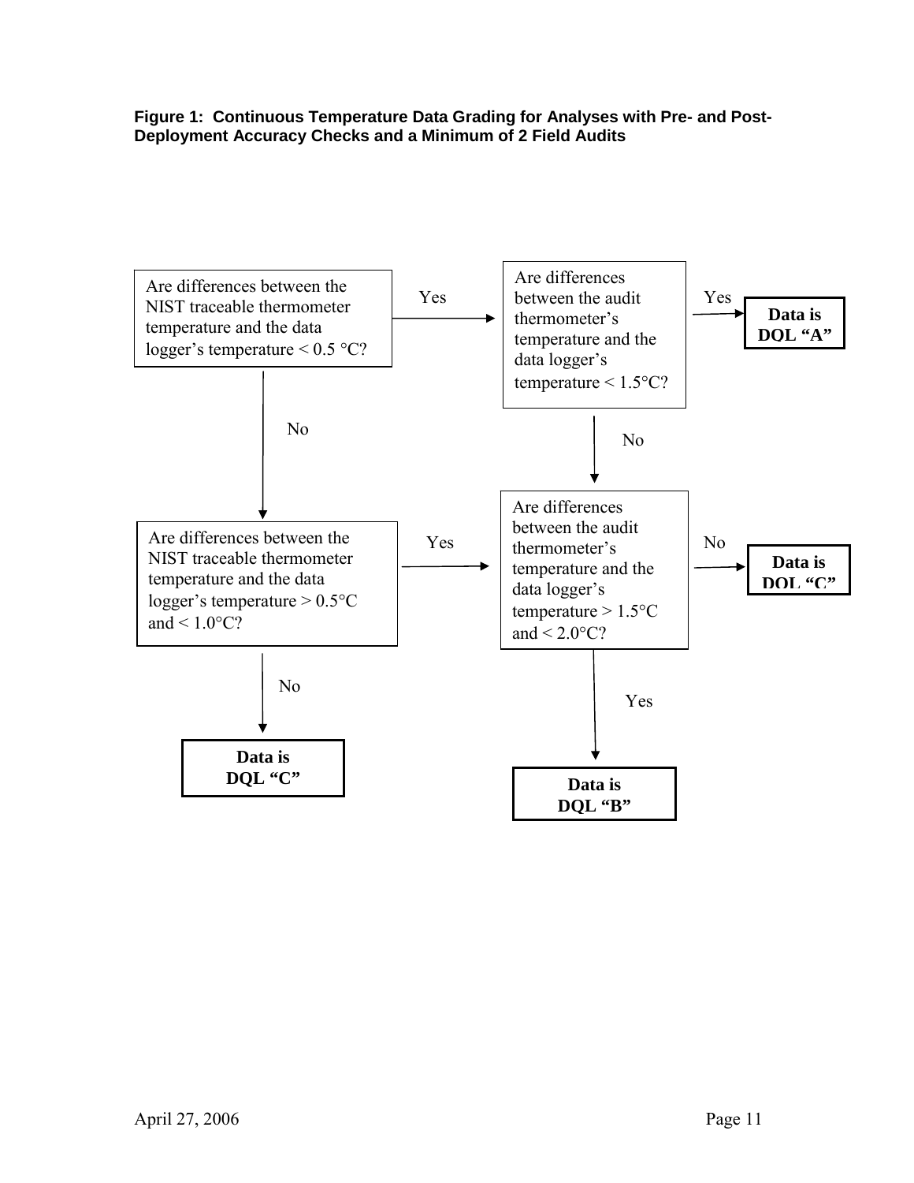**Figure 1: Continuous Temperature Data Grading for Analyses with Pre- and Post-Deployment Accuracy Checks and a Minimum of 2 Field Audits**

Are differences between the NIST traceable thermometer temperature and the data logger's temperature < 0.5 °C?

Yes

Are differences between the audit thermometer's temperature and the data logger's temperature < 1.5°C?

Yes

**Data is DQL "A"**

No

No

Are differences between the NIST traceable thermometer temperature and the data logger's temperature > 0.5°C and < 1.0°C?

Yes

Are differences between the audit thermometer's temperature and the data logger's temperature > 1.5°C and < 2.0°C?

No

**Data is DQL "C"**

No

Yes

**Data is DQL "C"**

**Data is DQL "B"**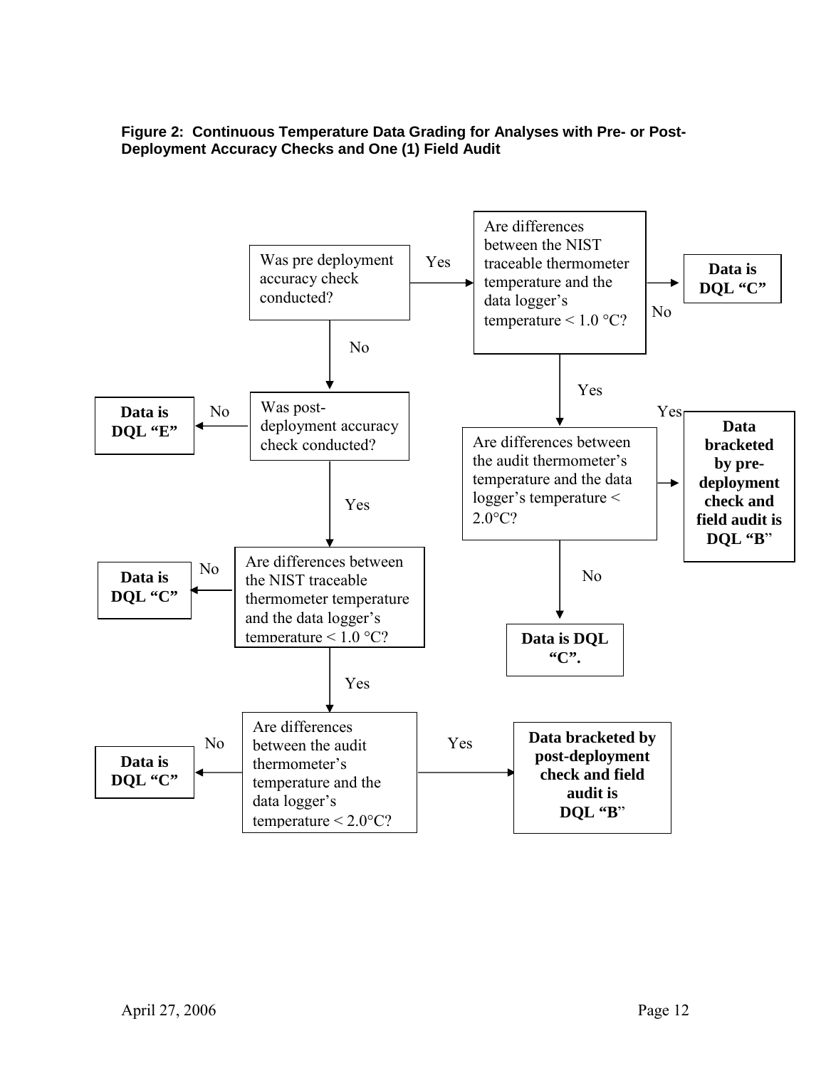**Figure 2: Continuous Temperature Data Grading for Analyses with Pre- or Post-Deployment Accuracy Checks and One (1) Field Audit**

Was pre deployment accuracy check conducted?

- Yes → Are differences between the NIST traceable thermometer temperature and the data logger's temperature < 1.0 °C?
  - No → **Data is DQL "C"**
  - Yes → Are differences between the audit thermometer's temperature and the data logger's temperature < 2.0°C?
    - Yes → **Data bracketed by pre-deployment check and field audit is DQL "B"**
    - No → **Data is DQL "C".**
- No → Was post-deployment accuracy check conducted?
  - No → **Data is DQL "E"**
  - Yes → Are differences between the NIST traceable thermometer temperature and the data logger's temperature < 1.0 °C?
    - No → **Data is DQL "C"**
    - Yes → Are differences between the audit thermometer's temperature and the data logger's temperature < 2.0°C?
      - No → **Data is DQL "C"**
      - Yes → **Data bracketed by post-deployment check and field audit is DQL "B"**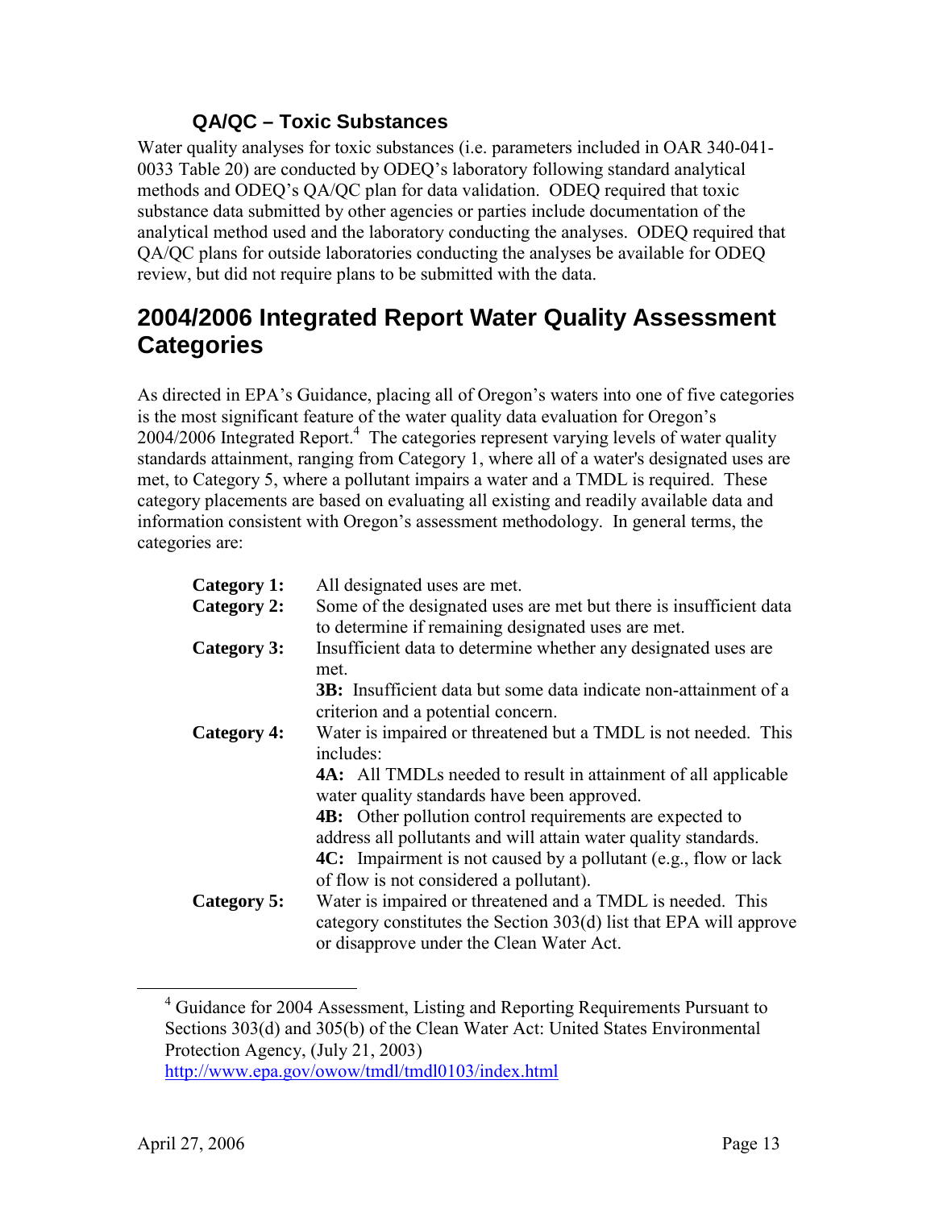### QA/QC – Toxic Substances

Water quality analyses for toxic substances (i.e. parameters included in OAR 340-041-0033 Table 20) are conducted by ODEQ's laboratory following standard analytical methods and ODEQ's QA/QC plan for data validation. ODEQ required that toxic substance data submitted by other agencies or parties include documentation of the analytical method used and the laboratory conducting the analyses. ODEQ required that QA/QC plans for outside laboratories conducting the analyses be available for ODEQ review, but did not require plans to be submitted with the data.

## 2004/2006 Integrated Report Water Quality Assessment Categories

As directed in EPA's Guidance, placing all of Oregon's waters into one of five categories is the most significant feature of the water quality data evaluation for Oregon's 2004/2006 Integrated Report.[4] The categories represent varying levels of water quality standards attainment, ranging from Category 1, where all of a water's designated uses are met, to Category 5, where a pollutant impairs a water and a TMDL is required. These category placements are based on evaluating all existing and readily available data and information consistent with Oregon's assessment methodology. In general terms, the categories are:

**Category 1:** All designated uses are met.

**Category 2:** Some of the designated uses are met but there is insufficient data to determine if remaining designated uses are met.

**Category 3:** Insufficient data to determine whether any designated uses are met.

- **3B:** Insufficient data but some data indicate non-attainment of a criterion and a potential concern.

**Category 4:** Water is impaired or threatened but a TMDL is not needed. This includes:

- **4A:** All TMDLs needed to result in attainment of all applicable water quality standards have been approved.
- **4B:** Other pollution control requirements are expected to address all pollutants and will attain water quality standards.
- **4C:** Impairment is not caused by a pollutant (e.g., flow or lack of flow is not considered a pollutant).

**Category 5:** Water is impaired or threatened and a TMDL is needed. This category constitutes the Section 303(d) list that EPA will approve or disapprove under the Clean Water Act.

---

[4] Guidance for 2004 Assessment, Listing and Reporting Requirements Pursuant to Sections 303(d) and 305(b) of the Clean Water Act: United States Environmental Protection Agency, (July 21, 2003) http://www.epa.gov/owow/tmdl/tmdl0103/index.html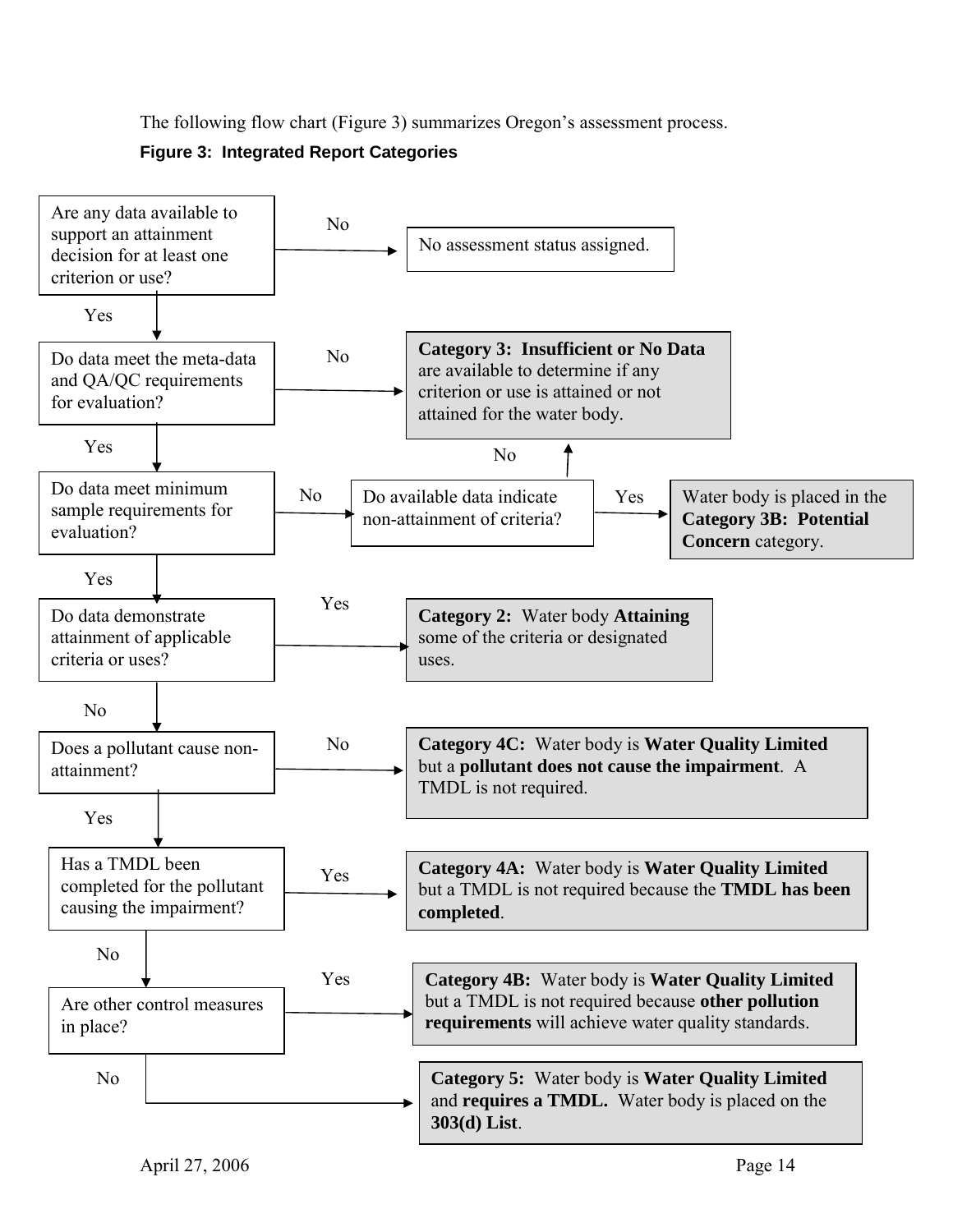The following flow chart (Figure 3) summarizes Oregon's assessment process.

**Figure 3: Integrated Report Categories**

Are any data available to support an attainment decision for at least one criterion or use?

- No → No assessment status assigned.
- Yes ↓

Do data meet the meta-data and QA/QC requirements for evaluation?

- No → **Category 3: Insufficient or No Data** are available to determine if any criterion or use is attained or not attained for the water body.
- Yes ↓

Do data meet minimum sample requirements for evaluation?

- No → Do available data indicate non-attainment of criteria?
  - No → **Category 3: Insufficient or No Data**
  - Yes → Water body is placed in the **Category 3B: Potential Concern** category.
- Yes ↓

Do data demonstrate attainment of applicable criteria or uses?

- Yes → **Category 2:** Water body **Attaining** some of the criteria or designated uses.
- No ↓

Does a pollutant cause non-attainment?

- No → **Category 4C:** Water body is **Water Quality Limited** but a **pollutant does not cause the impairment**. A TMDL is not required.
- Yes ↓

Has a TMDL been completed for the pollutant causing the impairment?

- Yes → **Category 4A:** Water body is **Water Quality Limited** but a TMDL is not required because the **TMDL has been completed**.
- No ↓

Are other control measures in place?

- Yes → **Category 4B:** Water body is **Water Quality Limited** but a TMDL is not required because **other pollution requirements** will achieve water quality standards.
- No → **Category 5:** Water body is **Water Quality Limited** and **requires a TMDL.** Water body is placed on the **303(d) List**.

April 27, 2006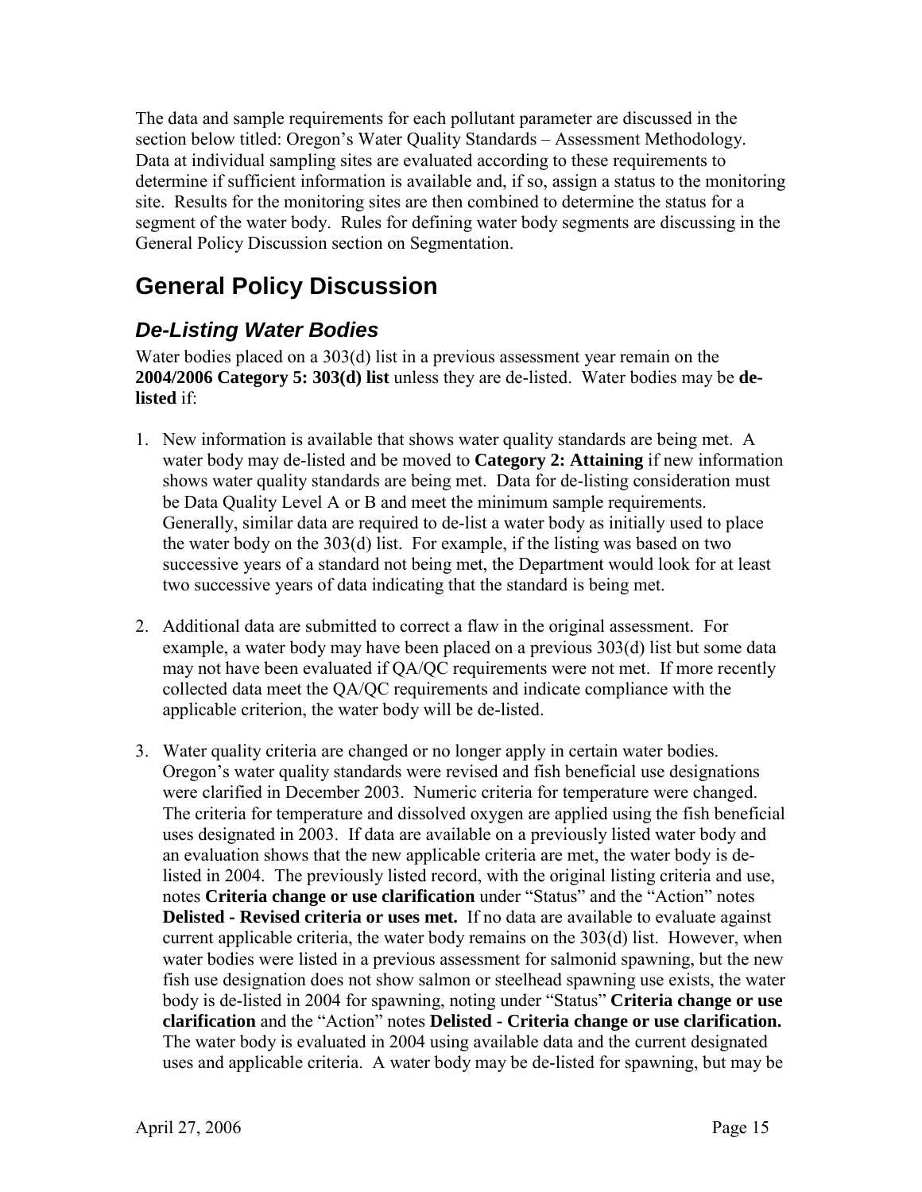The data and sample requirements for each pollutant parameter are discussed in the section below titled: Oregon's Water Quality Standards – Assessment Methodology. Data at individual sampling sites are evaluated according to these requirements to determine if sufficient information is available and, if so, assign a status to the monitoring site. Results for the monitoring sites are then combined to determine the status for a segment of the water body. Rules for defining water body segments are discussing in the General Policy Discussion section on Segmentation.

# General Policy Discussion

## *De-Listing Water Bodies*

Water bodies placed on a 303(d) list in a previous assessment year remain on the **2004/2006 Category 5: 303(d) list** unless they are de-listed. Water bodies may be **de-listed** if:

1. New information is available that shows water quality standards are being met. A water body may de-listed and be moved to **Category 2: Attaining** if new information shows water quality standards are being met. Data for de-listing consideration must be Data Quality Level A or B and meet the minimum sample requirements. Generally, similar data are required to de-list a water body as initially used to place the water body on the 303(d) list. For example, if the listing was based on two successive years of a standard not being met, the Department would look for at least two successive years of data indicating that the standard is being met.

2. Additional data are submitted to correct a flaw in the original assessment. For example, a water body may have been placed on a previous 303(d) list but some data may not have been evaluated if QA/QC requirements were not met. If more recently collected data meet the QA/QC requirements and indicate compliance with the applicable criterion, the water body will be de-listed.

3. Water quality criteria are changed or no longer apply in certain water bodies. Oregon's water quality standards were revised and fish beneficial use designations were clarified in December 2003. Numeric criteria for temperature were changed. The criteria for temperature and dissolved oxygen are applied using the fish beneficial uses designated in 2003. If data are available on a previously listed water body and an evaluation shows that the new applicable criteria are met, the water body is de-listed in 2004. The previously listed record, with the original listing criteria and use, notes **Criteria change or use clarification** under "Status" and the "Action" notes **Delisted - Revised criteria or uses met.** If no data are available to evaluate against current applicable criteria, the water body remains on the 303(d) list. However, when water bodies were listed in a previous assessment for salmonid spawning, but the new fish use designation does not show salmon or steelhead spawning use exists, the water body is de-listed in 2004 for spawning, noting under "Status" **Criteria change or use clarification** and the "Action" notes **Delisted - Criteria change or use clarification.** The water body is evaluated in 2004 using available data and the current designated uses and applicable criteria. A water body may be de-listed for spawning, but may be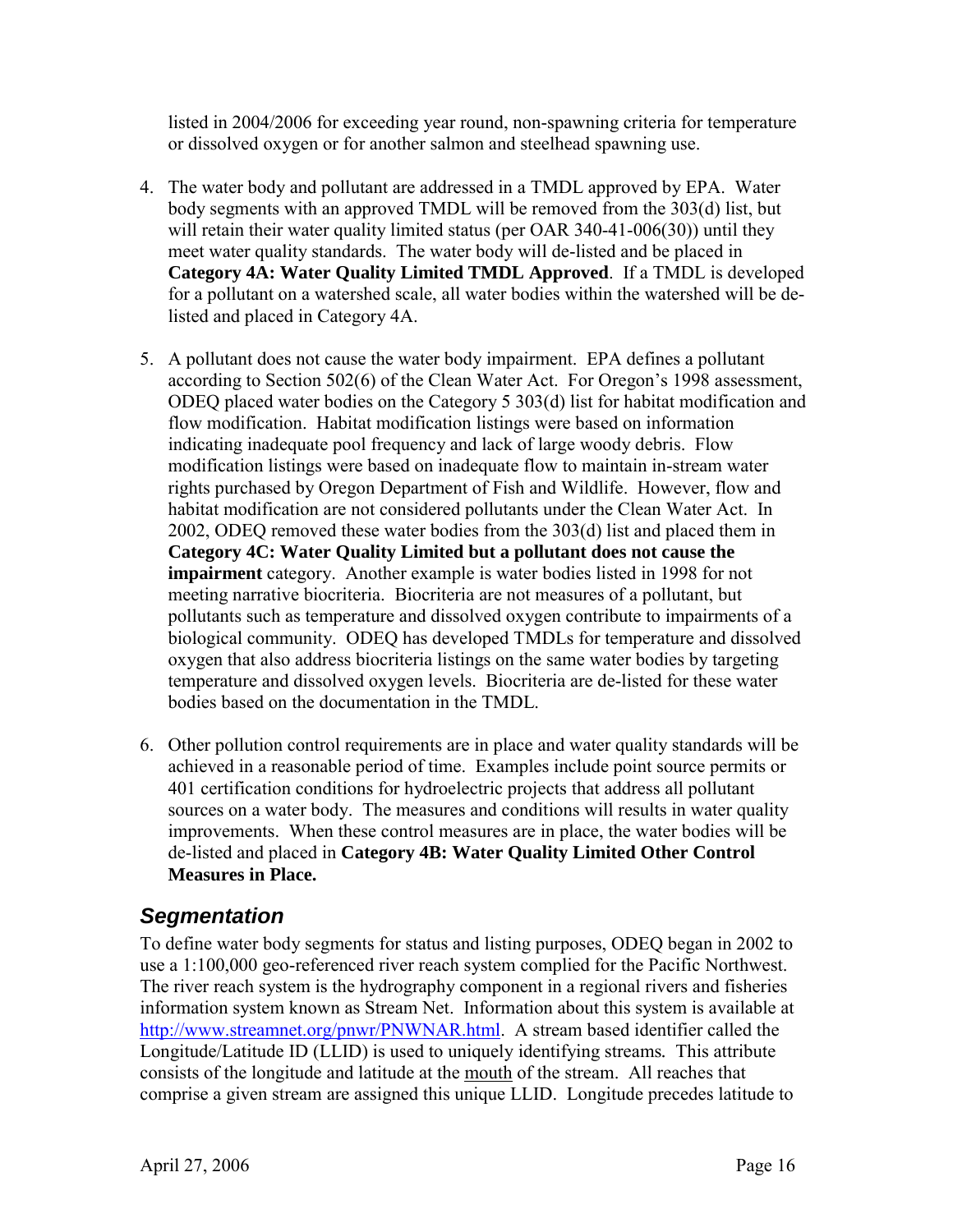listed in 2004/2006 for exceeding year round, non-spawning criteria for temperature or dissolved oxygen or for another salmon and steelhead spawning use.

4. The water body and pollutant are addressed in a TMDL approved by EPA. Water body segments with an approved TMDL will be removed from the 303(d) list, but will retain their water quality limited status (per OAR 340-41-006(30)) until they meet water quality standards. The water body will de-listed and be placed in **Category 4A: Water Quality Limited TMDL Approved**. If a TMDL is developed for a pollutant on a watershed scale, all water bodies within the watershed will be de-listed and placed in Category 4A.

5. A pollutant does not cause the water body impairment. EPA defines a pollutant according to Section 502(6) of the Clean Water Act. For Oregon's 1998 assessment, ODEQ placed water bodies on the Category 5 303(d) list for habitat modification and flow modification. Habitat modification listings were based on information indicating inadequate pool frequency and lack of large woody debris. Flow modification listings were based on inadequate flow to maintain in-stream water rights purchased by Oregon Department of Fish and Wildlife. However, flow and habitat modification are not considered pollutants under the Clean Water Act. In 2002, ODEQ removed these water bodies from the 303(d) list and placed them in **Category 4C: Water Quality Limited but a pollutant does not cause the impairment** category. Another example is water bodies listed in 1998 for not meeting narrative biocriteria. Biocriteria are not measures of a pollutant, but pollutants such as temperature and dissolved oxygen contribute to impairments of a biological community. ODEQ has developed TMDLs for temperature and dissolved oxygen that also address biocriteria listings on the same water bodies by targeting temperature and dissolved oxygen levels. Biocriteria are de-listed for these water bodies based on the documentation in the TMDL.

6. Other pollution control requirements are in place and water quality standards will be achieved in a reasonable period of time. Examples include point source permits or 401 certification conditions for hydroelectric projects that address all pollutant sources on a water body. The measures and conditions will results in water quality improvements. When these control measures are in place, the water bodies will be de-listed and placed in **Category 4B: Water Quality Limited Other Control Measures in Place.**

## *Segmentation*

To define water body segments for status and listing purposes, ODEQ began in 2002 to use a 1:100,000 geo-referenced river reach system complied for the Pacific Northwest. The river reach system is the hydrography component in a regional rivers and fisheries information system known as Stream Net. Information about this system is available at http://www.streamnet.org/pnwr/PNWNAR.html. A stream based identifier called the Longitude/Latitude ID (LLID) is used to uniquely identifying streams. This attribute consists of the longitude and latitude at the mouth of the stream. All reaches that comprise a given stream are assigned this unique LLID. Longitude precedes latitude to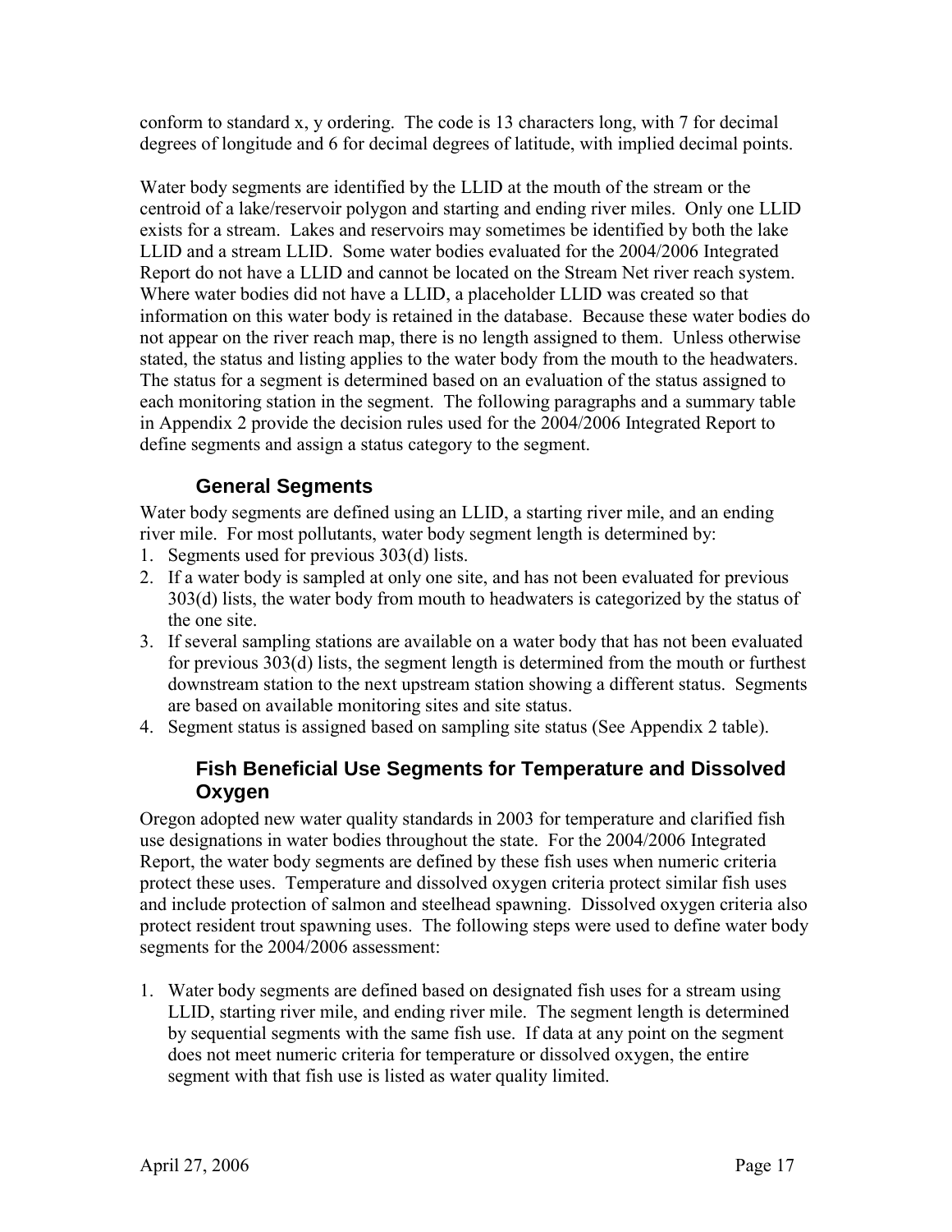conform to standard x, y ordering. The code is 13 characters long, with 7 for decimal degrees of longitude and 6 for decimal degrees of latitude, with implied decimal points.

Water body segments are identified by the LLID at the mouth of the stream or the centroid of a lake/reservoir polygon and starting and ending river miles. Only one LLID exists for a stream. Lakes and reservoirs may sometimes be identified by both the lake LLID and a stream LLID. Some water bodies evaluated for the 2004/2006 Integrated Report do not have a LLID and cannot be located on the Stream Net river reach system. Where water bodies did not have a LLID, a placeholder LLID was created so that information on this water body is retained in the database. Because these water bodies do not appear on the river reach map, there is no length assigned to them. Unless otherwise stated, the status and listing applies to the water body from the mouth to the headwaters. The status for a segment is determined based on an evaluation of the status assigned to each monitoring station in the segment. The following paragraphs and a summary table in Appendix 2 provide the decision rules used for the 2004/2006 Integrated Report to define segments and assign a status category to the segment.

### General Segments

Water body segments are defined using an LLID, a starting river mile, and an ending river mile. For most pollutants, water body segment length is determined by:

1. Segments used for previous 303(d) lists.
2. If a water body is sampled at only one site, and has not been evaluated for previous 303(d) lists, the water body from mouth to headwaters is categorized by the status of the one site.
3. If several sampling stations are available on a water body that has not been evaluated for previous 303(d) lists, the segment length is determined from the mouth or furthest downstream station to the next upstream station showing a different status. Segments are based on available monitoring sites and site status.
4. Segment status is assigned based on sampling site status (See Appendix 2 table).

### Fish Beneficial Use Segments for Temperature and Dissolved Oxygen

Oregon adopted new water quality standards in 2003 for temperature and clarified fish use designations in water bodies throughout the state. For the 2004/2006 Integrated Report, the water body segments are defined by these fish uses when numeric criteria protect these uses. Temperature and dissolved oxygen criteria protect similar fish uses and include protection of salmon and steelhead spawning. Dissolved oxygen criteria also protect resident trout spawning uses. The following steps were used to define water body segments for the 2004/2006 assessment:

1. Water body segments are defined based on designated fish uses for a stream using LLID, starting river mile, and ending river mile. The segment length is determined by sequential segments with the same fish use. If data at any point on the segment does not meet numeric criteria for temperature or dissolved oxygen, the entire segment with that fish use is listed as water quality limited.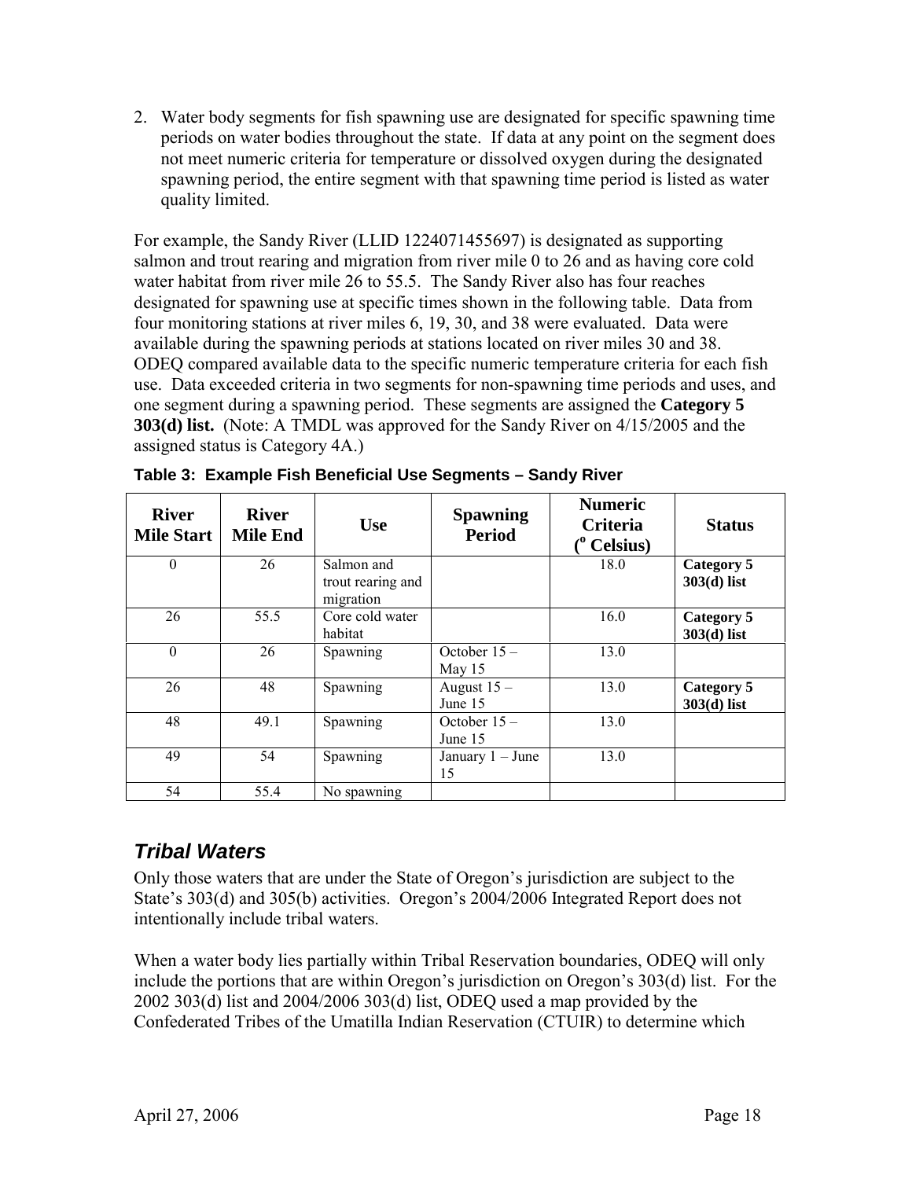2. Water body segments for fish spawning use are designated for specific spawning time periods on water bodies throughout the state. If data at any point on the segment does not meet numeric criteria for temperature or dissolved oxygen during the designated spawning period, the entire segment with that spawning time period is listed as water quality limited.

For example, the Sandy River (LLID 1224071455697) is designated as supporting salmon and trout rearing and migration from river mile 0 to 26 and as having core cold water habitat from river mile 26 to 55.5. The Sandy River also has four reaches designated for spawning use at specific times shown in the following table. Data from four monitoring stations at river miles 6, 19, 30, and 38 were evaluated. Data were available during the spawning periods at stations located on river miles 30 and 38. ODEQ compared available data to the specific numeric temperature criteria for each fish use. Data exceeded criteria in two segments for non-spawning time periods and uses, and one segment during a spawning period. These segments are assigned the **Category 5 303(d) list.** (Note: A TMDL was approved for the Sandy River on 4/15/2005 and the assigned status is Category 4A.)

**Table 3: Example Fish Beneficial Use Segments – Sandy River**

| River Mile Start | River Mile End | Use | Spawning Period | Numeric Criteria (° Celsius) | Status |
|---|---|---|---|---|---|
| 0 | 26 | Salmon and trout rearing and migration | | 18.0 | **Category 5 303(d) list** |
| 26 | 55.5 | Core cold water habitat | | 16.0 | **Category 5 303(d) list** |
| 0 | 26 | Spawning | October 15 – May 15 | 13.0 | |
| 26 | 48 | Spawning | August 15 – June 15 | 13.0 | **Category 5 303(d) list** |
| 48 | 49.1 | Spawning | October 15 – June 15 | 13.0 | |
| 49 | 54 | Spawning | January 1 – June 15 | 13.0 | |
| 54 | 55.4 | No spawning | | | |

## *Tribal Waters*

Only those waters that are under the State of Oregon's jurisdiction are subject to the State's 303(d) and 305(b) activities. Oregon's 2004/2006 Integrated Report does not intentionally include tribal waters.

When a water body lies partially within Tribal Reservation boundaries, ODEQ will only include the portions that are within Oregon's jurisdiction on Oregon's 303(d) list. For the 2002 303(d) list and 2004/2006 303(d) list, ODEQ used a map provided by the Confederated Tribes of the Umatilla Indian Reservation (CTUIR) to determine which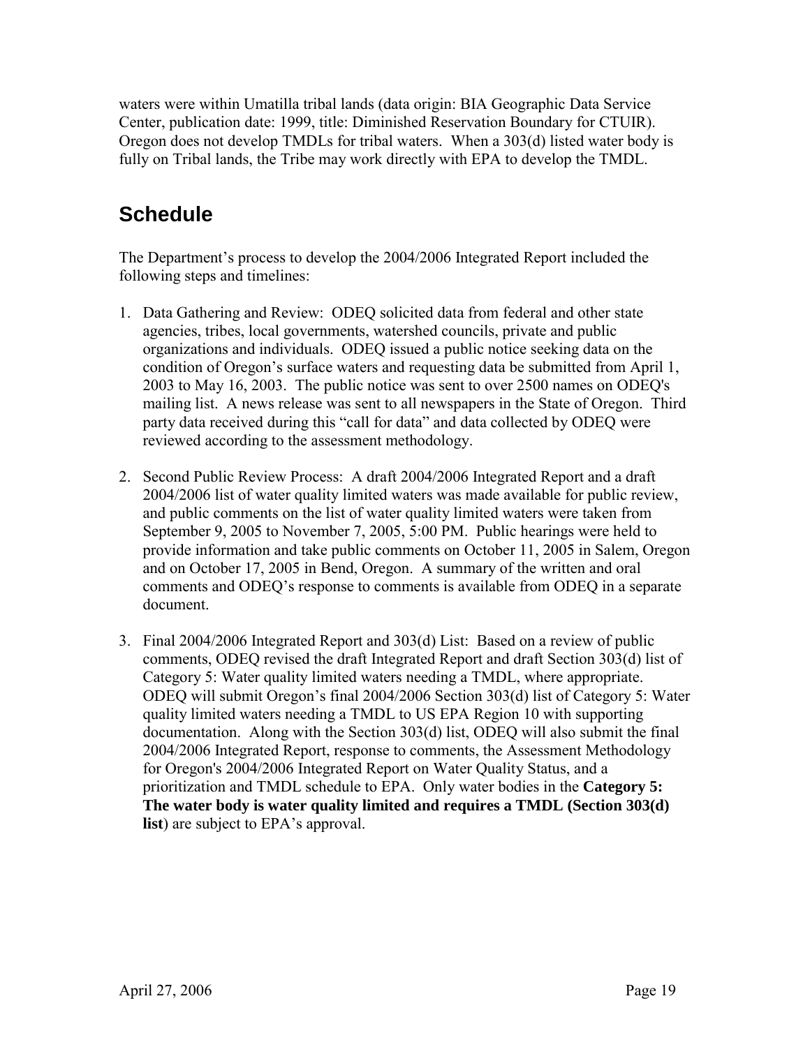waters were within Umatilla tribal lands (data origin: BIA Geographic Data Service Center, publication date: 1999, title: Diminished Reservation Boundary for CTUIR). Oregon does not develop TMDLs for tribal waters. When a 303(d) listed water body is fully on Tribal lands, the Tribe may work directly with EPA to develop the TMDL.

## Schedule

The Department's process to develop the 2004/2006 Integrated Report included the following steps and timelines:

1. Data Gathering and Review: ODEQ solicited data from federal and other state agencies, tribes, local governments, watershed councils, private and public organizations and individuals. ODEQ issued a public notice seeking data on the condition of Oregon's surface waters and requesting data be submitted from April 1, 2003 to May 16, 2003. The public notice was sent to over 2500 names on ODEQ's mailing list. A news release was sent to all newspapers in the State of Oregon. Third party data received during this "call for data" and data collected by ODEQ were reviewed according to the assessment methodology.

2. Second Public Review Process: A draft 2004/2006 Integrated Report and a draft 2004/2006 list of water quality limited waters was made available for public review, and public comments on the list of water quality limited waters were taken from September 9, 2005 to November 7, 2005, 5:00 PM. Public hearings were held to provide information and take public comments on October 11, 2005 in Salem, Oregon and on October 17, 2005 in Bend, Oregon. A summary of the written and oral comments and ODEQ's response to comments is available from ODEQ in a separate document.

3. Final 2004/2006 Integrated Report and 303(d) List: Based on a review of public comments, ODEQ revised the draft Integrated Report and draft Section 303(d) list of Category 5: Water quality limited waters needing a TMDL, where appropriate. ODEQ will submit Oregon's final 2004/2006 Section 303(d) list of Category 5: Water quality limited waters needing a TMDL to US EPA Region 10 with supporting documentation. Along with the Section 303(d) list, ODEQ will also submit the final 2004/2006 Integrated Report, response to comments, the Assessment Methodology for Oregon's 2004/2006 Integrated Report on Water Quality Status, and a prioritization and TMDL schedule to EPA. Only water bodies in the **Category 5: The water body is water quality limited and requires a TMDL (Section 303(d) list**) are subject to EPA's approval.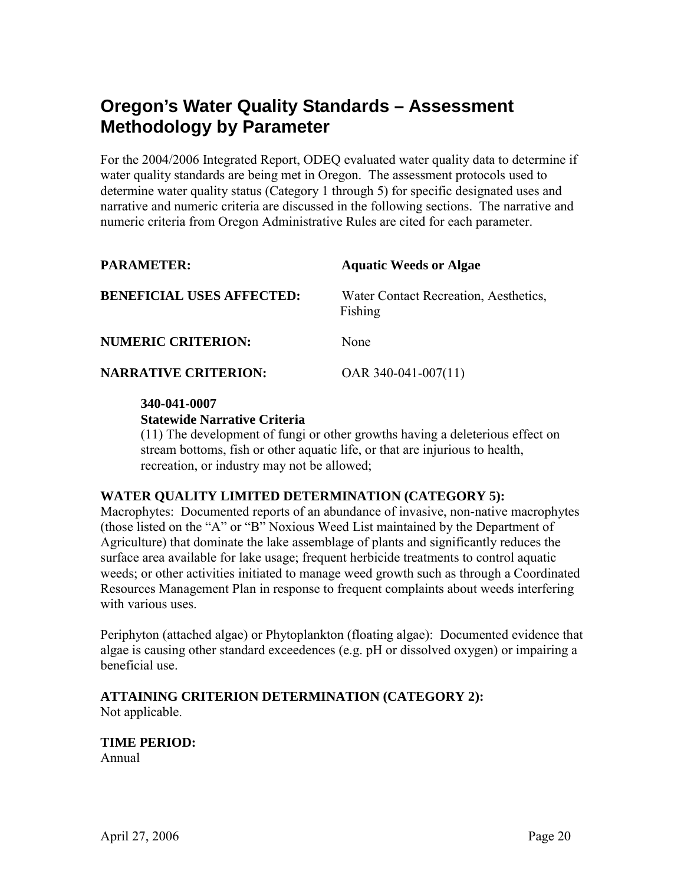# Oregon's Water Quality Standards – Assessment Methodology by Parameter

For the 2004/2006 Integrated Report, ODEQ evaluated water quality data to determine if water quality standards are being met in Oregon. The assessment protocols used to determine water quality status (Category 1 through 5) for specific designated uses and narrative and numeric criteria are discussed in the following sections. The narrative and numeric criteria from Oregon Administrative Rules are cited for each parameter.

**PARAMETER:** **Aquatic Weeds or Algae**

**BENEFICIAL USES AFFECTED:** Water Contact Recreation, Aesthetics, Fishing

**NUMERIC CRITERION:** None

**NARRATIVE CRITERION:** OAR 340-041-007(11)

> **340-041-0007**
> **Statewide Narrative Criteria**
> (11) The development of fungi or other growths having a deleterious effect on stream bottoms, fish or other aquatic life, or that are injurious to health, recreation, or industry may not be allowed;

**WATER QUALITY LIMITED DETERMINATION (CATEGORY 5):**
Macrophytes: Documented reports of an abundance of invasive, non-native macrophytes (those listed on the "A" or "B" Noxious Weed List maintained by the Department of Agriculture) that dominate the lake assemblage of plants and significantly reduces the surface area available for lake usage; frequent herbicide treatments to control aquatic weeds; or other activities initiated to manage weed growth such as through a Coordinated Resources Management Plan in response to frequent complaints about weeds interfering with various uses.

Periphyton (attached algae) or Phytoplankton (floating algae): Documented evidence that algae is causing other standard exceedences (e.g. pH or dissolved oxygen) or impairing a beneficial use.

**ATTAINING CRITERION DETERMINATION (CATEGORY 2):**
Not applicable.

**TIME PERIOD:**
Annual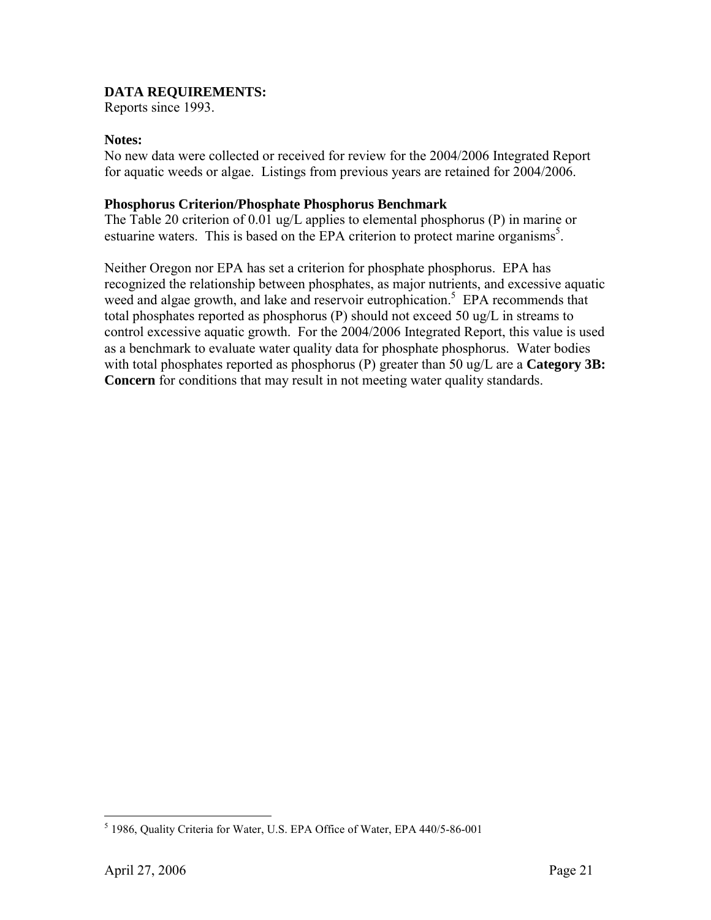**DATA REQUIREMENTS:**
Reports since 1993.

**Notes:**
No new data were collected or received for review for the 2004/2006 Integrated Report for aquatic weeds or algae. Listings from previous years are retained for 2004/2006.

**Phosphorus Criterion/Phosphate Phosphorus Benchmark**
The Table 20 criterion of 0.01 ug/L applies to elemental phosphorus (P) in marine or estuarine waters. This is based on the EPA criterion to protect marine organisms[5].

Neither Oregon nor EPA has set a criterion for phosphate phosphorus. EPA has recognized the relationship between phosphates, as major nutrients, and excessive aquatic weed and algae growth, and lake and reservoir eutrophication.[5] EPA recommends that total phosphates reported as phosphorus (P) should not exceed 50 ug/L in streams to control excessive aquatic growth. For the 2004/2006 Integrated Report, this value is used as a benchmark to evaluate water quality data for phosphate phosphorus. Water bodies with total phosphates reported as phosphorus (P) greater than 50 ug/L are a **Category 3B: Concern** for conditions that may result in not meeting water quality standards.

[5] 1986, Quality Criteria for Water, U.S. EPA Office of Water, EPA 440/5-86-001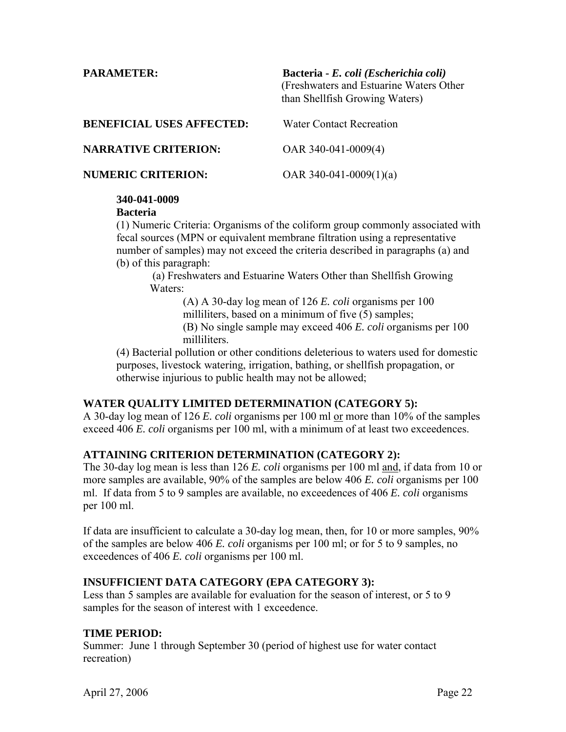**PARAMETER:** **Bacteria -** ***E. coli (Escherichia coli)***
(Freshwaters and Estuarine Waters Other than Shellfish Growing Waters)

**BENEFICIAL USES AFFECTED:** Water Contact Recreation

**NARRATIVE CRITERION:** OAR 340-041-0009(4)

**NUMERIC CRITERION:** OAR 340-041-0009(1)(a)

> **340-041-0009**
> **Bacteria**
> (1) Numeric Criteria: Organisms of the coliform group commonly associated with fecal sources (MPN or equivalent membrane filtration using a representative number of samples) may not exceed the criteria described in paragraphs (a) and (b) of this paragraph:
>
> (a) Freshwaters and Estuarine Waters Other than Shellfish Growing Waters:
>
> (A) A 30-day log mean of 126 *E. coli* organisms per 100 milliliters, based on a minimum of five (5) samples;
> (B) No single sample may exceed 406 *E. coli* organisms per 100 milliliters.
>
> (4) Bacterial pollution or other conditions deleterious to waters used for domestic purposes, livestock watering, irrigation, bathing, or shellfish propagation, or otherwise injurious to public health may not be allowed;

### WATER QUALITY LIMITED DETERMINATION (CATEGORY 5):

A 30-day log mean of 126 *E. coli* organisms per 100 ml or more than 10% of the samples exceed 406 *E. coli* organisms per 100 ml, with a minimum of at least two exceedences.

### ATTAINING CRITERION DETERMINATION (CATEGORY 2):

The 30-day log mean is less than 126 *E. coli* organisms per 100 ml and, if data from 10 or more samples are available, 90% of the samples are below 406 *E. coli* organisms per 100 ml. If data from 5 to 9 samples are available, no exceedences of 406 *E. coli* organisms per 100 ml.

If data are insufficient to calculate a 30-day log mean, then, for 10 or more samples, 90% of the samples are below 406 *E. coli* organisms per 100 ml; or for 5 to 9 samples, no exceedences of 406 *E. coli* organisms per 100 ml.

### INSUFFICIENT DATA CATEGORY (EPA CATEGORY 3):

Less than 5 samples are available for evaluation for the season of interest, or 5 to 9 samples for the season of interest with 1 exceedence.

### TIME PERIOD:

Summer: June 1 through September 30 (period of highest use for water contact recreation)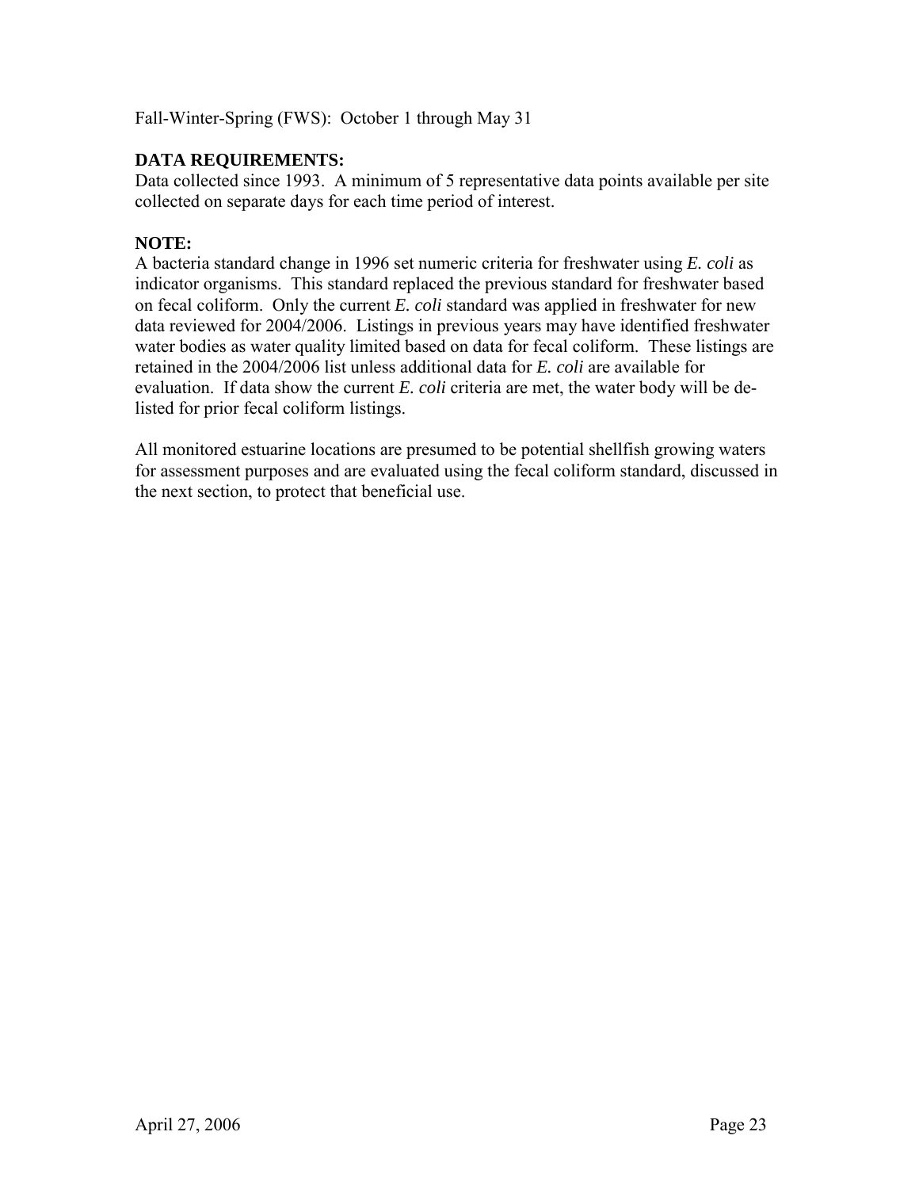Fall-Winter-Spring (FWS): October 1 through May 31

**DATA REQUIREMENTS:**
Data collected since 1993. A minimum of 5 representative data points available per site collected on separate days for each time period of interest.

**NOTE:**
A bacteria standard change in 1996 set numeric criteria for freshwater using *E. coli* as indicator organisms. This standard replaced the previous standard for freshwater based on fecal coliform. Only the current *E. coli* standard was applied in freshwater for new data reviewed for 2004/2006. Listings in previous years may have identified freshwater water bodies as water quality limited based on data for fecal coliform. These listings are retained in the 2004/2006 list unless additional data for *E. coli* are available for evaluation. If data show the current *E. coli* criteria are met, the water body will be de-listed for prior fecal coliform listings.

All monitored estuarine locations are presumed to be potential shellfish growing waters for assessment purposes and are evaluated using the fecal coliform standard, discussed in the next section, to protect that beneficial use.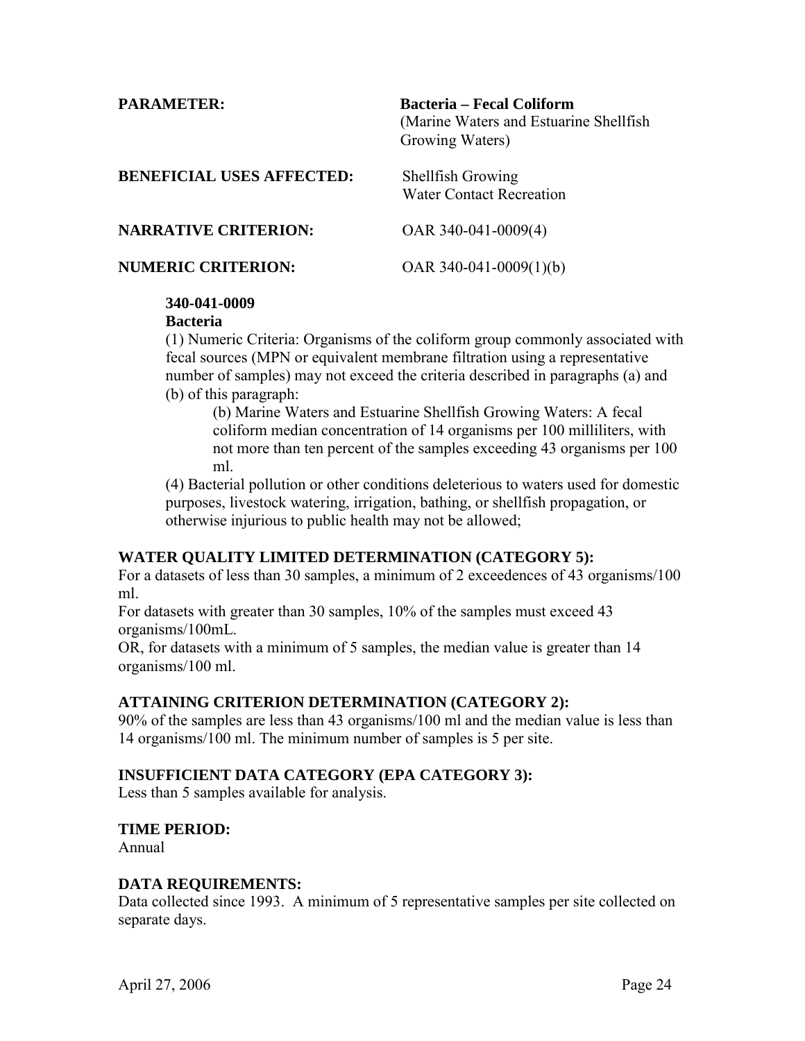**PARAMETER:** **Bacteria – Fecal Coliform**
(Marine Waters and Estuarine Shellfish Growing Waters)

**BENEFICIAL USES AFFECTED:** Shellfish Growing
Water Contact Recreation

**NARRATIVE CRITERION:** OAR 340-041-0009(4)

**NUMERIC CRITERION:** OAR 340-041-0009(1)(b)

> **340-041-0009**
> **Bacteria**
> (1) Numeric Criteria: Organisms of the coliform group commonly associated with fecal sources (MPN or equivalent membrane filtration using a representative number of samples) may not exceed the criteria described in paragraphs (a) and (b) of this paragraph:
>
> > (b) Marine Waters and Estuarine Shellfish Growing Waters: A fecal coliform median concentration of 14 organisms per 100 milliliters, with not more than ten percent of the samples exceeding 43 organisms per 100 ml.
>
> (4) Bacterial pollution or other conditions deleterious to waters used for domestic purposes, livestock watering, irrigation, bathing, or shellfish propagation, or otherwise injurious to public health may not be allowed;

**WATER QUALITY LIMITED DETERMINATION (CATEGORY 5):**
For a datasets of less than 30 samples, a minimum of 2 exceedences of 43 organisms/100 ml.
For datasets with greater than 30 samples, 10% of the samples must exceed 43 organisms/100mL.
OR, for datasets with a minimum of 5 samples, the median value is greater than 14 organisms/100 ml.

**ATTAINING CRITERION DETERMINATION (CATEGORY 2):**
90% of the samples are less than 43 organisms/100 ml and the median value is less than 14 organisms/100 ml. The minimum number of samples is 5 per site.

**INSUFFICIENT DATA CATEGORY (EPA CATEGORY 3):**
Less than 5 samples available for analysis.

**TIME PERIOD:**
Annual

**DATA REQUIREMENTS:**
Data collected since 1993. A minimum of 5 representative samples per site collected on separate days.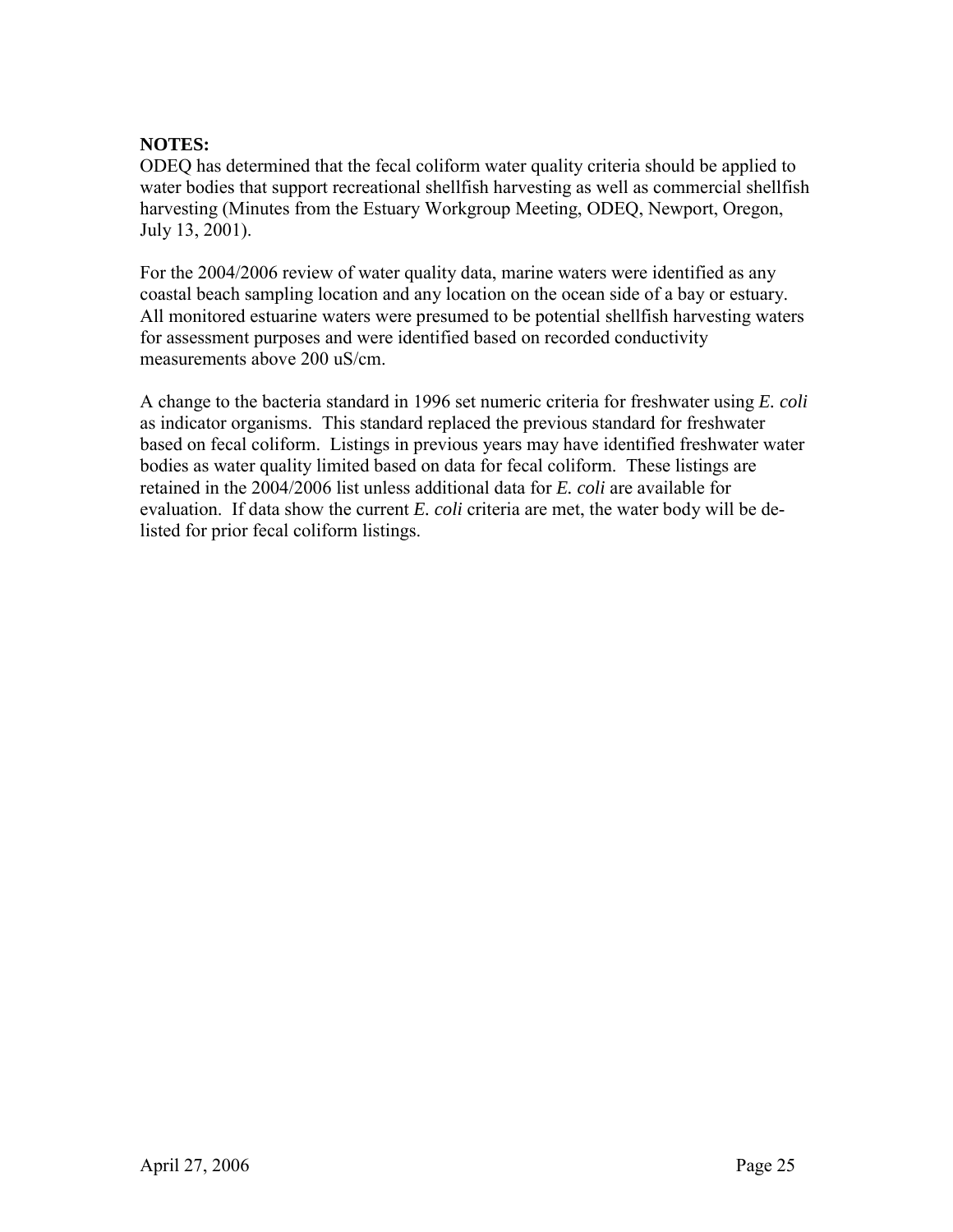**NOTES:**

ODEQ has determined that the fecal coliform water quality criteria should be applied to water bodies that support recreational shellfish harvesting as well as commercial shellfish harvesting (Minutes from the Estuary Workgroup Meeting, ODEQ, Newport, Oregon, July 13, 2001).

For the 2004/2006 review of water quality data, marine waters were identified as any coastal beach sampling location and any location on the ocean side of a bay or estuary. All monitored estuarine waters were presumed to be potential shellfish harvesting waters for assessment purposes and were identified based on recorded conductivity measurements above 200 uS/cm.

A change to the bacteria standard in 1996 set numeric criteria for freshwater using *E. coli* as indicator organisms. This standard replaced the previous standard for freshwater based on fecal coliform. Listings in previous years may have identified freshwater water bodies as water quality limited based on data for fecal coliform. These listings are retained in the 2004/2006 list unless additional data for *E. coli* are available for evaluation. If data show the current *E. coli* criteria are met, the water body will be de-listed for prior fecal coliform listings.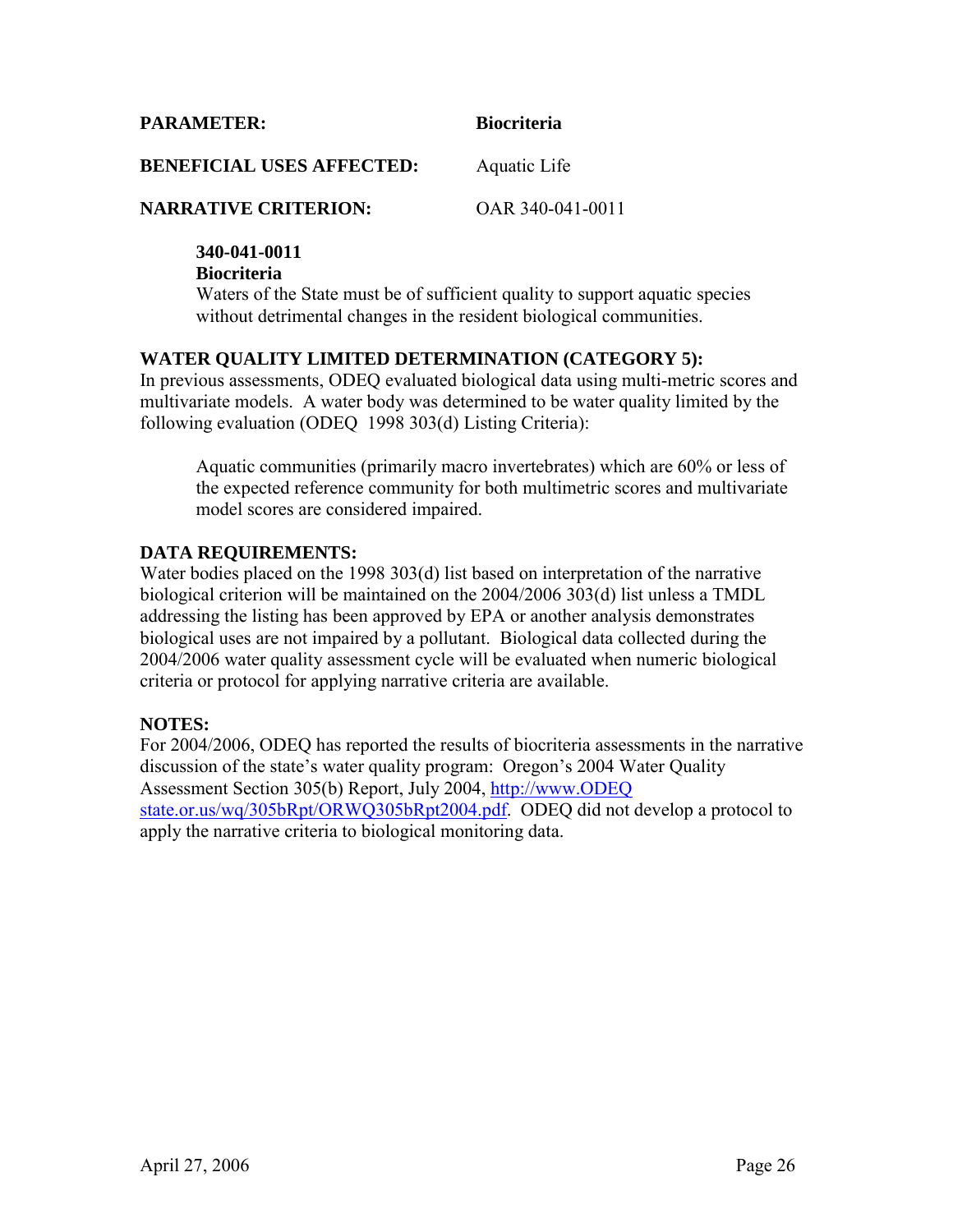**PARAMETER:** **Biocriteria**

**BENEFICIAL USES AFFECTED:** Aquatic Life

**NARRATIVE CRITERION:** OAR 340-041-0011

> **340-041-0011**
> **Biocriteria**
> Waters of the State must be of sufficient quality to support aquatic species without detrimental changes in the resident biological communities.

**WATER QUALITY LIMITED DETERMINATION (CATEGORY 5):**
In previous assessments, ODEQ evaluated biological data using multi-metric scores and multivariate models. A water body was determined to be water quality limited by the following evaluation (ODEQ 1998 303(d) Listing Criteria):

> Aquatic communities (primarily macro invertebrates) which are 60% or less of the expected reference community for both multimetric scores and multivariate model scores are considered impaired.

**DATA REQUIREMENTS:**
Water bodies placed on the 1998 303(d) list based on interpretation of the narrative biological criterion will be maintained on the 2004/2006 303(d) list unless a TMDL addressing the listing has been approved by EPA or another analysis demonstrates biological uses are not impaired by a pollutant. Biological data collected during the 2004/2006 water quality assessment cycle will be evaluated when numeric biological criteria or protocol for applying narrative criteria are available.

**NOTES:**
For 2004/2006, ODEQ has reported the results of biocriteria assessments in the narrative discussion of the state's water quality program: Oregon's 2004 Water Quality Assessment Section 305(b) Report, July 2004, http://www.ODEQ state.or.us/wq/305bRpt/ORWQ305bRpt2004.pdf. ODEQ did not develop a protocol to apply the narrative criteria to biological monitoring data.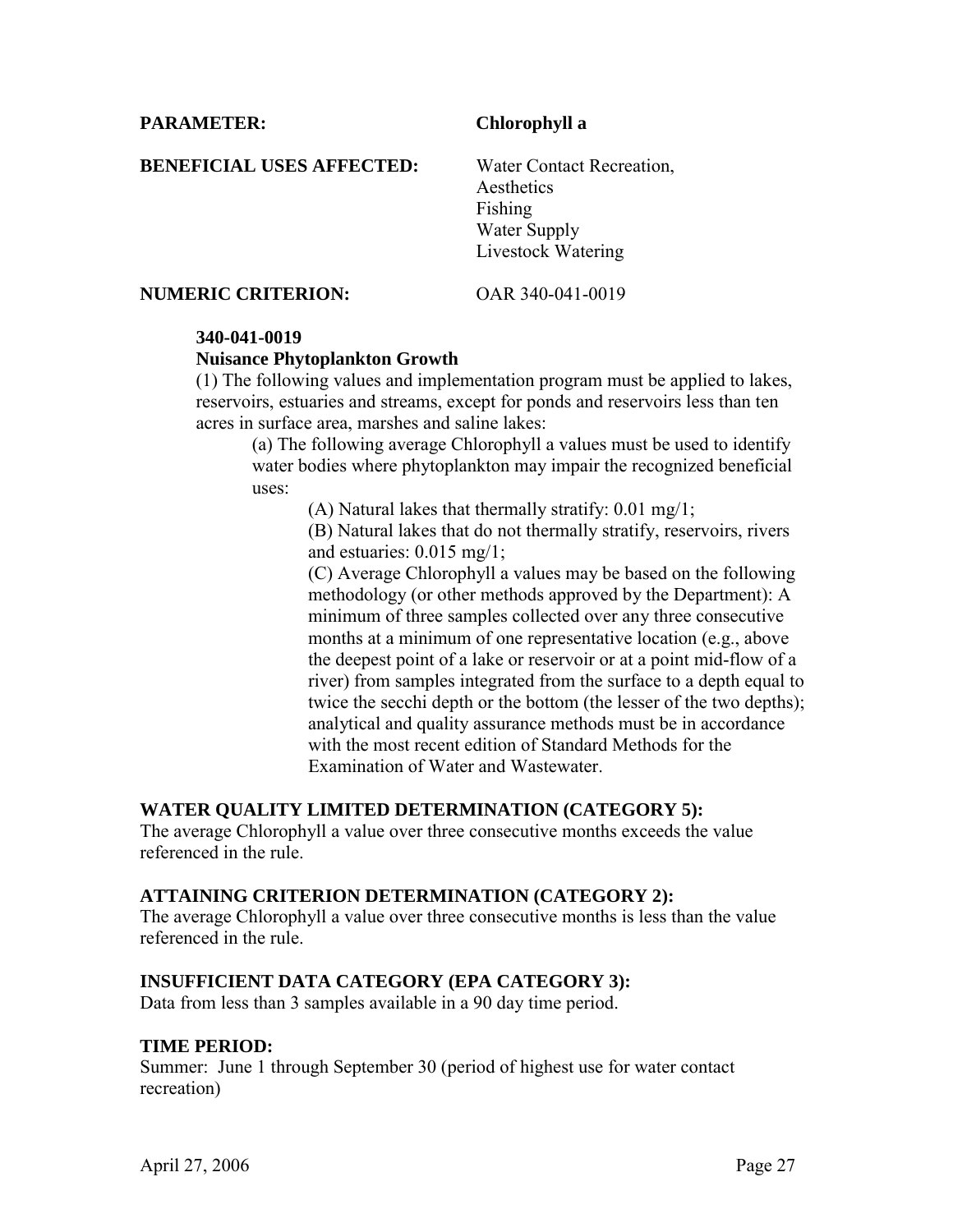**PARAMETER:** Chlorophyll a

**BENEFICIAL USES AFFECTED:** Water Contact Recreation,
Aesthetics
Fishing
Water Supply
Livestock Watering

**NUMERIC CRITERION:** OAR 340-041-0019

**340-041-0019**
**Nuisance Phytoplankton Growth**

(1) The following values and implementation program must be applied to lakes, reservoirs, estuaries and streams, except for ponds and reservoirs less than ten acres in surface area, marshes and saline lakes:

(a) The following average Chlorophyll a values must be used to identify water bodies where phytoplankton may impair the recognized beneficial uses:

(A) Natural lakes that thermally stratify: 0.01 mg/1;

(B) Natural lakes that do not thermally stratify, reservoirs, rivers and estuaries: 0.015 mg/1;

(C) Average Chlorophyll a values may be based on the following methodology (or other methods approved by the Department): A minimum of three samples collected over any three consecutive months at a minimum of one representative location (e.g., above the deepest point of a lake or reservoir or at a point mid-flow of a river) from samples integrated from the surface to a depth equal to twice the secchi depth or the bottom (the lesser of the two depths); analytical and quality assurance methods must be in accordance with the most recent edition of Standard Methods for the Examination of Water and Wastewater.

**WATER QUALITY LIMITED DETERMINATION (CATEGORY 5):**
The average Chlorophyll a value over three consecutive months exceeds the value referenced in the rule.

**ATTAINING CRITERION DETERMINATION (CATEGORY 2):**
The average Chlorophyll a value over three consecutive months is less than the value referenced in the rule.

**INSUFFICIENT DATA CATEGORY (EPA CATEGORY 3):**
Data from less than 3 samples available in a 90 day time period.

**TIME PERIOD:**
Summer: June 1 through September 30 (period of highest use for water contact recreation)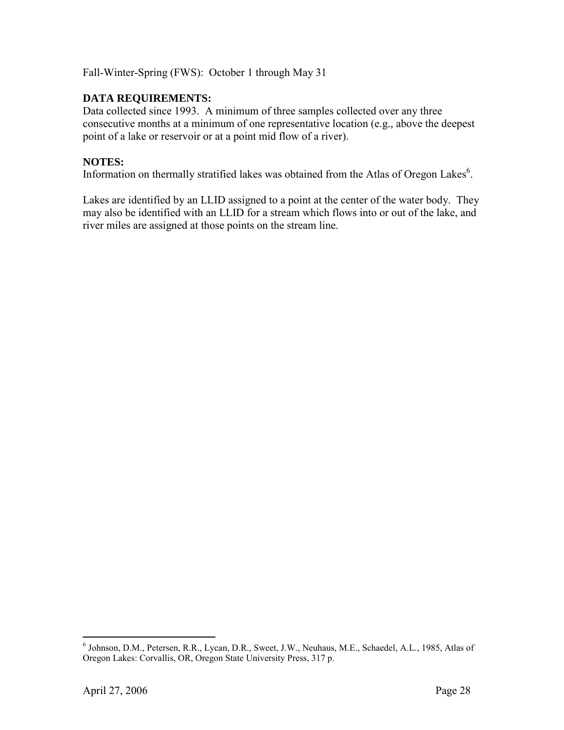Fall-Winter-Spring (FWS): October 1 through May 31

**DATA REQUIREMENTS:**
Data collected since 1993. A minimum of three samples collected over any three consecutive months at a minimum of one representative location (e.g., above the deepest point of a lake or reservoir or at a point mid flow of a river).

**NOTES:**
Information on thermally stratified lakes was obtained from the Atlas of Oregon Lakes[6].

Lakes are identified by an LLID assigned to a point at the center of the water body. They may also be identified with an LLID for a stream which flows into or out of the lake, and river miles are assigned at those points on the stream line.

[6] Johnson, D.M., Petersen, R.R., Lycan, D.R., Sweet, J.W., Neuhaus, M.E., Schaedel, A.L., 1985, Atlas of Oregon Lakes: Corvallis, OR, Oregon State University Press, 317 p.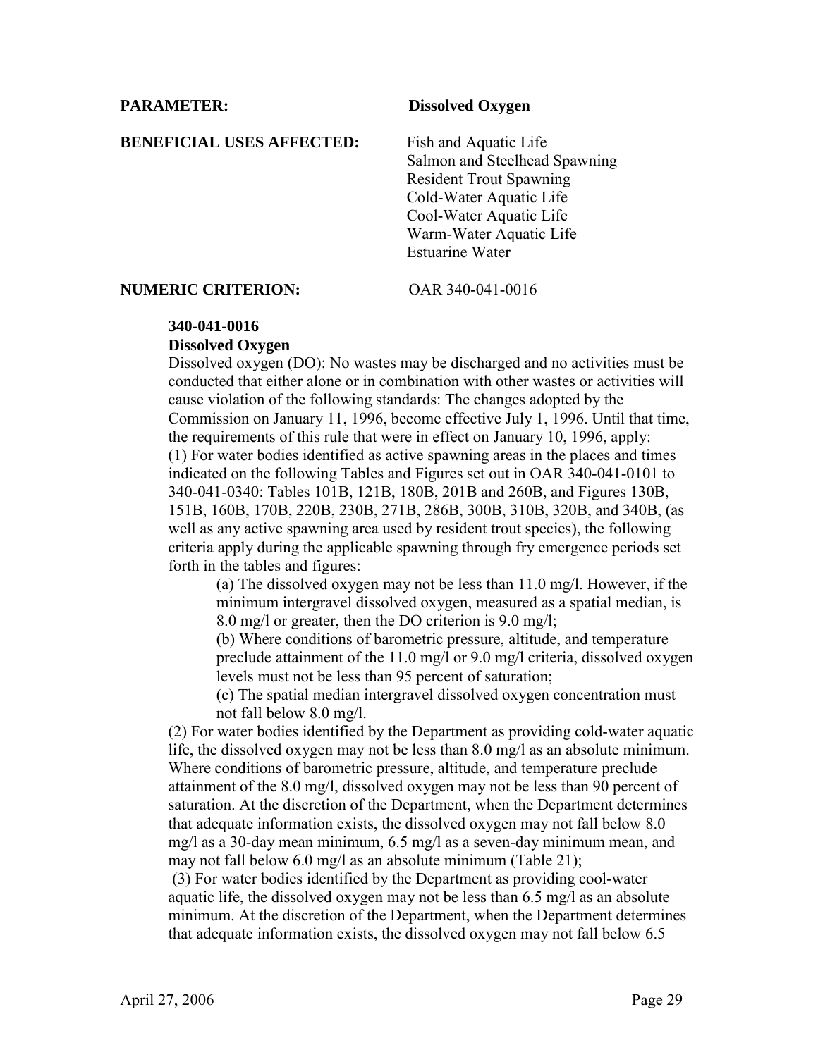**PARAMETER:** **Dissolved Oxygen**

**BENEFICIAL USES AFFECTED:** Fish and Aquatic Life
Salmon and Steelhead Spawning
Resident Trout Spawning
Cold-Water Aquatic Life
Cool-Water Aquatic Life
Warm-Water Aquatic Life
Estuarine Water

**NUMERIC CRITERION:** OAR 340-041-0016

**340-041-0016**
**Dissolved Oxygen**

Dissolved oxygen (DO): No wastes may be discharged and no activities must be conducted that either alone or in combination with other wastes or activities will cause violation of the following standards: The changes adopted by the Commission on January 11, 1996, become effective July 1, 1996. Until that time, the requirements of this rule that were in effect on January 10, 1996, apply:

(1) For water bodies identified as active spawning areas in the places and times indicated on the following Tables and Figures set out in OAR 340-041-0101 to 340-041-0340: Tables 101B, 121B, 180B, 201B and 260B, and Figures 130B, 151B, 160B, 170B, 220B, 230B, 271B, 286B, 300B, 310B, 320B, and 340B, (as well as any active spawning area used by resident trout species), the following criteria apply during the applicable spawning through fry emergence periods set forth in the tables and figures:

(a) The dissolved oxygen may not be less than 11.0 mg/l. However, if the minimum intergravel dissolved oxygen, measured as a spatial median, is 8.0 mg/l or greater, then the DO criterion is 9.0 mg/l;

(b) Where conditions of barometric pressure, altitude, and temperature preclude attainment of the 11.0 mg/l or 9.0 mg/l criteria, dissolved oxygen levels must not be less than 95 percent of saturation;

(c) The spatial median intergravel dissolved oxygen concentration must not fall below 8.0 mg/l.

(2) For water bodies identified by the Department as providing cold-water aquatic life, the dissolved oxygen may not be less than 8.0 mg/l as an absolute minimum. Where conditions of barometric pressure, altitude, and temperature preclude attainment of the 8.0 mg/l, dissolved oxygen may not be less than 90 percent of saturation. At the discretion of the Department, when the Department determines that adequate information exists, the dissolved oxygen may not fall below 8.0 mg/l as a 30-day mean minimum, 6.5 mg/l as a seven-day minimum mean, and may not fall below 6.0 mg/l as an absolute minimum (Table 21);

(3) For water bodies identified by the Department as providing cool-water aquatic life, the dissolved oxygen may not be less than 6.5 mg/l as an absolute minimum. At the discretion of the Department, when the Department determines that adequate information exists, the dissolved oxygen may not fall below 6.5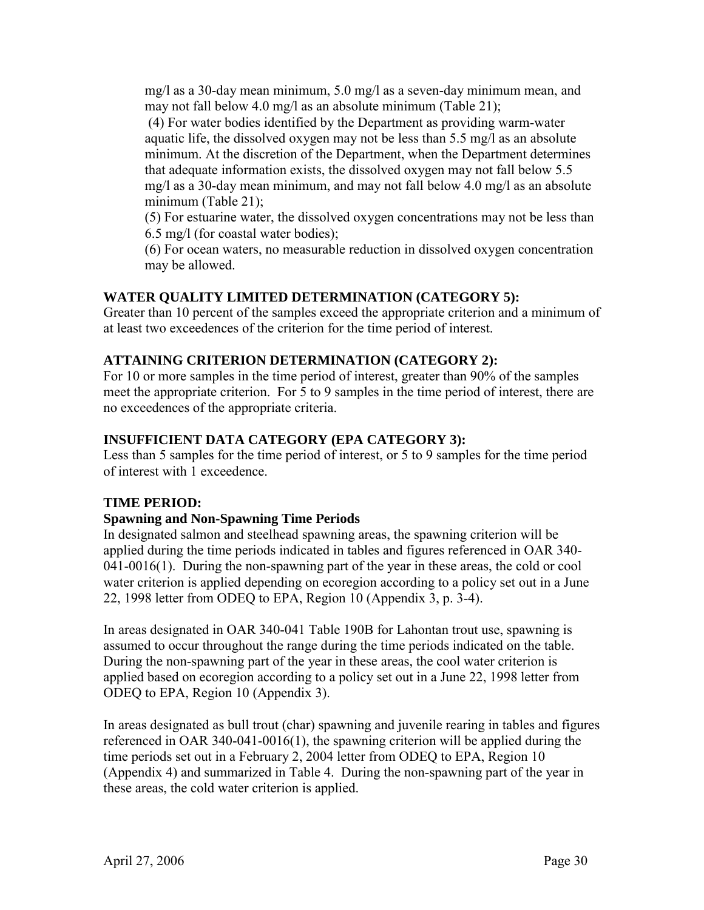mg/l as a 30-day mean minimum, 5.0 mg/l as a seven-day minimum mean, and may not fall below 4.0 mg/l as an absolute minimum (Table 21);

(4) For water bodies identified by the Department as providing warm-water aquatic life, the dissolved oxygen may not be less than 5.5 mg/l as an absolute minimum. At the discretion of the Department, when the Department determines that adequate information exists, the dissolved oxygen may not fall below 5.5 mg/l as a 30-day mean minimum, and may not fall below 4.0 mg/l as an absolute minimum (Table 21);

(5) For estuarine water, the dissolved oxygen concentrations may not be less than 6.5 mg/l (for coastal water bodies);

(6) For ocean waters, no measurable reduction in dissolved oxygen concentration may be allowed.

**WATER QUALITY LIMITED DETERMINATION (CATEGORY 5):**
Greater than 10 percent of the samples exceed the appropriate criterion and a minimum of at least two exceedences of the criterion for the time period of interest.

**ATTAINING CRITERION DETERMINATION (CATEGORY 2):**
For 10 or more samples in the time period of interest, greater than 90% of the samples meet the appropriate criterion. For 5 to 9 samples in the time period of interest, there are no exceedences of the appropriate criteria.

**INSUFFICIENT DATA CATEGORY (EPA CATEGORY 3):**
Less than 5 samples for the time period of interest, or 5 to 9 samples for the time period of interest with 1 exceedence.

**TIME PERIOD:**

**Spawning and Non-Spawning Time Periods**

In designated salmon and steelhead spawning areas, the spawning criterion will be applied during the time periods indicated in tables and figures referenced in OAR 340-041-0016(1). During the non-spawning part of the year in these areas, the cold or cool water criterion is applied depending on ecoregion according to a policy set out in a June 22, 1998 letter from ODEQ to EPA, Region 10 (Appendix 3, p. 3-4).

In areas designated in OAR 340-041 Table 190B for Lahontan trout use, spawning is assumed to occur throughout the range during the time periods indicated on the table. During the non-spawning part of the year in these areas, the cool water criterion is applied based on ecoregion according to a policy set out in a June 22, 1998 letter from ODEQ to EPA, Region 10 (Appendix 3).

In areas designated as bull trout (char) spawning and juvenile rearing in tables and figures referenced in OAR 340-041-0016(1), the spawning criterion will be applied during the time periods set out in a February 2, 2004 letter from ODEQ to EPA, Region 10 (Appendix 4) and summarized in Table 4. During the non-spawning part of the year in these areas, the cold water criterion is applied.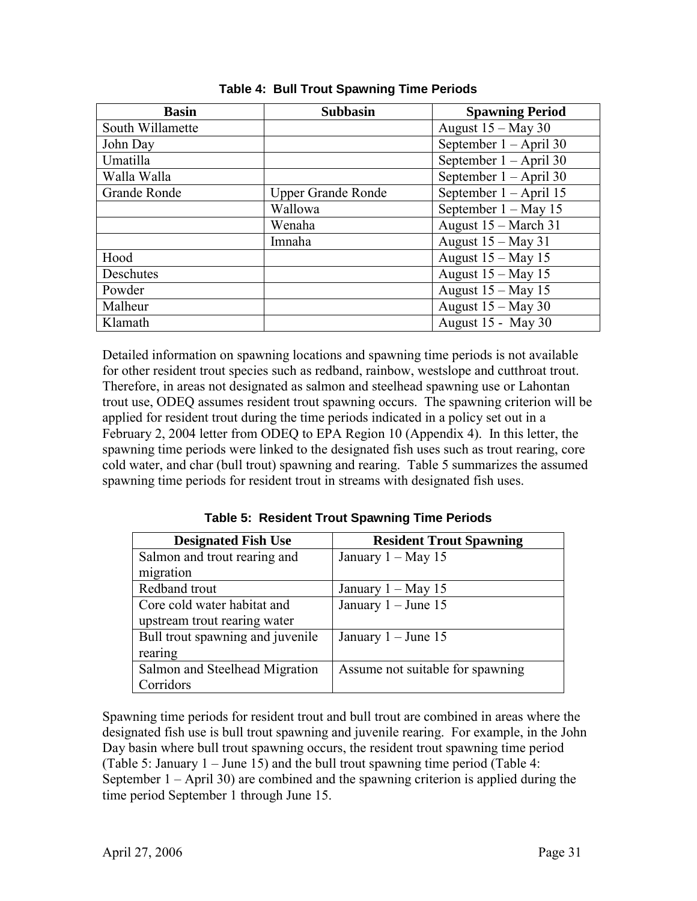**Table 4: Bull Trout Spawning Time Periods**

| Basin | Subbasin | Spawning Period |
|---|---|---|
| South Willamette | | August 15 – May 30 |
| John Day | | September 1 – April 30 |
| Umatilla | | September 1 – April 30 |
| Walla Walla | | September 1 – April 30 |
| Grande Ronde | Upper Grande Ronde | September 1 – April 15 |
| | Wallowa | September 1 – May 15 |
| | Wenaha | August 15 – March 31 |
| | Imnaha | August 15 – May 31 |
| Hood | | August 15 – May 15 |
| Deschutes | | August 15 – May 15 |
| Powder | | August 15 – May 15 |
| Malheur | | August 15 – May 30 |
| Klamath | | August 15 - May 30 |

Detailed information on spawning locations and spawning time periods is not available for other resident trout species such as redband, rainbow, westslope and cutthroat trout. Therefore, in areas not designated as salmon and steelhead spawning use or Lahontan trout use, ODEQ assumes resident trout spawning occurs. The spawning criterion will be applied for resident trout during the time periods indicated in a policy set out in a February 2, 2004 letter from ODEQ to EPA Region 10 (Appendix 4). In this letter, the spawning time periods were linked to the designated fish uses such as trout rearing, core cold water, and char (bull trout) spawning and rearing. Table 5 summarizes the assumed spawning time periods for resident trout in streams with designated fish uses.

**Table 5: Resident Trout Spawning Time Periods**

| Designated Fish Use | Resident Trout Spawning |
|---|---|
| Salmon and trout rearing and migration | January 1 – May 15 |
| Redband trout | January 1 – May 15 |
| Core cold water habitat and upstream trout rearing water | January 1 – June 15 |
| Bull trout spawning and juvenile rearing | January 1 – June 15 |
| Salmon and Steelhead Migration Corridors | Assume not suitable for spawning |

Spawning time periods for resident trout and bull trout are combined in areas where the designated fish use is bull trout spawning and juvenile rearing. For example, in the John Day basin where bull trout spawning occurs, the resident trout spawning time period (Table 5: January 1 – June 15) and the bull trout spawning time period (Table 4: September 1 – April 30) are combined and the spawning criterion is applied during the time period September 1 through June 15.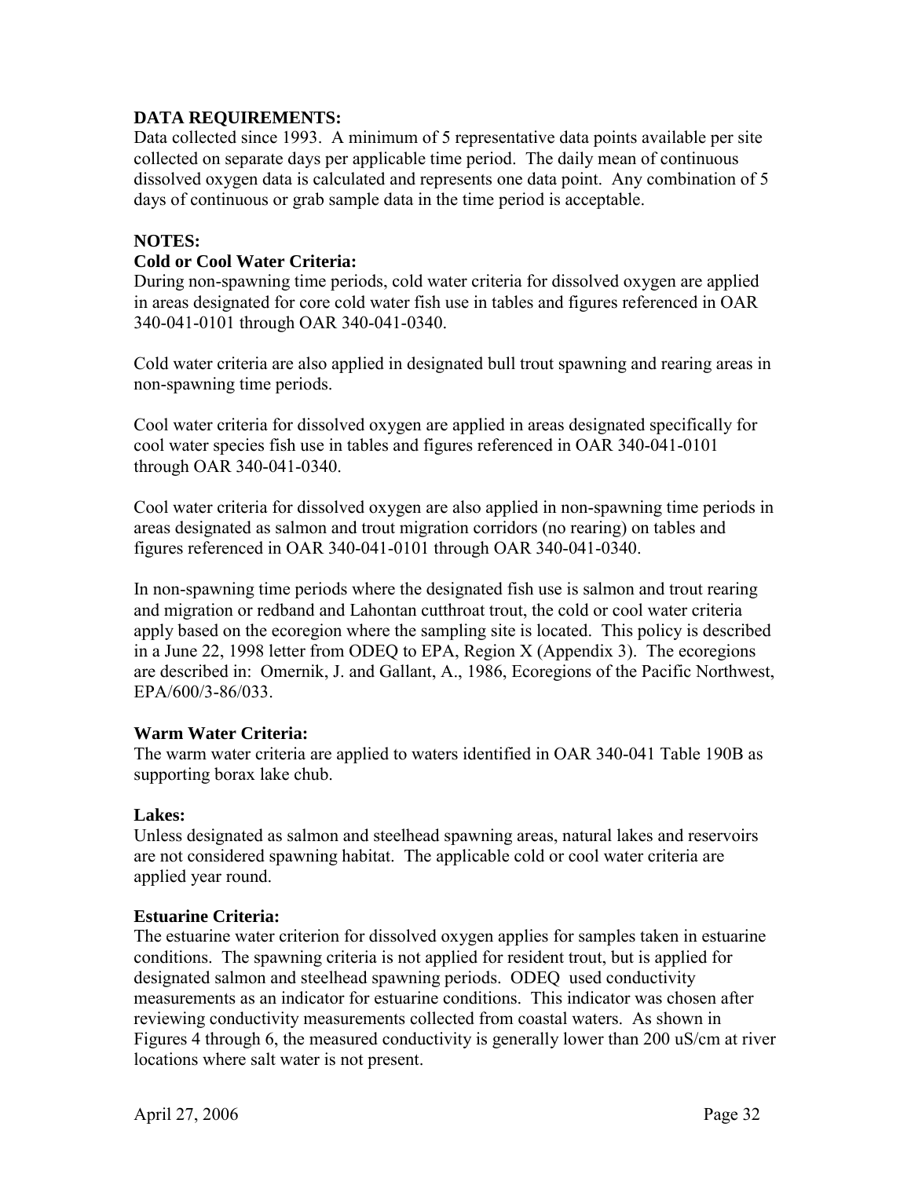**DATA REQUIREMENTS:**
Data collected since 1993. A minimum of 5 representative data points available per site collected on separate days per applicable time period. The daily mean of continuous dissolved oxygen data is calculated and represents one data point. Any combination of 5 days of continuous or grab sample data in the time period is acceptable.

**NOTES:**

**Cold or Cool Water Criteria:**
During non-spawning time periods, cold water criteria for dissolved oxygen are applied in areas designated for core cold water fish use in tables and figures referenced in OAR 340-041-0101 through OAR 340-041-0340.

Cold water criteria are also applied in designated bull trout spawning and rearing areas in non-spawning time periods.

Cool water criteria for dissolved oxygen are applied in areas designated specifically for cool water species fish use in tables and figures referenced in OAR 340-041-0101 through OAR 340-041-0340.

Cool water criteria for dissolved oxygen are also applied in non-spawning time periods in areas designated as salmon and trout migration corridors (no rearing) on tables and figures referenced in OAR 340-041-0101 through OAR 340-041-0340.

In non-spawning time periods where the designated fish use is salmon and trout rearing and migration or redband and Lahontan cutthroat trout, the cold or cool water criteria apply based on the ecoregion where the sampling site is located. This policy is described in a June 22, 1998 letter from ODEQ to EPA, Region X (Appendix 3). The ecoregions are described in: Omernik, J. and Gallant, A., 1986, Ecoregions of the Pacific Northwest, EPA/600/3-86/033.

**Warm Water Criteria:**
The warm water criteria are applied to waters identified in OAR 340-041 Table 190B as supporting borax lake chub.

**Lakes:**
Unless designated as salmon and steelhead spawning areas, natural lakes and reservoirs are not considered spawning habitat. The applicable cold or cool water criteria are applied year round.

**Estuarine Criteria:**
The estuarine water criterion for dissolved oxygen applies for samples taken in estuarine conditions. The spawning criteria is not applied for resident trout, but is applied for designated salmon and steelhead spawning periods. ODEQ used conductivity measurements as an indicator for estuarine conditions. This indicator was chosen after reviewing conductivity measurements collected from coastal waters. As shown in Figures 4 through 6, the measured conductivity is generally lower than 200 uS/cm at river locations where salt water is not present.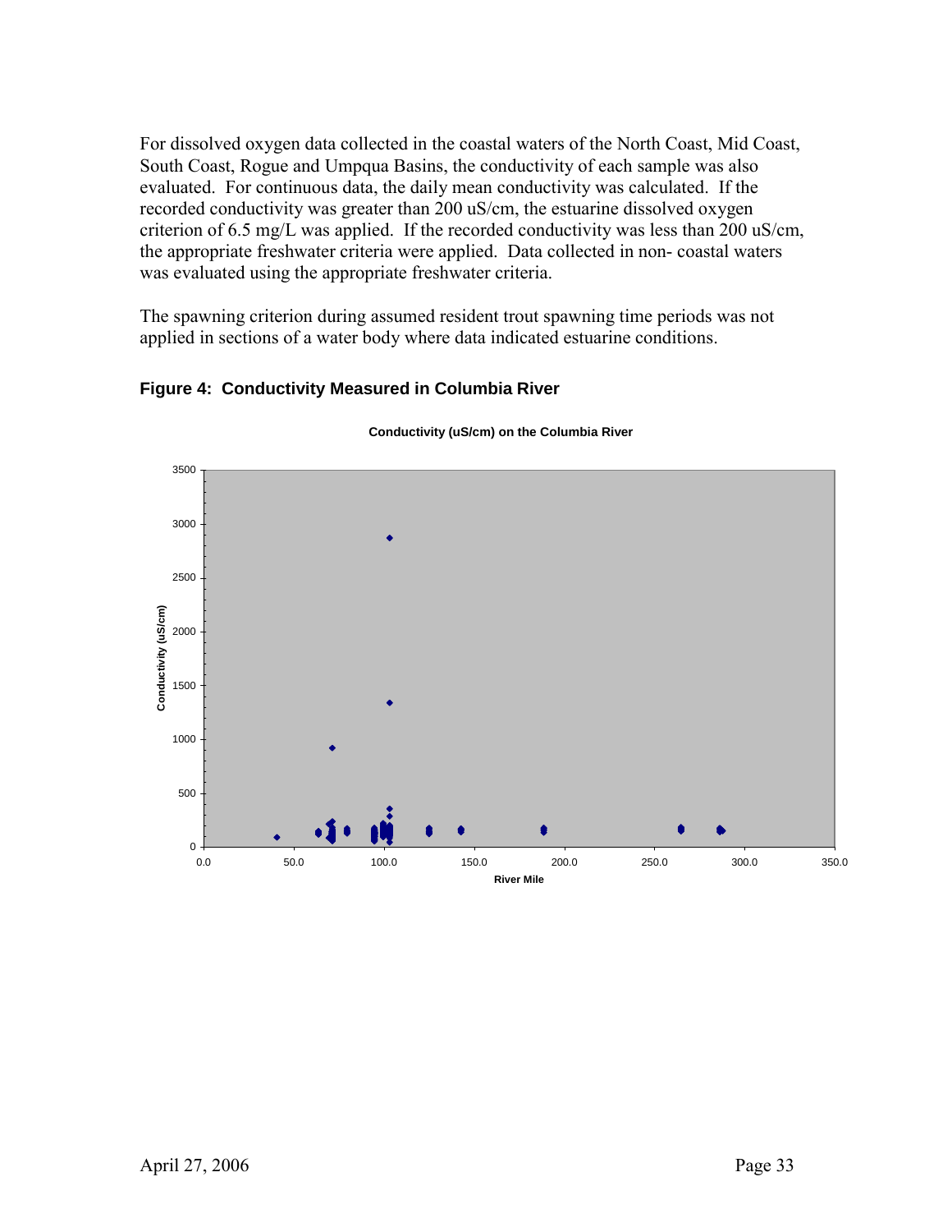For dissolved oxygen data collected in the coastal waters of the North Coast, Mid Coast, South Coast, Rogue and Umpqua Basins, the conductivity of each sample was also evaluated. For continuous data, the daily mean conductivity was calculated. If the recorded conductivity was greater than 200 uS/cm, the estuarine dissolved oxygen criterion of 6.5 mg/L was applied. If the recorded conductivity was less than 200 uS/cm, the appropriate freshwater criteria were applied. Data collected in non- coastal waters was evaluated using the appropriate freshwater criteria.

The spawning criterion during assumed resident trout spawning time periods was not applied in sections of a water body where data indicated estuarine conditions.

**Figure 4: Conductivity Measured in Columbia River**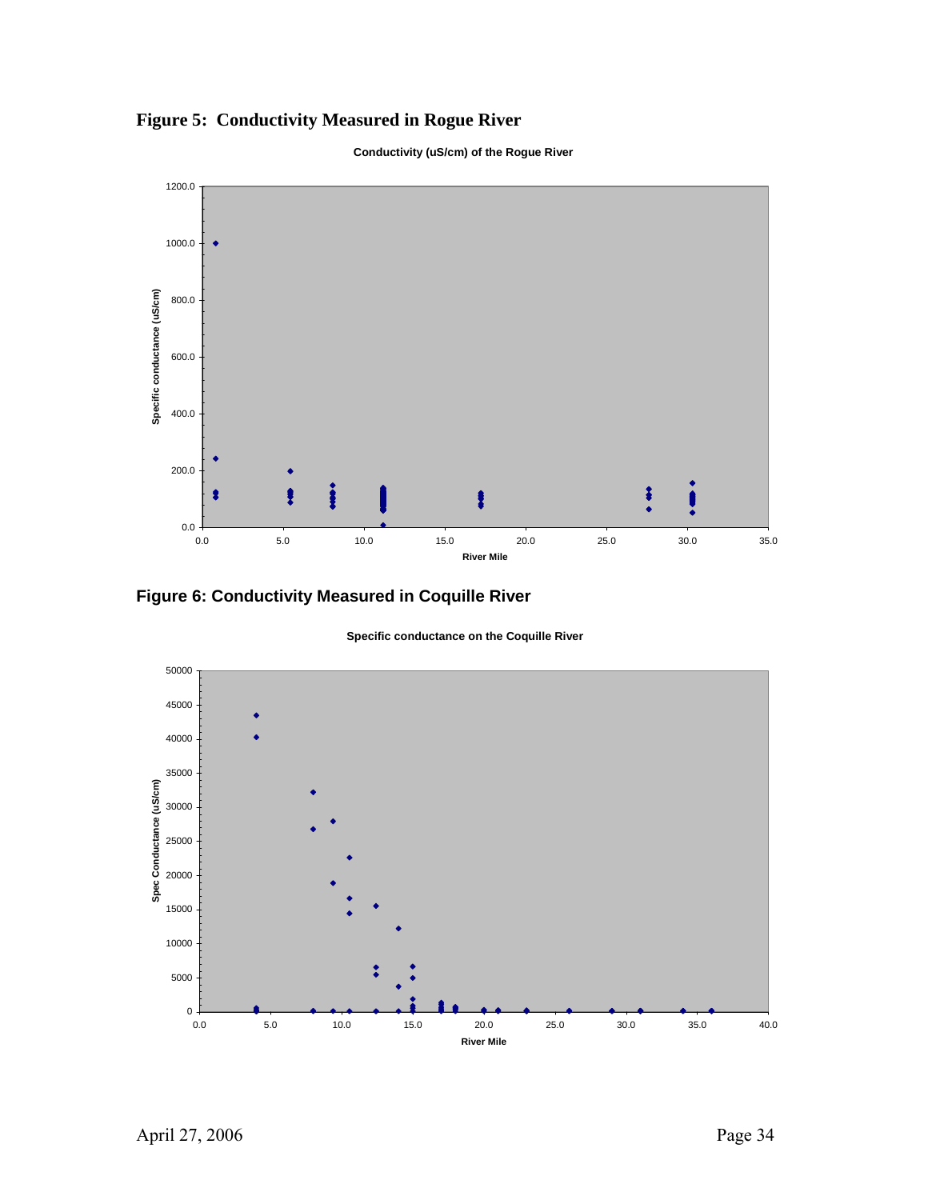## Figure 5: Conductivity Measured in Rogue River

**Conductivity (uS/cm) of the Rogue River**

## Figure 6: Conductivity Measured in Coquille River

**Specific conductance on the Coquille River**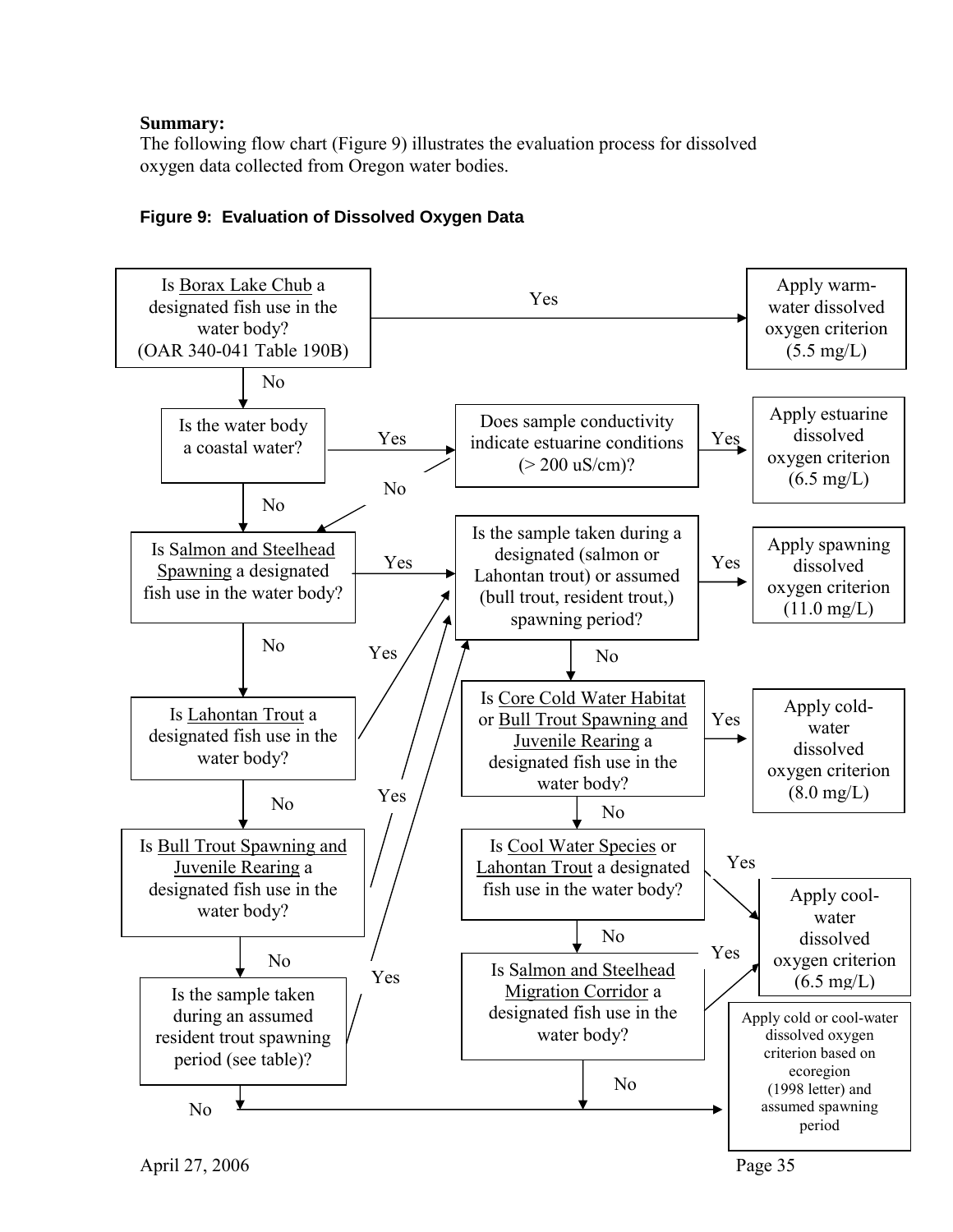**Summary:**
The following flow chart (Figure 9) illustrates the evaluation process for dissolved oxygen data collected from Oregon water bodies.

**Figure 9: Evaluation of Dissolved Oxygen Data**

- Is Borax Lake Chub a designated fish use in the water body? (OAR 340-041 Table 190B)
  - Yes → Apply warm-water dissolved oxygen criterion (5.5 mg/L)
  - No → Is the water body a coastal water?
    - Yes → Does sample conductivity indicate estuarine conditions (> 200 uS/cm)?
      - Yes → Apply estuarine dissolved oxygen criterion (6.5 mg/L)
      - No → Is Salmon and Steelhead Spawning a designated fish use in the water body?
    - No → Is Salmon and Steelhead Spawning a designated fish use in the water body?
      - Yes → Is the sample taken during a designated (salmon or Lahontan trout) or assumed (bull trout, resident trout,) spawning period?
        - Yes → Apply spawning dissolved oxygen criterion (11.0 mg/L)
        - No → Is Core Cold Water Habitat or Bull Trout Spawning and Juvenile Rearing a designated fish use in the water body?
          - Yes → Apply cold-water dissolved oxygen criterion (8.0 mg/L)
          - No → Is Cool Water Species or Lahontan Trout a designated fish use in the water body?
            - Yes → Apply cool-water dissolved oxygen criterion (6.5 mg/L)
            - No → Is Salmon and Steelhead Migration Corridor a designated fish use in the water body?
              - Yes → Apply cool-water dissolved oxygen criterion (6.5 mg/L)
              - No → Apply cold or cool-water dissolved oxygen criterion based on ecoregion (1998 letter) and assumed spawning period
      - No → Is Lahontan Trout a designated fish use in the water body?
        - Yes → Is the sample taken during a designated (salmon or Lahontan trout) or assumed (bull trout, resident trout,) spawning period?
        - No → Is Bull Trout Spawning and Juvenile Rearing a designated fish use in the water body?
          - Yes → Is the sample taken during a designated (salmon or Lahontan trout) or assumed (bull trout, resident trout,) spawning period?
          - No → Is the sample taken during an assumed resident trout spawning period (see table)?
            - Yes → Is the sample taken during a designated (salmon or Lahontan trout) or assumed (bull trout, resident trout,) spawning period?
            - No → Apply cold or cool-water dissolved oxygen criterion based on ecoregion (1998 letter) and assumed spawning period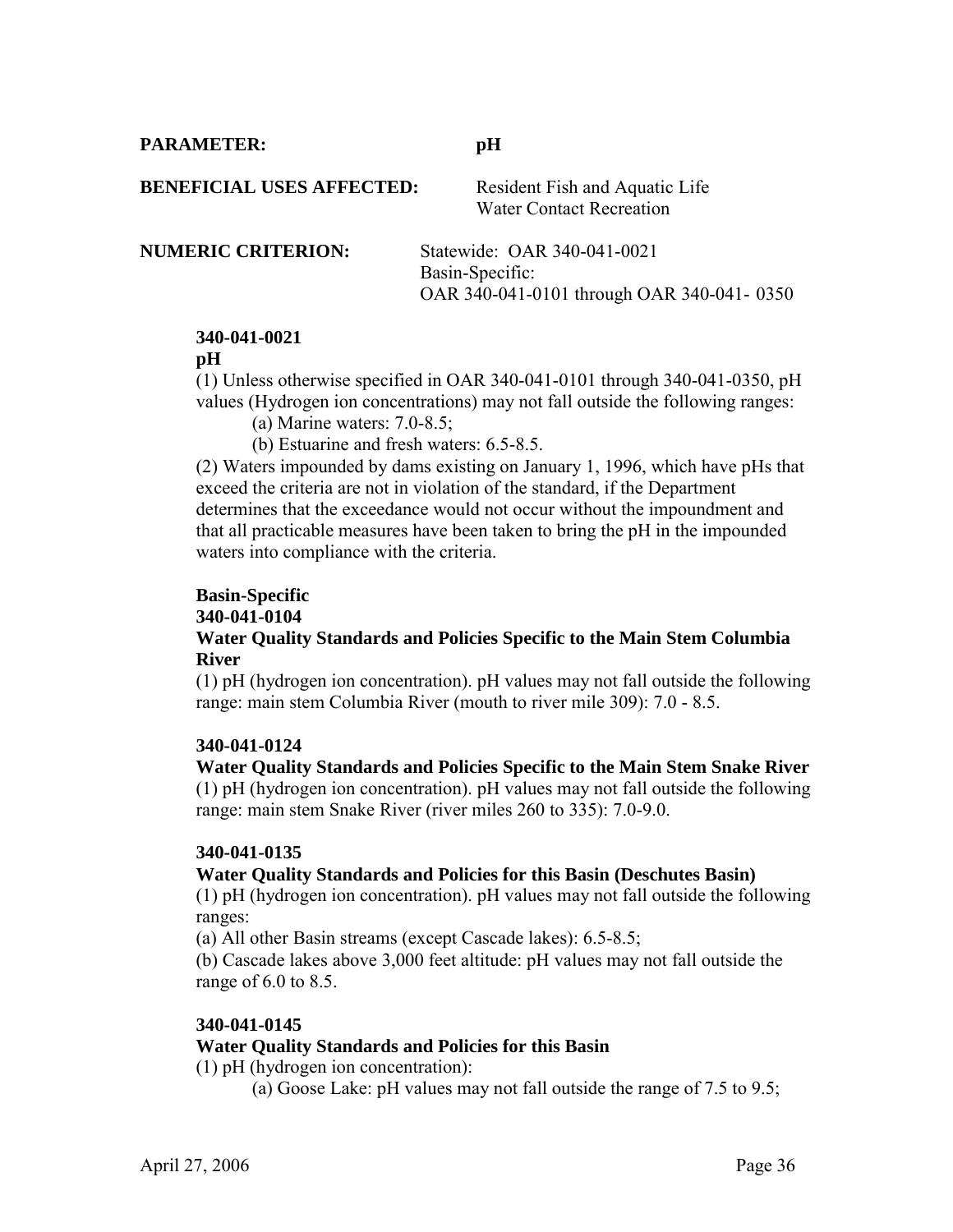**PARAMETER:** pH

**BENEFICIAL USES AFFECTED:** Resident Fish and Aquatic Life
Water Contact Recreation

**NUMERIC CRITERION:** Statewide: OAR 340-041-0021
Basin-Specific:
OAR 340-041-0101 through OAR 340-041- 0350

**340-041-0021**
**pH**

(1) Unless otherwise specified in OAR 340-041-0101 through 340-041-0350, pH values (Hydrogen ion concentrations) may not fall outside the following ranges:

(a) Marine waters: 7.0-8.5;

(b) Estuarine and fresh waters: 6.5-8.5.

(2) Waters impounded by dams existing on January 1, 1996, which have pHs that exceed the criteria are not in violation of the standard, if the Department determines that the exceedance would not occur without the impoundment and that all practicable measures have been taken to bring the pH in the impounded waters into compliance with the criteria.

**Basin-Specific**
**340-041-0104**
**Water Quality Standards and Policies Specific to the Main Stem Columbia River**

(1) pH (hydrogen ion concentration). pH values may not fall outside the following range: main stem Columbia River (mouth to river mile 309): 7.0 - 8.5.

**340-041-0124**
**Water Quality Standards and Policies Specific to the Main Stem Snake River**

(1) pH (hydrogen ion concentration). pH values may not fall outside the following range: main stem Snake River (river miles 260 to 335): 7.0-9.0.

**340-041-0135**
**Water Quality Standards and Policies for this Basin (Deschutes Basin)**

(1) pH (hydrogen ion concentration). pH values may not fall outside the following ranges:

(a) All other Basin streams (except Cascade lakes): 6.5-8.5;

(b) Cascade lakes above 3,000 feet altitude: pH values may not fall outside the range of 6.0 to 8.5.

**340-041-0145**
**Water Quality Standards and Policies for this Basin**

(1) pH (hydrogen ion concentration):

(a) Goose Lake: pH values may not fall outside the range of 7.5 to 9.5;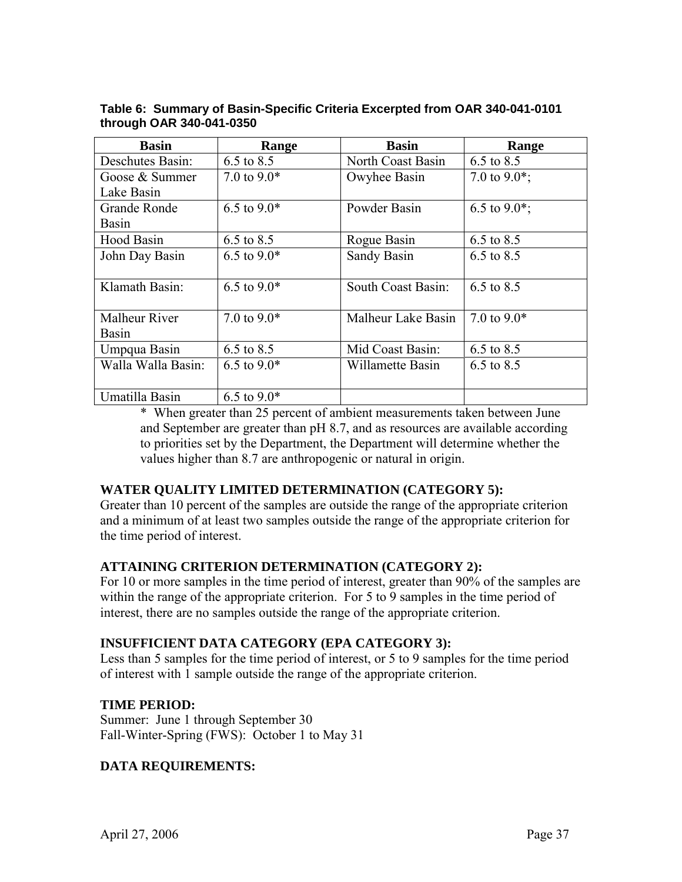**Table 6: Summary of Basin-Specific Criteria Excerpted from OAR 340-041-0101 through OAR 340-041-0350**

| Basin | Range | Basin | Range |
|---|---|---|---|
| Deschutes Basin: | 6.5 to 8.5 | North Coast Basin | 6.5 to 8.5 |
| Goose & Summer Lake Basin | 7.0 to 9.0* | Owyhee Basin | 7.0 to 9.0*; |
| Grande Ronde Basin | 6.5 to 9.0* | Powder Basin | 6.5 to 9.0*; |
| Hood Basin | 6.5 to 8.5 | Rogue Basin | 6.5 to 8.5 |
| John Day Basin | 6.5 to 9.0* | Sandy Basin | 6.5 to 8.5 |
| Klamath Basin: | 6.5 to 9.0* | South Coast Basin: | 6.5 to 8.5 |
| Malheur River Basin | 7.0 to 9.0* | Malheur Lake Basin | 7.0 to 9.0* |
| Umpqua Basin | 6.5 to 8.5 | Mid Coast Basin: | 6.5 to 8.5 |
| Walla Walla Basin: | 6.5 to 9.0* | Willamette Basin | 6.5 to 8.5 |
| Umatilla Basin | 6.5 to 9.0* | | |

\* When greater than 25 percent of ambient measurements taken between June and September are greater than pH 8.7, and as resources are available according to priorities set by the Department, the Department will determine whether the values higher than 8.7 are anthropogenic or natural in origin.

**WATER QUALITY LIMITED DETERMINATION (CATEGORY 5):**
Greater than 10 percent of the samples are outside the range of the appropriate criterion and a minimum of at least two samples outside the range of the appropriate criterion for the time period of interest.

**ATTAINING CRITERION DETERMINATION (CATEGORY 2):**
For 10 or more samples in the time period of interest, greater than 90% of the samples are within the range of the appropriate criterion. For 5 to 9 samples in the time period of interest, there are no samples outside the range of the appropriate criterion.

**INSUFFICIENT DATA CATEGORY (EPA CATEGORY 3):**
Less than 5 samples for the time period of interest, or 5 to 9 samples for the time period of interest with 1 sample outside the range of the appropriate criterion.

**TIME PERIOD:**
Summer: June 1 through September 30
Fall-Winter-Spring (FWS): October 1 to May 31

**DATA REQUIREMENTS:**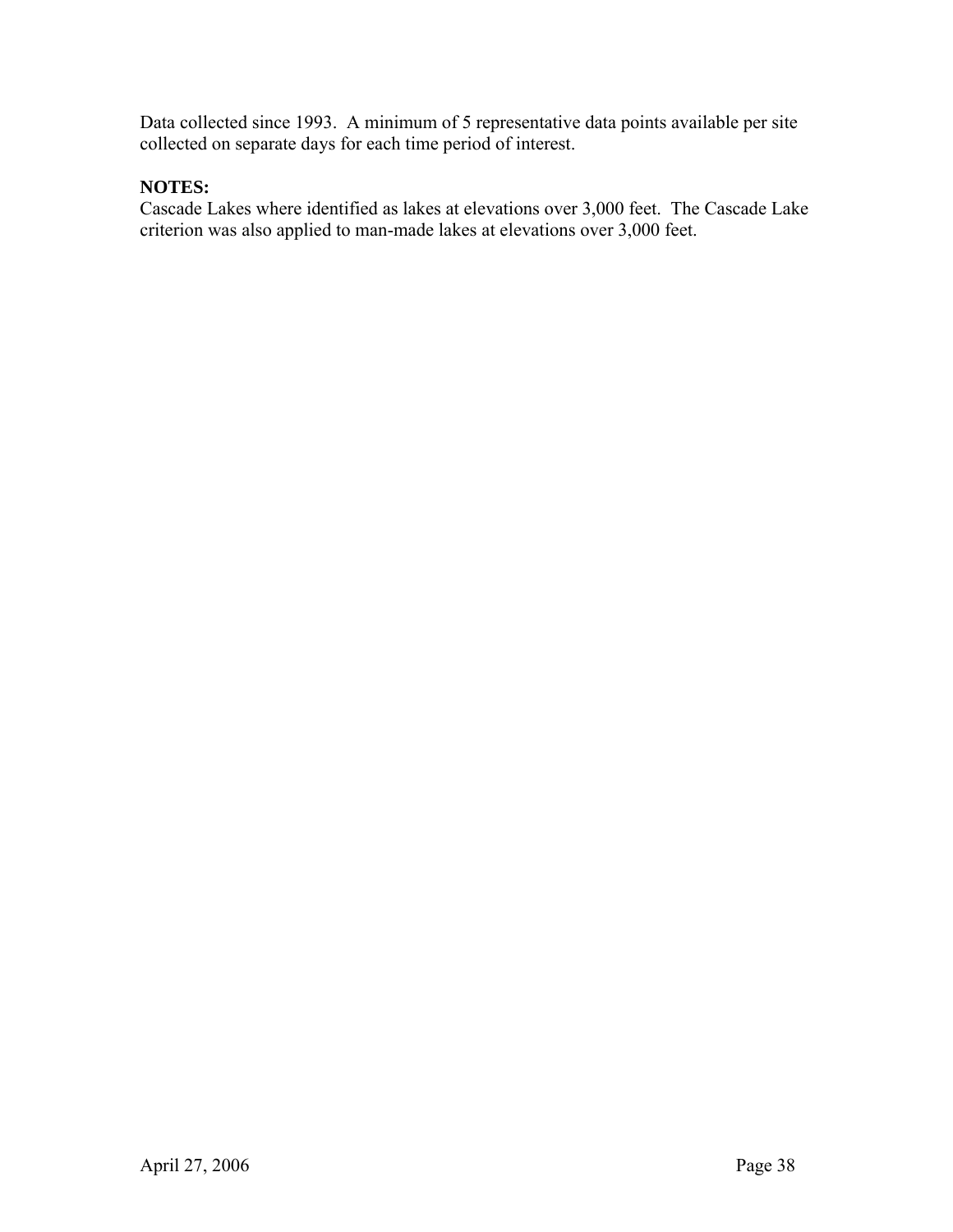Data collected since 1993. A minimum of 5 representative data points available per site collected on separate days for each time period of interest.

**NOTES:**

Cascade Lakes where identified as lakes at elevations over 3,000 feet. The Cascade Lake criterion was also applied to man-made lakes at elevations over 3,000 feet.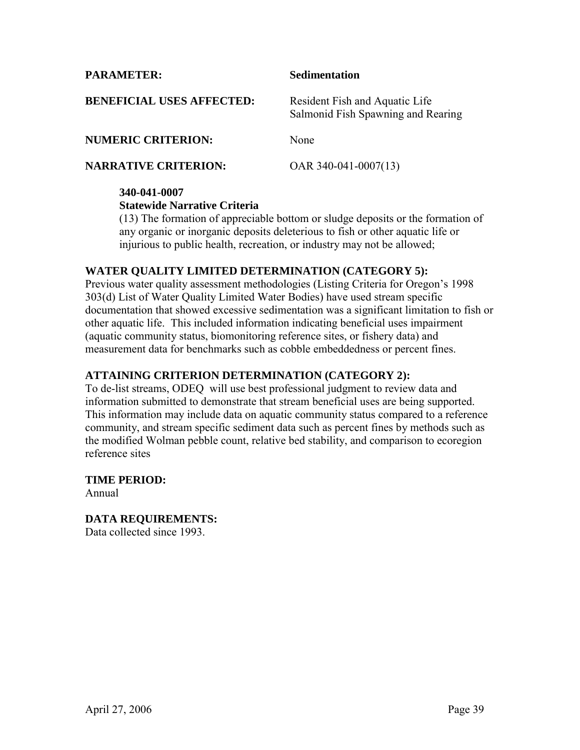**PARAMETER:** **Sedimentation**

**BENEFICIAL USES AFFECTED:** Resident Fish and Aquatic Life
Salmonid Fish Spawning and Rearing

**NUMERIC CRITERION:** None

**NARRATIVE CRITERION:** OAR 340-041-0007(13)

> **340-041-0007**
> **Statewide Narrative Criteria**
> (13) The formation of appreciable bottom or sludge deposits or the formation of any organic or inorganic deposits deleterious to fish or other aquatic life or injurious to public health, recreation, or industry may not be allowed;

**WATER QUALITY LIMITED DETERMINATION (CATEGORY 5):**
Previous water quality assessment methodologies (Listing Criteria for Oregon's 1998 303(d) List of Water Quality Limited Water Bodies) have used stream specific documentation that showed excessive sedimentation was a significant limitation to fish or other aquatic life. This included information indicating beneficial uses impairment (aquatic community status, biomonitoring reference sites, or fishery data) and measurement data for benchmarks such as cobble embeddedness or percent fines.

**ATTAINING CRITERION DETERMINATION (CATEGORY 2):**
To de-list streams, ODEQ will use best professional judgment to review data and information submitted to demonstrate that stream beneficial uses are being supported. This information may include data on aquatic community status compared to a reference community, and stream specific sediment data such as percent fines by methods such as the modified Wolman pebble count, relative bed stability, and comparison to ecoregion reference sites

**TIME PERIOD:**
Annual

**DATA REQUIREMENTS:**
Data collected since 1993.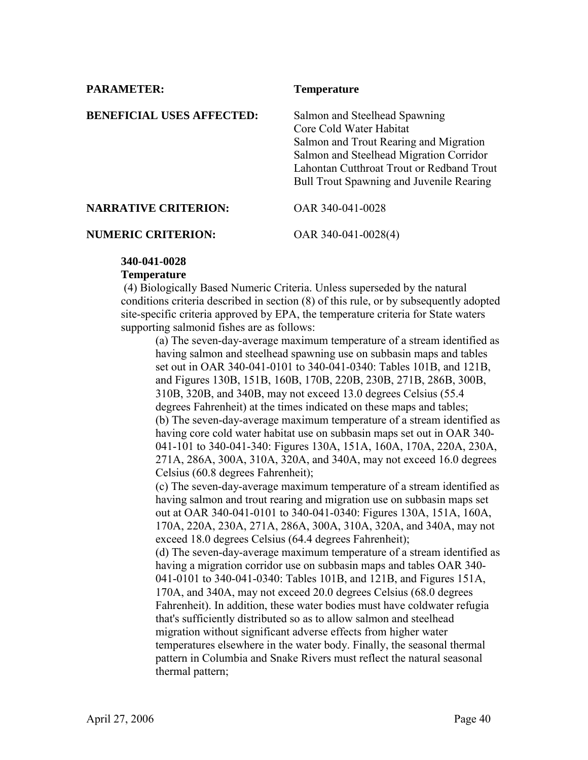**PARAMETER:** **Temperature**

**BENEFICIAL USES AFFECTED:**
Salmon and Steelhead Spawning
Core Cold Water Habitat
Salmon and Trout Rearing and Migration
Salmon and Steelhead Migration Corridor
Lahontan Cutthroat Trout or Redband Trout
Bull Trout Spawning and Juvenile Rearing

**NARRATIVE CRITERION:** OAR 340-041-0028

**NUMERIC CRITERION:** OAR 340-041-0028(4)

**340-041-0028**
**Temperature**

(4) Biologically Based Numeric Criteria. Unless superseded by the natural conditions criteria described in section (8) of this rule, or by subsequently adopted site-specific criteria approved by EPA, the temperature criteria for State waters supporting salmonid fishes are as follows:

(a) The seven-day-average maximum temperature of a stream identified as having salmon and steelhead spawning use on subbasin maps and tables set out in OAR 340-041-0101 to 340-041-0340: Tables 101B, and 121B, and Figures 130B, 151B, 160B, 170B, 220B, 230B, 271B, 286B, 300B, 310B, 320B, and 340B, may not exceed 13.0 degrees Celsius (55.4 degrees Fahrenheit) at the times indicated on these maps and tables;

(b) The seven-day-average maximum temperature of a stream identified as having core cold water habitat use on subbasin maps set out in OAR 340-041-101 to 340-041-340: Figures 130A, 151A, 160A, 170A, 220A, 230A, 271A, 286A, 300A, 310A, 320A, and 340A, may not exceed 16.0 degrees Celsius (60.8 degrees Fahrenheit);

(c) The seven-day-average maximum temperature of a stream identified as having salmon and trout rearing and migration use on subbasin maps set out at OAR 340-041-0101 to 340-041-0340: Figures 130A, 151A, 160A, 170A, 220A, 230A, 271A, 286A, 300A, 310A, 320A, and 340A, may not exceed 18.0 degrees Celsius (64.4 degrees Fahrenheit);

(d) The seven-day-average maximum temperature of a stream identified as having a migration corridor use on subbasin maps and tables OAR 340-041-0101 to 340-041-0340: Tables 101B, and 121B, and Figures 151A, 170A, and 340A, may not exceed 20.0 degrees Celsius (68.0 degrees Fahrenheit). In addition, these water bodies must have coldwater refugia that's sufficiently distributed so as to allow salmon and steelhead migration without significant adverse effects from higher water temperatures elsewhere in the water body. Finally, the seasonal thermal pattern in Columbia and Snake Rivers must reflect the natural seasonal thermal pattern;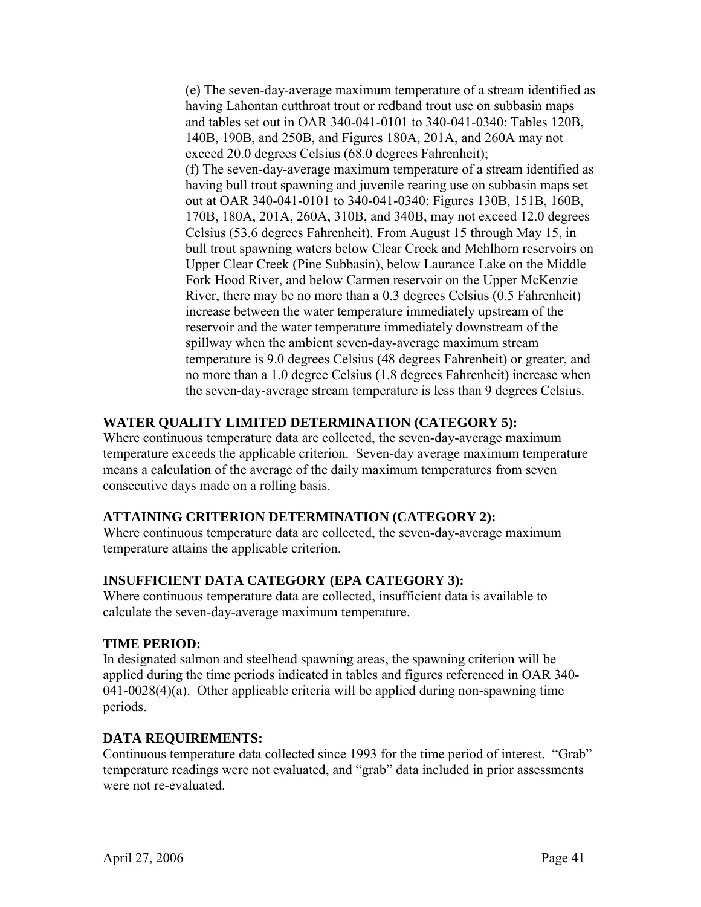(e) The seven-day-average maximum temperature of a stream identified as having Lahontan cutthroat trout or redband trout use on subbasin maps and tables set out in OAR 340-041-0101 to 340-041-0340: Tables 120B, 140B, 190B, and 250B, and Figures 180A, 201A, and 260A may not exceed 20.0 degrees Celsius (68.0 degrees Fahrenheit);

(f) The seven-day-average maximum temperature of a stream identified as having bull trout spawning and juvenile rearing use on subbasin maps set out at OAR 340-041-0101 to 340-041-0340: Figures 130B, 151B, 160B, 170B, 180A, 201A, 260A, 310B, and 340B, may not exceed 12.0 degrees Celsius (53.6 degrees Fahrenheit). From August 15 through May 15, in bull trout spawning waters below Clear Creek and Mehlhorn reservoirs on Upper Clear Creek (Pine Subbasin), below Laurance Lake on the Middle Fork Hood River, and below Carmen reservoir on the Upper McKenzie River, there may be no more than a 0.3 degrees Celsius (0.5 Fahrenheit) increase between the water temperature immediately upstream of the reservoir and the water temperature immediately downstream of the spillway when the ambient seven-day-average maximum stream temperature is 9.0 degrees Celsius (48 degrees Fahrenheit) or greater, and no more than a 1.0 degree Celsius (1.8 degrees Fahrenheit) increase when the seven-day-average stream temperature is less than 9 degrees Celsius.

**WATER QUALITY LIMITED DETERMINATION (CATEGORY 5):**
Where continuous temperature data are collected, the seven-day-average maximum temperature exceeds the applicable criterion. Seven-day average maximum temperature means a calculation of the average of the daily maximum temperatures from seven consecutive days made on a rolling basis.

**ATTAINING CRITERION DETERMINATION (CATEGORY 2):**
Where continuous temperature data are collected, the seven-day-average maximum temperature attains the applicable criterion.

**INSUFFICIENT DATA CATEGORY (EPA CATEGORY 3):**
Where continuous temperature data are collected, insufficient data is available to calculate the seven-day-average maximum temperature.

**TIME PERIOD:**
In designated salmon and steelhead spawning areas, the spawning criterion will be applied during the time periods indicated in tables and figures referenced in OAR 340-041-0028(4)(a). Other applicable criteria will be applied during non-spawning time periods.

**DATA REQUIREMENTS:**
Continuous temperature data collected since 1993 for the time period of interest. "Grab" temperature readings were not evaluated, and "grab" data included in prior assessments were not re-evaluated.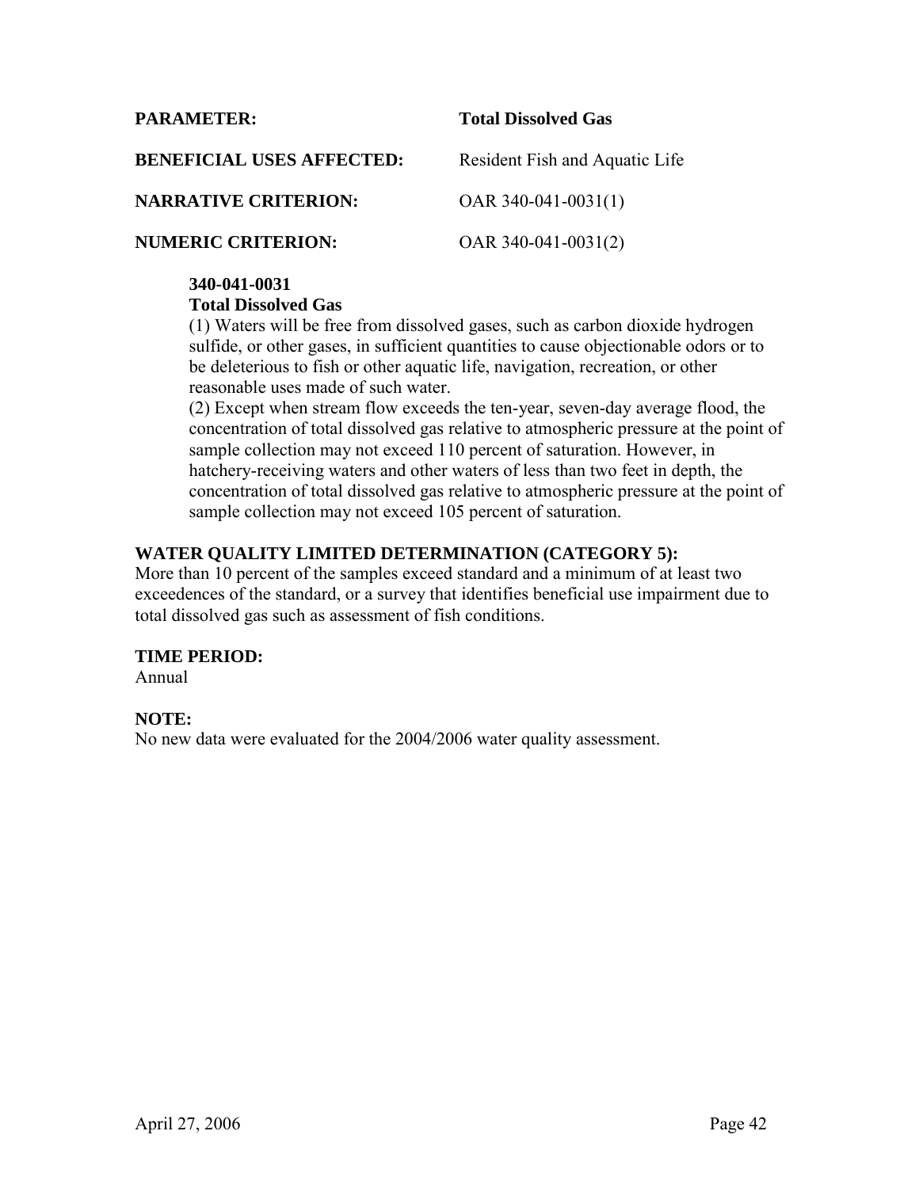**PARAMETER:** **Total Dissolved Gas**

**BENEFICIAL USES AFFECTED:** Resident Fish and Aquatic Life

**NARRATIVE CRITERION:** OAR 340-041-0031(1)

**NUMERIC CRITERION:** OAR 340-041-0031(2)

> **340-041-0031**
> **Total Dissolved Gas**
> (1) Waters will be free from dissolved gases, such as carbon dioxide hydrogen sulfide, or other gases, in sufficient quantities to cause objectionable odors or to be deleterious to fish or other aquatic life, navigation, recreation, or other reasonable uses made of such water.
> (2) Except when stream flow exceeds the ten-year, seven-day average flood, the concentration of total dissolved gas relative to atmospheric pressure at the point of sample collection may not exceed 110 percent of saturation. However, in hatchery-receiving waters and other waters of less than two feet in depth, the concentration of total dissolved gas relative to atmospheric pressure at the point of sample collection may not exceed 105 percent of saturation.

**WATER QUALITY LIMITED DETERMINATION (CATEGORY 5):**
More than 10 percent of the samples exceed standard and a minimum of at least two exceedences of the standard, or a survey that identifies beneficial use impairment due to total dissolved gas such as assessment of fish conditions.

**TIME PERIOD:**
Annual

**NOTE:**
No new data were evaluated for the 2004/2006 water quality assessment.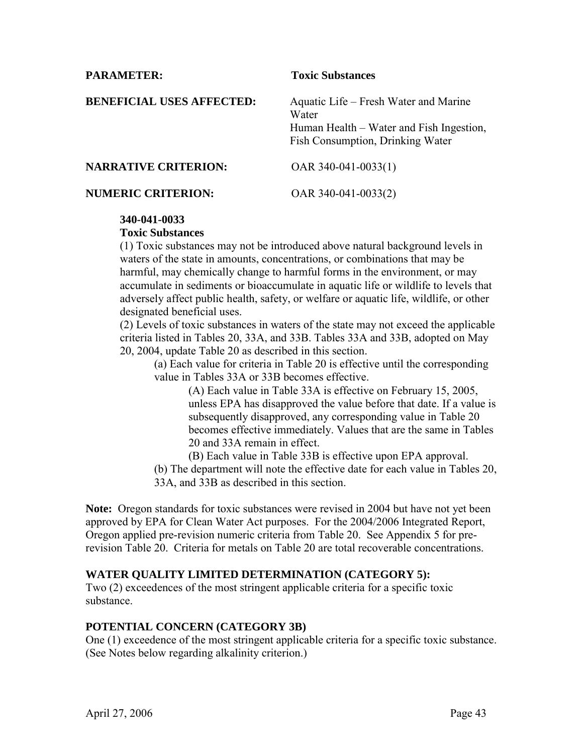**PARAMETER:** **Toxic Substances**

**BENEFICIAL USES AFFECTED:** Aquatic Life – Fresh Water and Marine Water
Human Health – Water and Fish Ingestion, Fish Consumption, Drinking Water

**NARRATIVE CRITERION:** OAR 340-041-0033(1)

**NUMERIC CRITERION:** OAR 340-041-0033(2)

> **340-041-0033**
> **Toxic Substances**
> (1) Toxic substances may not be introduced above natural background levels in waters of the state in amounts, concentrations, or combinations that may be harmful, may chemically change to harmful forms in the environment, or may accumulate in sediments or bioaccumulate in aquatic life or wildlife to levels that adversely affect public health, safety, or welfare or aquatic life, wildlife, or other designated beneficial uses.
> (2) Levels of toxic substances in waters of the state may not exceed the applicable criteria listed in Tables 20, 33A, and 33B. Tables 33A and 33B, adopted on May 20, 2004, update Table 20 as described in this section.
>
> (a) Each value for criteria in Table 20 is effective until the corresponding value in Tables 33A or 33B becomes effective.
>
> (A) Each value in Table 33A is effective on February 15, 2005, unless EPA has disapproved the value before that date. If a value is subsequently disapproved, any corresponding value in Table 20 becomes effective immediately. Values that are the same in Tables 20 and 33A remain in effect.
>
> (B) Each value in Table 33B is effective upon EPA approval.
>
> (b) The department will note the effective date for each value in Tables 20, 33A, and 33B as described in this section.

**Note:** Oregon standards for toxic substances were revised in 2004 but have not yet been approved by EPA for Clean Water Act purposes. For the 2004/2006 Integrated Report, Oregon applied pre-revision numeric criteria from Table 20. See Appendix 5 for pre-revision Table 20. Criteria for metals on Table 20 are total recoverable concentrations.

### WATER QUALITY LIMITED DETERMINATION (CATEGORY 5):

Two (2) exceedences of the most stringent applicable criteria for a specific toxic substance.

### POTENTIAL CONCERN (CATEGORY 3B)

One (1) exceedence of the most stringent applicable criteria for a specific toxic substance. (See Notes below regarding alkalinity criterion.)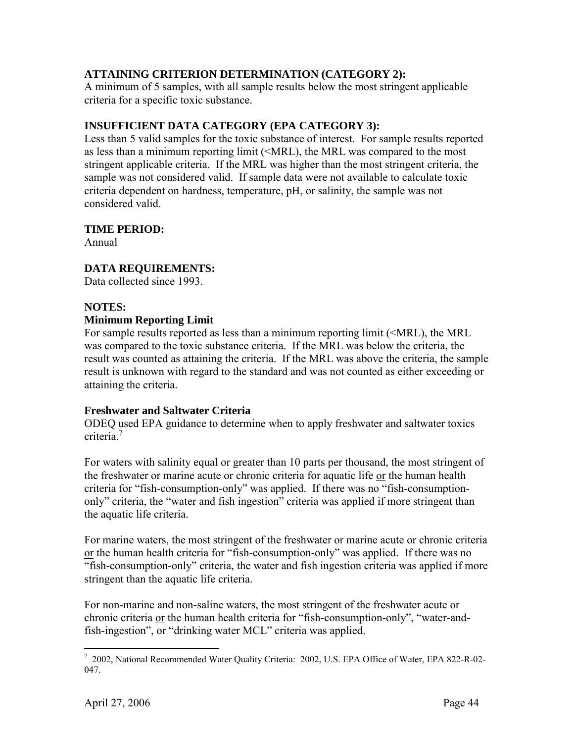**ATTAINING CRITERION DETERMINATION (CATEGORY 2):**
A minimum of 5 samples, with all sample results below the most stringent applicable criteria for a specific toxic substance.

**INSUFFICIENT DATA CATEGORY (EPA CATEGORY 3):**
Less than 5 valid samples for the toxic substance of interest. For sample results reported as less than a minimum reporting limit (<MRL), the MRL was compared to the most stringent applicable criteria. If the MRL was higher than the most stringent criteria, the sample was not considered valid. If sample data were not available to calculate toxic criteria dependent on hardness, temperature, pH, or salinity, the sample was not considered valid.

**TIME PERIOD:**
Annual

**DATA REQUIREMENTS:**
Data collected since 1993.

**NOTES:**

**Minimum Reporting Limit**
For sample results reported as less than a minimum reporting limit (<MRL), the MRL was compared to the toxic substance criteria. If the MRL was below the criteria, the result was counted as attaining the criteria. If the MRL was above the criteria, the sample result is unknown with regard to the standard and was not counted as either exceeding or attaining the criteria.

**Freshwater and Saltwater Criteria**
ODEQ used EPA guidance to determine when to apply freshwater and saltwater toxics criteria.[7]

For waters with salinity equal or greater than 10 parts per thousand, the most stringent of the freshwater or marine acute or chronic criteria for aquatic life or the human health criteria for "fish-consumption-only" was applied. If there was no "fish-consumption-only" criteria, the "water and fish ingestion" criteria was applied if more stringent than the aquatic life criteria.

For marine waters, the most stringent of the freshwater or marine acute or chronic criteria or the human health criteria for "fish-consumption-only" was applied. If there was no "fish-consumption-only" criteria, the water and fish ingestion criteria was applied if more stringent than the aquatic life criteria.

For non-marine and non-saline waters, the most stringent of the freshwater acute or chronic criteria or the human health criteria for "fish-consumption-only", "water-and-fish-ingestion", or "drinking water MCL" criteria was applied.

---

[7] 2002, National Recommended Water Quality Criteria: 2002, U.S. EPA Office of Water, EPA 822-R-02-047.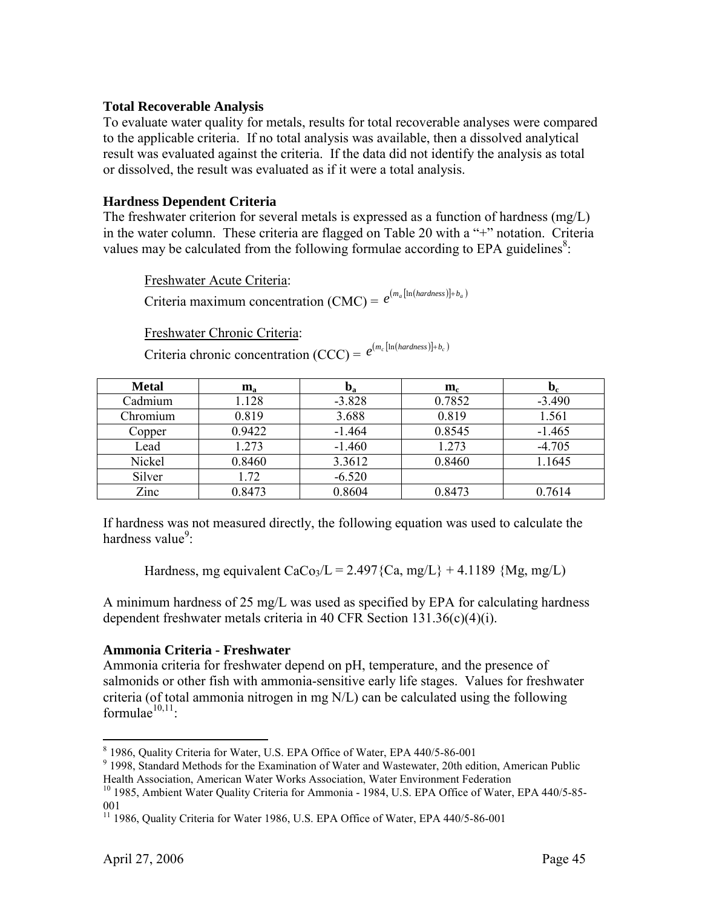### Total Recoverable Analysis

To evaluate water quality for metals, results for total recoverable analyses were compared to the applicable criteria. If no total analysis was available, then a dissolved analytical result was evaluated against the criteria. If the data did not identify the analysis as total or dissolved, the result was evaluated as if it were a total analysis.

### Hardness Dependent Criteria

The freshwater criterion for several metals is expressed as a function of hardness (mg/L) in the water column. These criteria are flagged on Table 20 with a "+" notation. Criteria values may be calculated from the following formulae according to EPA guidelines[8]:

Freshwater Acute Criteria:

Criteria maximum concentration (CMC) = $e^{(m_a[\ln(hardness)]+b_a)}$

Freshwater Chronic Criteria:

Criteria chronic concentration (CCC) = $e^{(m_c[\ln(hardness)]+b_c)}$

| Metal | $m_a$ | $b_a$ | $m_c$ | $b_c$ |
|---|---|---|---|---|
| Cadmium | 1.128 | -3.828 | 0.7852 | -3.490 |
| Chromium | 0.819 | 3.688 | 0.819 | 1.561 |
| Copper | 0.9422 | -1.464 | 0.8545 | -1.465 |
| Lead | 1.273 | -1.460 | 1.273 | -4.705 |
| Nickel | 0.8460 | 3.3612 | 0.8460 | 1.1645 |
| Silver | 1.72 | -6.520 | | |
| Zinc | 0.8473 | 0.8604 | 0.8473 | 0.7614 |

If hardness was not measured directly, the following equation was used to calculate the hardness value[9]:

Hardness, mg equivalent $CaCo_3$/L = 2.497{Ca, mg/L} + 4.1189 {Mg, mg/L)

A minimum hardness of 25 mg/L was used as specified by EPA for calculating hardness dependent freshwater metals criteria in 40 CFR Section 131.36(c)(4)(i).

### Ammonia Criteria - Freshwater

Ammonia criteria for freshwater depend on pH, temperature, and the presence of salmonids or other fish with ammonia-sensitive early life stages. Values for freshwater criteria (of total ammonia nitrogen in mg N/L) can be calculated using the following formulae[10,11]:

---

[8] 1986, Quality Criteria for Water, U.S. EPA Office of Water, EPA 440/5-86-001

[9] 1998, Standard Methods for the Examination of Water and Wastewater, 20th edition, American Public Health Association, American Water Works Association, Water Environment Federation

[10] 1985, Ambient Water Quality Criteria for Ammonia - 1984, U.S. EPA Office of Water, EPA 440/5-85-001

[11] 1986, Quality Criteria for Water 1986, U.S. EPA Office of Water, EPA 440/5-86-001

April 27, 2006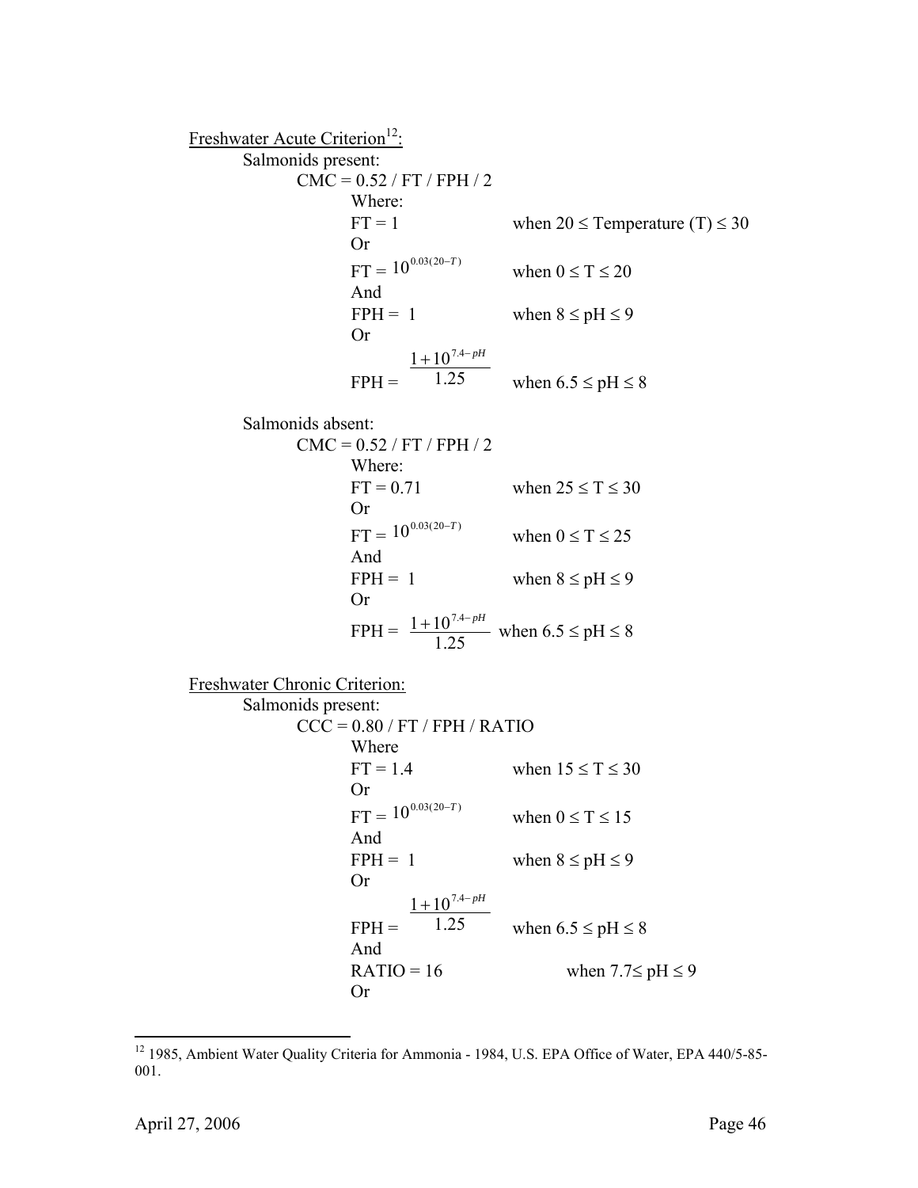Freshwater Acute Criterion[12]:

Salmonids present:

CMC = 0.52 / FT / FPH / 2

Where:

FT = 1 when $20 \leq$ Temperature (T) $\leq 30$

Or

FT = $10^{0.03(20-T)}$ when $0 \leq T \leq 20$

And

FPH = 1 when $8 \leq pH \leq 9$

Or

FPH = $\frac{1+10^{7.4-pH}}{1.25}$ when $6.5 \leq pH \leq 8$

Salmonids absent:

CMC = 0.52 / FT / FPH / 2

Where:

FT = 0.71 when $25 \leq T \leq 30$

Or

FT = $10^{0.03(20-T)}$ when $0 \leq T \leq 25$

And

FPH = 1 when $8 \leq pH \leq 9$

Or

FPH = $\frac{1+10^{7.4-pH}}{1.25}$ when $6.5 \leq pH \leq 8$

Freshwater Chronic Criterion:

Salmonids present:

CCC = 0.80 / FT / FPH / RATIO

Where

FT = 1.4 when $15 \leq T \leq 30$

Or

FT = $10^{0.03(20-T)}$ when $0 \leq T \leq 15$

And

FPH = 1 when $8 \leq pH \leq 9$

Or

FPH = $\frac{1+10^{7.4-pH}}{1.25}$ when $6.5 \leq pH \leq 8$

And

RATIO = 16 when $7.7 \leq pH \leq 9$

Or

---

[12] 1985, Ambient Water Quality Criteria for Ammonia - 1984, U.S. EPA Office of Water, EPA 440/5-85-001.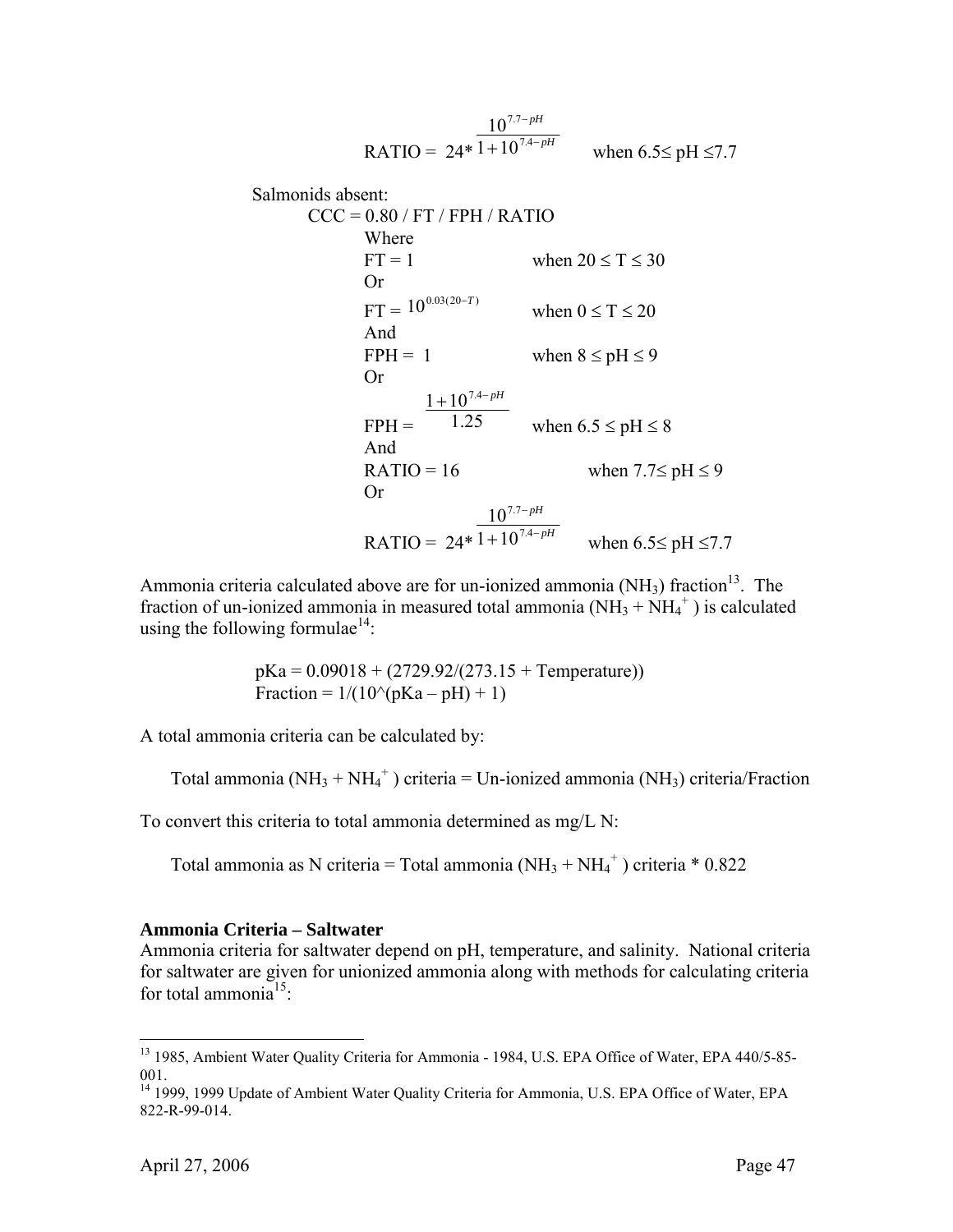$$\text{RATIO} = 24 * \frac{10^{7.7-pH}}{1+10^{7.4-pH}} \qquad \text{when } 6.5 \le pH \le 7.7$$

Salmonids absent:

CCC = 0.80 / FT / FPH / RATIO

Where

FT = 1 when $20 \le T \le 30$

Or

$FT = 10^{0.03(20-T)}$ when $0 \le T \le 20$

And

FPH = 1 when $8 \le pH \le 9$

Or

$$FPH = \frac{1+10^{7.4-pH}}{1.25} \qquad \text{when } 6.5 \le pH \le 8$$

And

RATIO = 16 when $7.7 \le pH \le 9$

Or

$$\text{RATIO} = 24 * \frac{10^{7.7-pH}}{1+10^{7.4-pH}} \qquad \text{when } 6.5 \le pH \le 7.7$$

Ammonia criteria calculated above are for un-ionized ammonia ($NH_3$) fraction[13]. The fraction of un-ionized ammonia in measured total ammonia ($NH_3 + NH_4^+$) is calculated using the following formulae[14]:

pKa = 0.09018 + (2729.92/(273.15 + Temperature))

Fraction = 1/(10^(pKa – pH) + 1)

A total ammonia criteria can be calculated by:

Total ammonia ($NH_3 + NH_4^+$) criteria = Un-ionized ammonia ($NH_3$) criteria/Fraction

To convert this criteria to total ammonia determined as mg/L N:

Total ammonia as N criteria = Total ammonia ($NH_3 + NH_4^+$) criteria * 0.822

**Ammonia Criteria – Saltwater**

Ammonia criteria for saltwater depend on pH, temperature, and salinity. National criteria for saltwater are given for unionized ammonia along with methods for calculating criteria for total ammonia[15]:

---

[13] 1985, Ambient Water Quality Criteria for Ammonia - 1984, U.S. EPA Office of Water, EPA 440/5-85-001.

[14] 1999, 1999 Update of Ambient Water Quality Criteria for Ammonia, U.S. EPA Office of Water, EPA 822-R-99-014.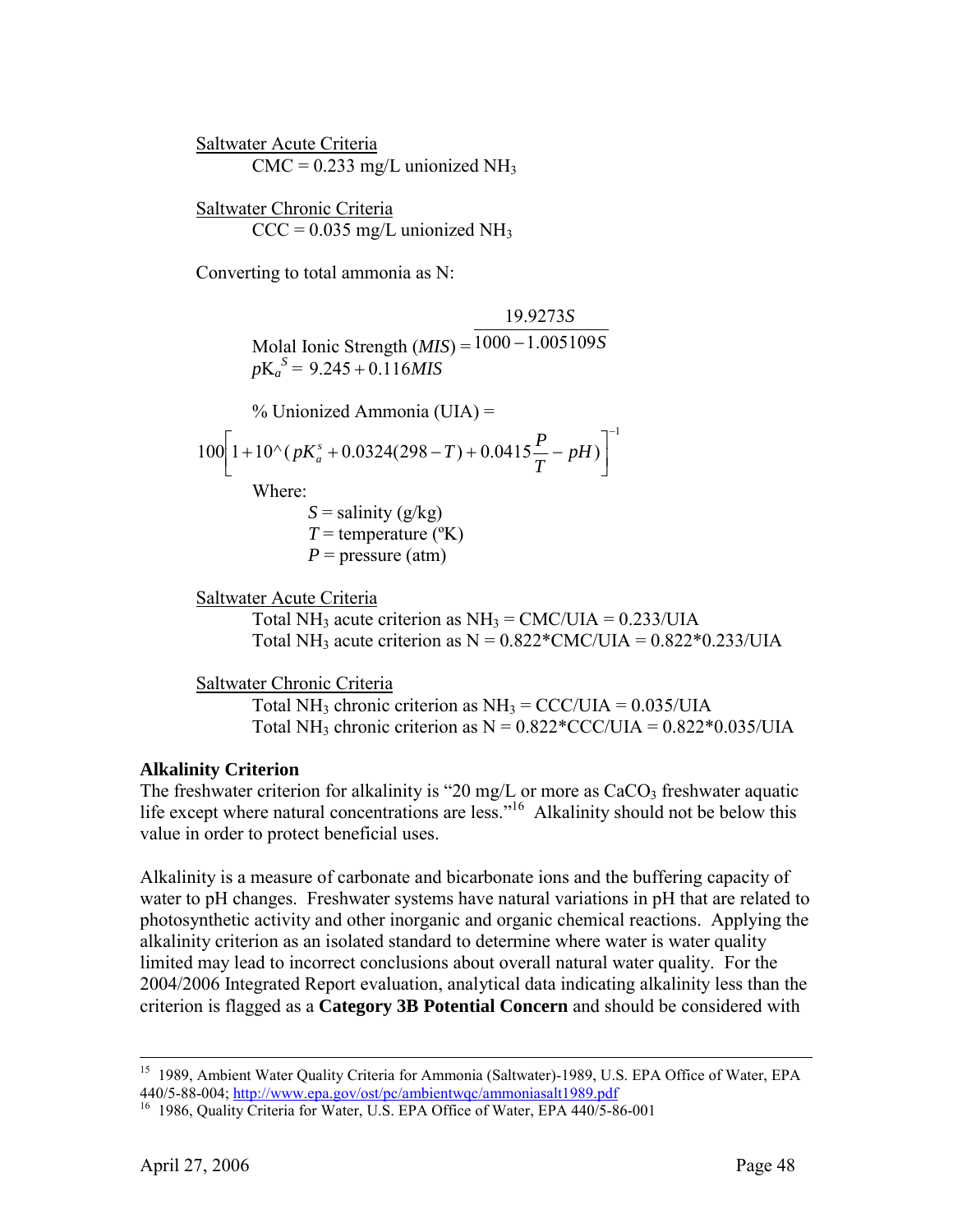Saltwater Acute Criteria

CMC = 0.233 mg/L unionized $NH_3$

Saltwater Chronic Criteria

CCC = 0.035 mg/L unionized $NH_3$

Converting to total ammonia as N:

$$\text{Molal Ionic Strength } (MIS) = \frac{19.9273S}{1000 - 1.005109S}$$

$$pK_a^S = 9.245 + 0.116MIS$$

% Unionized Ammonia (UIA) =

$$100\left[1 + 10^\wedge(pK_a^s + 0.0324(298 - T) + 0.0415\frac{P}{T} - pH)\right]^{-1}$$

Where:

$S$ = salinity (g/kg)

$T$ = temperature (ºK)

$P$ = pressure (atm)

Saltwater Acute Criteria

Total $NH_3$ acute criterion as $NH_3$ = CMC/UIA = 0.233/UIA

Total $NH_3$ acute criterion as N = 0.822*CMC/UIA = 0.822*0.233/UIA

Saltwater Chronic Criteria

Total $NH_3$ chronic criterion as $NH_3$ = CCC/UIA = 0.035/UIA

Total $NH_3$ chronic criterion as N = 0.822*CCC/UIA = 0.822*0.035/UIA

**Alkalinity Criterion**

The freshwater criterion for alkalinity is "20 mg/L or more as $CaCO_3$ freshwater aquatic life except where natural concentrations are less."[16] Alkalinity should not be below this value in order to protect beneficial uses.

Alkalinity is a measure of carbonate and bicarbonate ions and the buffering capacity of water to pH changes. Freshwater systems have natural variations in pH that are related to photosynthetic activity and other inorganic and organic chemical reactions. Applying the alkalinity criterion as an isolated standard to determine where water is water quality limited may lead to incorrect conclusions about overall natural water quality. For the 2004/2006 Integrated Report evaluation, analytical data indicating alkalinity less than the criterion is flagged as a **Category 3B Potential Concern** and should be considered with

---

[15] 1989, Ambient Water Quality Criteria for Ammonia (Saltwater)-1989, U.S. EPA Office of Water, EPA 440/5-88-004; http://www.epa.gov/ost/pc/ambientwqc/ammoniasalt1989.pdf

[16] 1986, Quality Criteria for Water, U.S. EPA Office of Water, EPA 440/5-86-001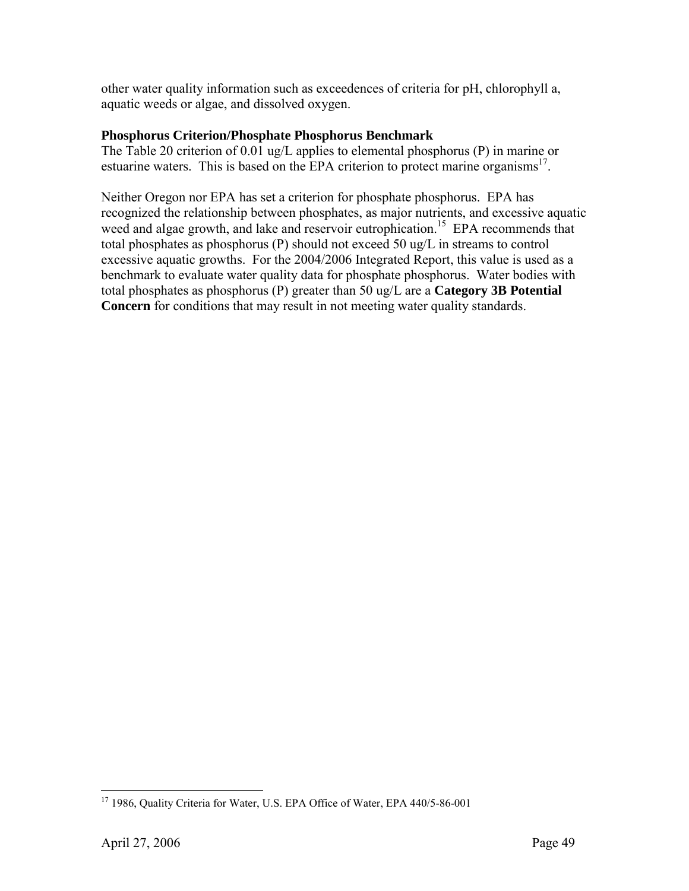other water quality information such as exceedences of criteria for pH, chlorophyll a, aquatic weeds or algae, and dissolved oxygen.

**Phosphorus Criterion/Phosphate Phosphorus Benchmark**
The Table 20 criterion of 0.01 ug/L applies to elemental phosphorus (P) in marine or estuarine waters. This is based on the EPA criterion to protect marine organisms[17].

Neither Oregon nor EPA has set a criterion for phosphate phosphorus. EPA has recognized the relationship between phosphates, as major nutrients, and excessive aquatic weed and algae growth, and lake and reservoir eutrophication.[15] EPA recommends that total phosphates as phosphorus (P) should not exceed 50 ug/L in streams to control excessive aquatic growths. For the 2004/2006 Integrated Report, this value is used as a benchmark to evaluate water quality data for phosphate phosphorus. Water bodies with total phosphates as phosphorus (P) greater than 50 ug/L are a **Category 3B Potential Concern** for conditions that may result in not meeting water quality standards.

---

[17] 1986, Quality Criteria for Water, U.S. EPA Office of Water, EPA 440/5-86-001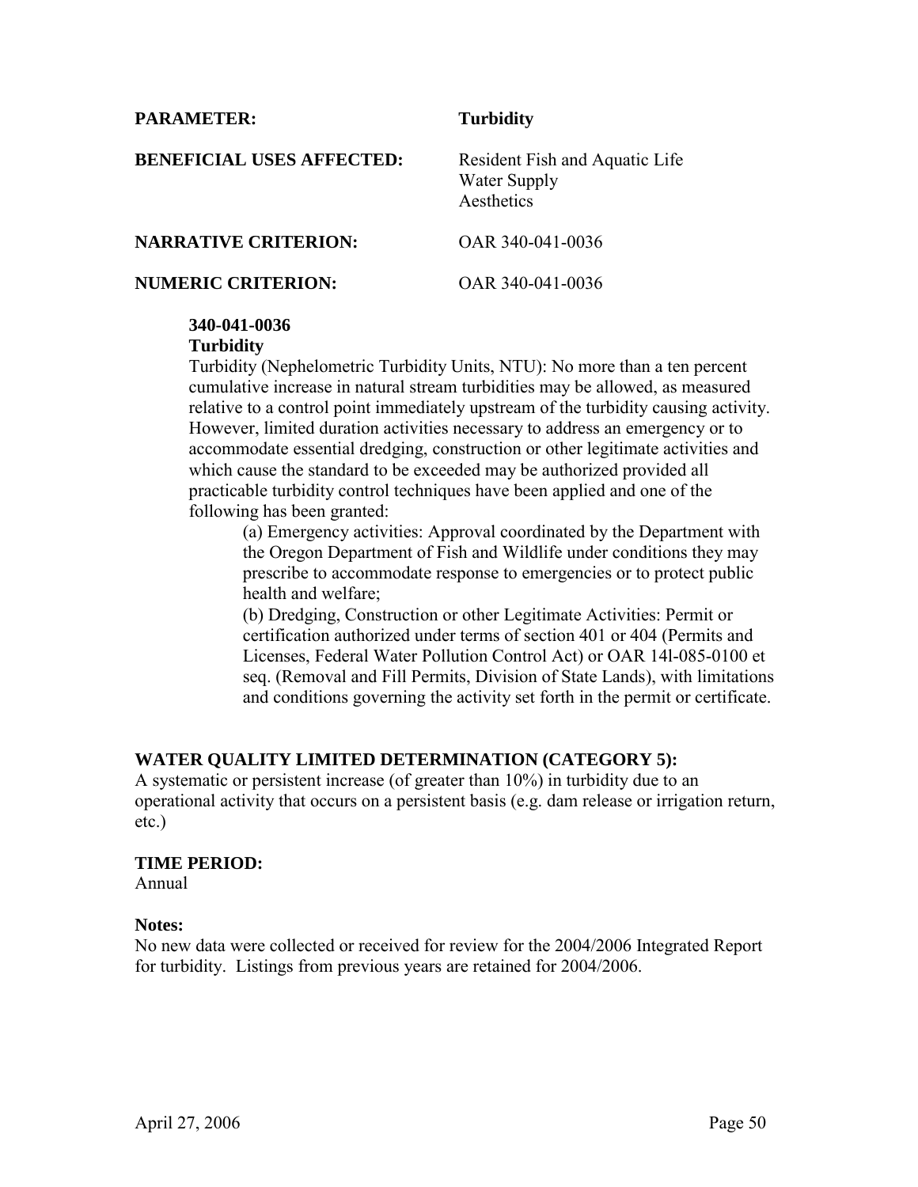**PARAMETER:** **Turbidity**

**BENEFICIAL USES AFFECTED:** Resident Fish and Aquatic Life
Water Supply
Aesthetics

**NARRATIVE CRITERION:** OAR 340-041-0036

**NUMERIC CRITERION:** OAR 340-041-0036

> **340-041-0036**
> **Turbidity**
> Turbidity (Nephelometric Turbidity Units, NTU): No more than a ten percent cumulative increase in natural stream turbidities may be allowed, as measured relative to a control point immediately upstream of the turbidity causing activity. However, limited duration activities necessary to address an emergency or to accommodate essential dredging, construction or other legitimate activities and which cause the standard to be exceeded may be authorized provided all practicable turbidity control techniques have been applied and one of the following has been granted:
>
> (a) Emergency activities: Approval coordinated by the Department with the Oregon Department of Fish and Wildlife under conditions they may prescribe to accommodate response to emergencies or to protect public health and welfare;
> (b) Dredging, Construction or other Legitimate Activities: Permit or certification authorized under terms of section 401 or 404 (Permits and Licenses, Federal Water Pollution Control Act) or OAR 14l-085-0100 et seq. (Removal and Fill Permits, Division of State Lands), with limitations and conditions governing the activity set forth in the permit or certificate.

**WATER QUALITY LIMITED DETERMINATION (CATEGORY 5):**
A systematic or persistent increase (of greater than 10%) in turbidity due to an operational activity that occurs on a persistent basis (e.g. dam release or irrigation return, etc.)

**TIME PERIOD:**
Annual

**Notes:**
No new data were collected or received for review for the 2004/2006 Integrated Report for turbidity. Listings from previous years are retained for 2004/2006.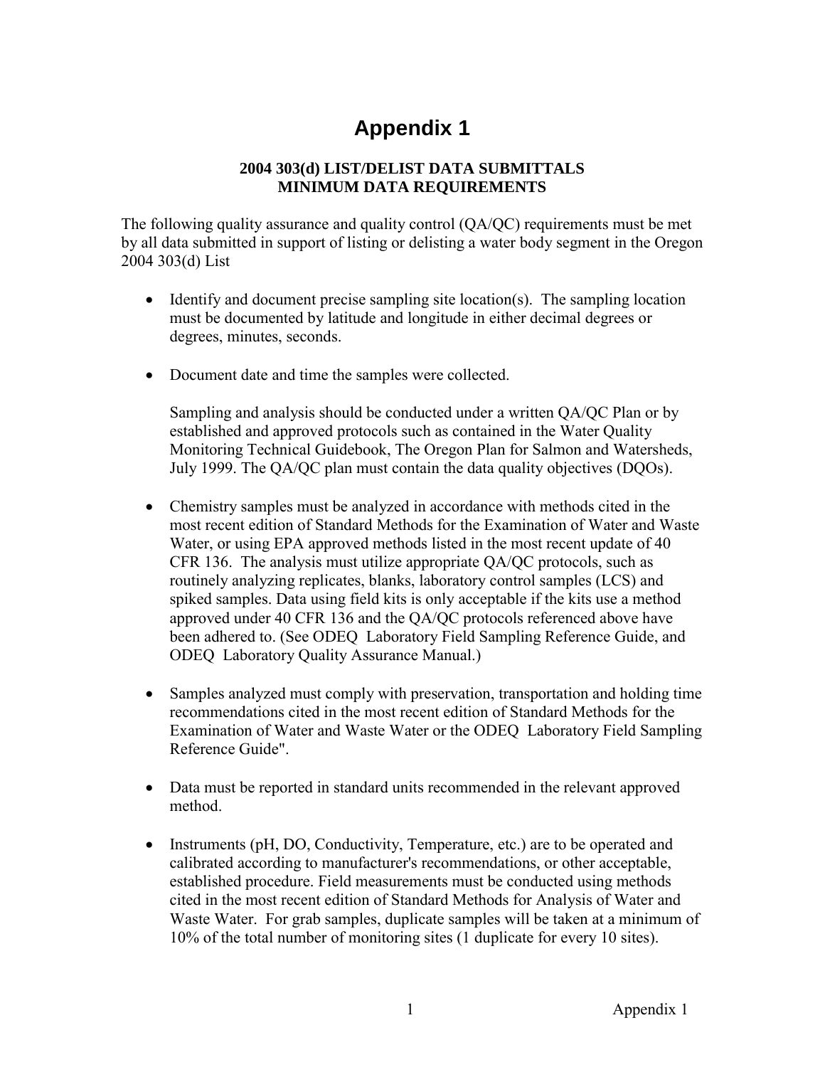# Appendix 1

### 2004 303(d) LIST/DELIST DATA SUBMITTALS
### MINIMUM DATA REQUIREMENTS

The following quality assurance and quality control (QA/QC) requirements must be met by all data submitted in support of listing or delisting a water body segment in the Oregon 2004 303(d) List

- Identify and document precise sampling site location(s). The sampling location must be documented by latitude and longitude in either decimal degrees or degrees, minutes, seconds.

- Document date and time the samples were collected.

  Sampling and analysis should be conducted under a written QA/QC Plan or by established and approved protocols such as contained in the Water Quality Monitoring Technical Guidebook, The Oregon Plan for Salmon and Watersheds, July 1999. The QA/QC plan must contain the data quality objectives (DQOs).

- Chemistry samples must be analyzed in accordance with methods cited in the most recent edition of Standard Methods for the Examination of Water and Waste Water, or using EPA approved methods listed in the most recent update of 40 CFR 136. The analysis must utilize appropriate QA/QC protocols, such as routinely analyzing replicates, blanks, laboratory control samples (LCS) and spiked samples. Data using field kits is only acceptable if the kits use a method approved under 40 CFR 136 and the QA/QC protocols referenced above have been adhered to. (See ODEQ Laboratory Field Sampling Reference Guide, and ODEQ Laboratory Quality Assurance Manual.)

- Samples analyzed must comply with preservation, transportation and holding time recommendations cited in the most recent edition of Standard Methods for the Examination of Water and Waste Water or the ODEQ Laboratory Field Sampling Reference Guide".

- Data must be reported in standard units recommended in the relevant approved method.

- Instruments (pH, DO, Conductivity, Temperature, etc.) are to be operated and calibrated according to manufacturer's recommendations, or other acceptable, established procedure. Field measurements must be conducted using methods cited in the most recent edition of Standard Methods for Analysis of Water and Waste Water. For grab samples, duplicate samples will be taken at a minimum of 10% of the total number of monitoring sites (1 duplicate for every 10 sites).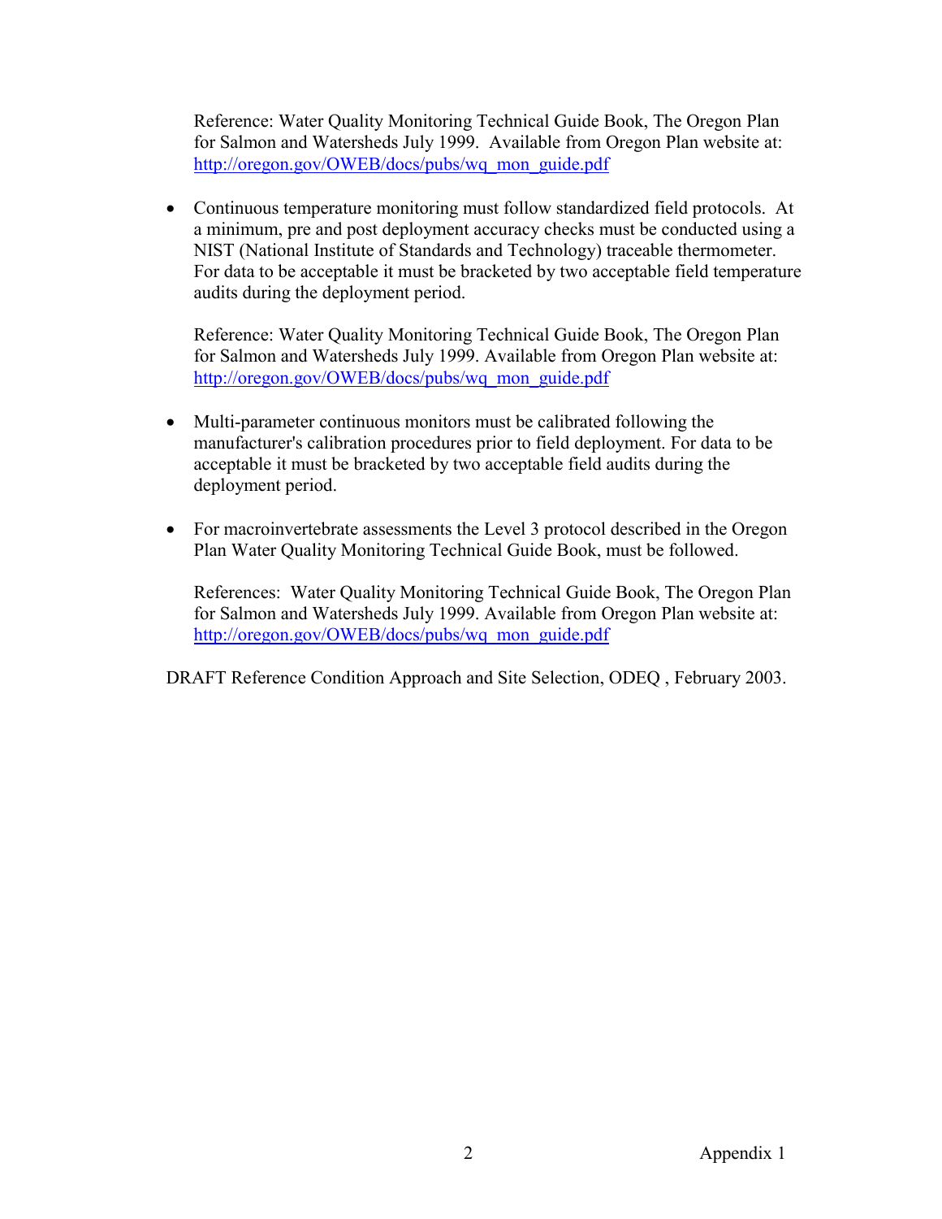Reference: Water Quality Monitoring Technical Guide Book, The Oregon Plan for Salmon and Watersheds July 1999. Available from Oregon Plan website at: http://oregon.gov/OWEB/docs/pubs/wq_mon_guide.pdf

- Continuous temperature monitoring must follow standardized field protocols. At a minimum, pre and post deployment accuracy checks must be conducted using a NIST (National Institute of Standards and Technology) traceable thermometer. For data to be acceptable it must be bracketed by two acceptable field temperature audits during the deployment period.

  Reference: Water Quality Monitoring Technical Guide Book, The Oregon Plan for Salmon and Watersheds July 1999. Available from Oregon Plan website at: http://oregon.gov/OWEB/docs/pubs/wq_mon_guide.pdf

- Multi-parameter continuous monitors must be calibrated following the manufacturer's calibration procedures prior to field deployment. For data to be acceptable it must be bracketed by two acceptable field audits during the deployment period.

- For macroinvertebrate assessments the Level 3 protocol described in the Oregon Plan Water Quality Monitoring Technical Guide Book, must be followed.

  References: Water Quality Monitoring Technical Guide Book, The Oregon Plan for Salmon and Watersheds July 1999. Available from Oregon Plan website at: http://oregon.gov/OWEB/docs/pubs/wq_mon_guide.pdf

DRAFT Reference Condition Approach and Site Selection, ODEQ , February 2003.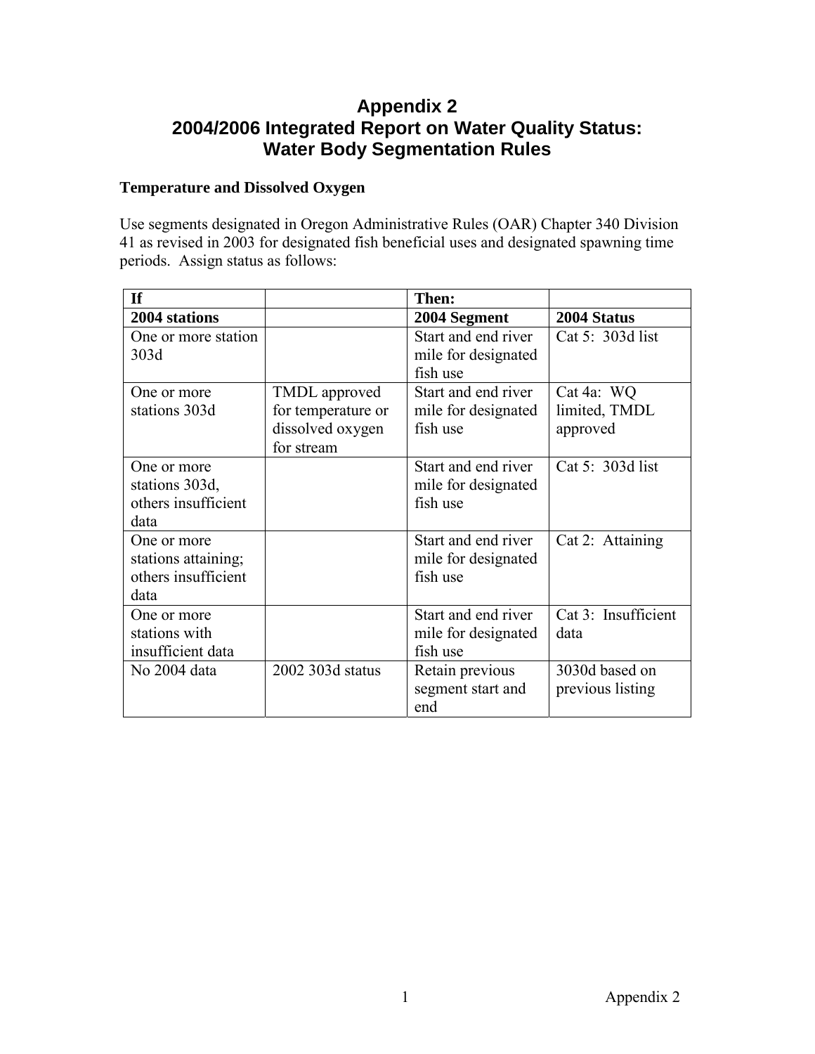# Appendix 2
# 2004/2006 Integrated Report on Water Quality Status: Water Body Segmentation Rules

**Temperature and Dissolved Oxygen**

Use segments designated in Oregon Administrative Rules (OAR) Chapter 340 Division 41 as revised in 2003 for designated fish beneficial uses and designated spawning time periods. Assign status as follows:

| **If** | | **Then:** | |
|---|---|---|---|
| **2004 stations** | | **2004 Segment** | **2004 Status** |
| One or more station 303d | | Start and end river mile for designated fish use | Cat 5: 303d list |
| One or more stations 303d | TMDL approved for temperature or dissolved oxygen for stream | Start and end river mile for designated fish use | Cat 4a: WQ limited, TMDL approved |
| One or more stations 303d, others insufficient data | | Start and end river mile for designated fish use | Cat 5: 303d list |
| One or more stations attaining; others insufficient data | | Start and end river mile for designated fish use | Cat 2: Attaining |
| One or more stations with insufficient data | | Start and end river mile for designated fish use | Cat 3: Insufficient data |
| No 2004 data | 2002 303d status | Retain previous segment start and end | 3030d based on previous listing |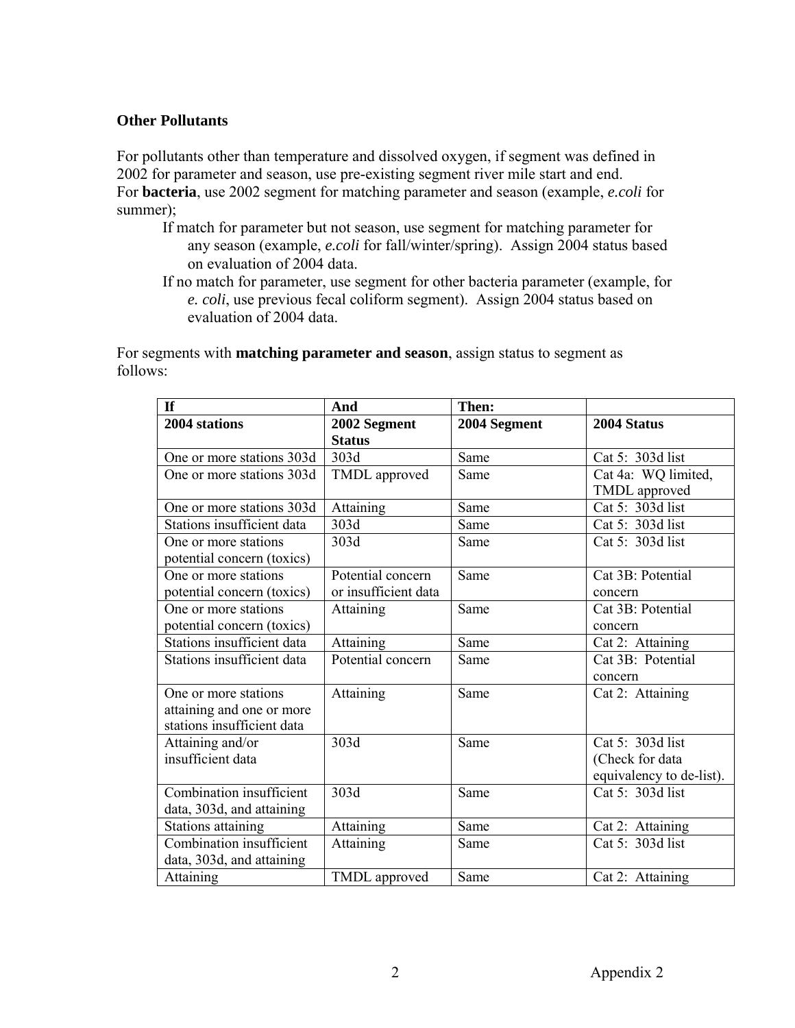**Other Pollutants**

For pollutants other than temperature and dissolved oxygen, if segment was defined in 2002 for parameter and season, use pre-existing segment river mile start and end.
For **bacteria**, use 2002 segment for matching parameter and season (example, *e.coli* for summer);

- If match for parameter but not season, use segment for matching parameter for any season (example, *e.coli* for fall/winter/spring). Assign 2004 status based on evaluation of 2004 data.
- If no match for parameter, use segment for other bacteria parameter (example, for *e. coli*, use previous fecal coliform segment). Assign 2004 status based on evaluation of 2004 data.

For segments with **matching parameter and season**, assign status to segment as follows:

| **If** | **And** | **Then:** | |
|---|---|---|---|
| **2004 stations** | **2002 Segment Status** | **2004 Segment** | **2004 Status** |
| One or more stations 303d | 303d | Same | Cat 5: 303d list |
| One or more stations 303d | TMDL approved | Same | Cat 4a: WQ limited, TMDL approved |
| One or more stations 303d | Attaining | Same | Cat 5: 303d list |
| Stations insufficient data | 303d | Same | Cat 5: 303d list |
| One or more stations potential concern (toxics) | 303d | Same | Cat 5: 303d list |
| One or more stations potential concern (toxics) | Potential concern or insufficient data | Same | Cat 3B: Potential concern |
| One or more stations potential concern (toxics) | Attaining | Same | Cat 3B: Potential concern |
| Stations insufficient data | Attaining | Same | Cat 2: Attaining |
| Stations insufficient data | Potential concern | Same | Cat 3B: Potential concern |
| One or more stations attaining and one or more stations insufficient data | Attaining | Same | Cat 2: Attaining |
| Attaining and/or insufficient data | 303d | Same | Cat 5: 303d list (Check for data equivalency to de-list). |
| Combination insufficient data, 303d, and attaining | 303d | Same | Cat 5: 303d list |
| Stations attaining | Attaining | Same | Cat 2: Attaining |
| Combination insufficient data, 303d, and attaining | Attaining | Same | Cat 5: 303d list |
| Attaining | TMDL approved | Same | Cat 2: Attaining |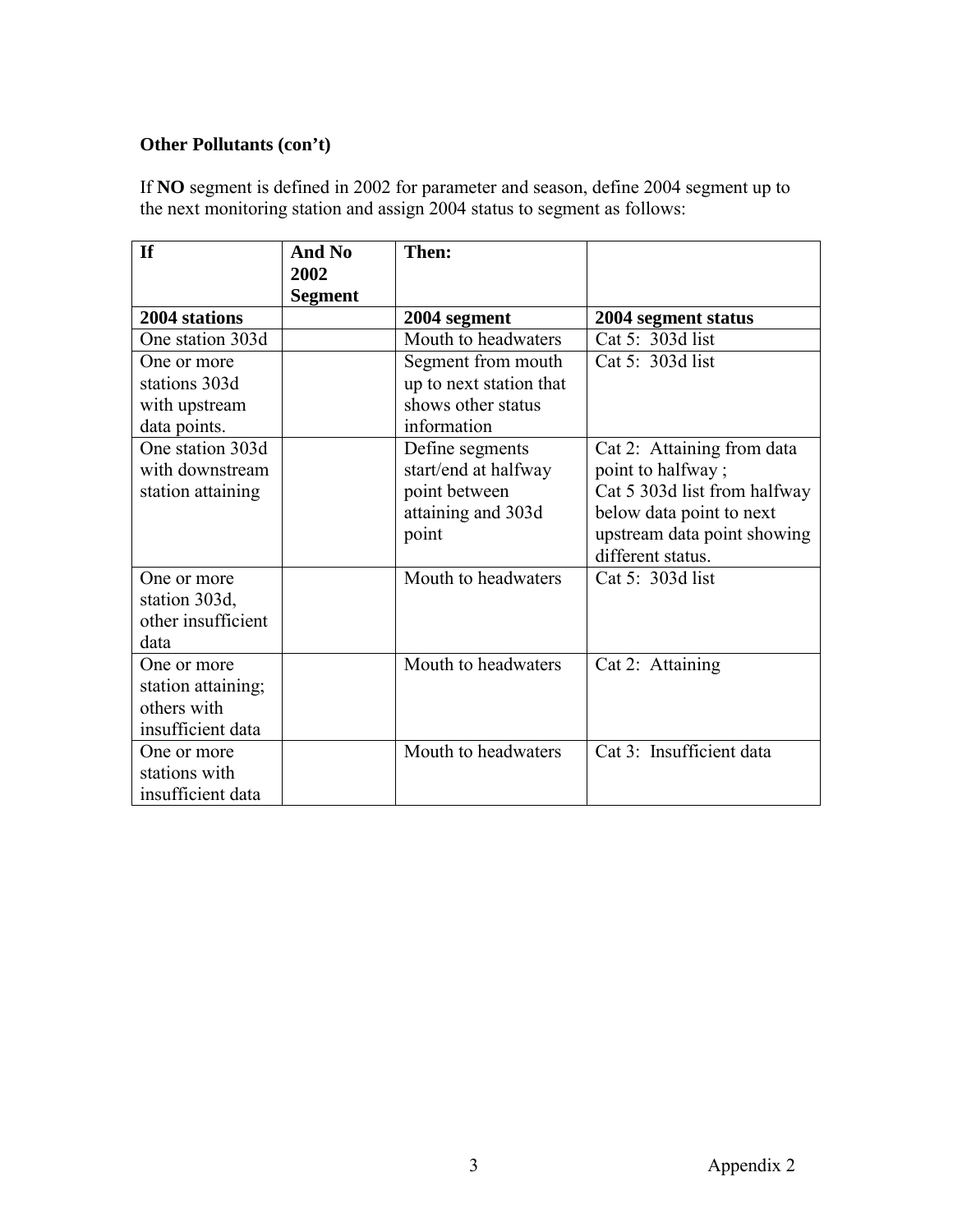**Other Pollutants (con't)**

If **NO** segment is defined in 2002 for parameter and season, define 2004 segment up to the next monitoring station and assign 2004 status to segment as follows:

| **If** | **And No 2002 Segment** | **Then:** | |
|---|---|---|---|
| **2004 stations** | | **2004 segment** | **2004 segment status** |
| One station 303d | | Mouth to headwaters | Cat 5: 303d list |
| One or more stations 303d with upstream data points. | | Segment from mouth up to next station that shows other status information | Cat 5: 303d list |
| One station 303d with downstream station attaining | | Define segments start/end at halfway point between attaining and 303d point | Cat 2: Attaining from data point to halfway ; Cat 5 303d list from halfway below data point to next upstream data point showing different status. |
| One or more station 303d, other insufficient data | | Mouth to headwaters | Cat 5: 303d list |
| One or more station attaining; others with insufficient data | | Mouth to headwaters | Cat 2: Attaining |
| One or more stations with insufficient data | | Mouth to headwaters | Cat 3: Insufficient data |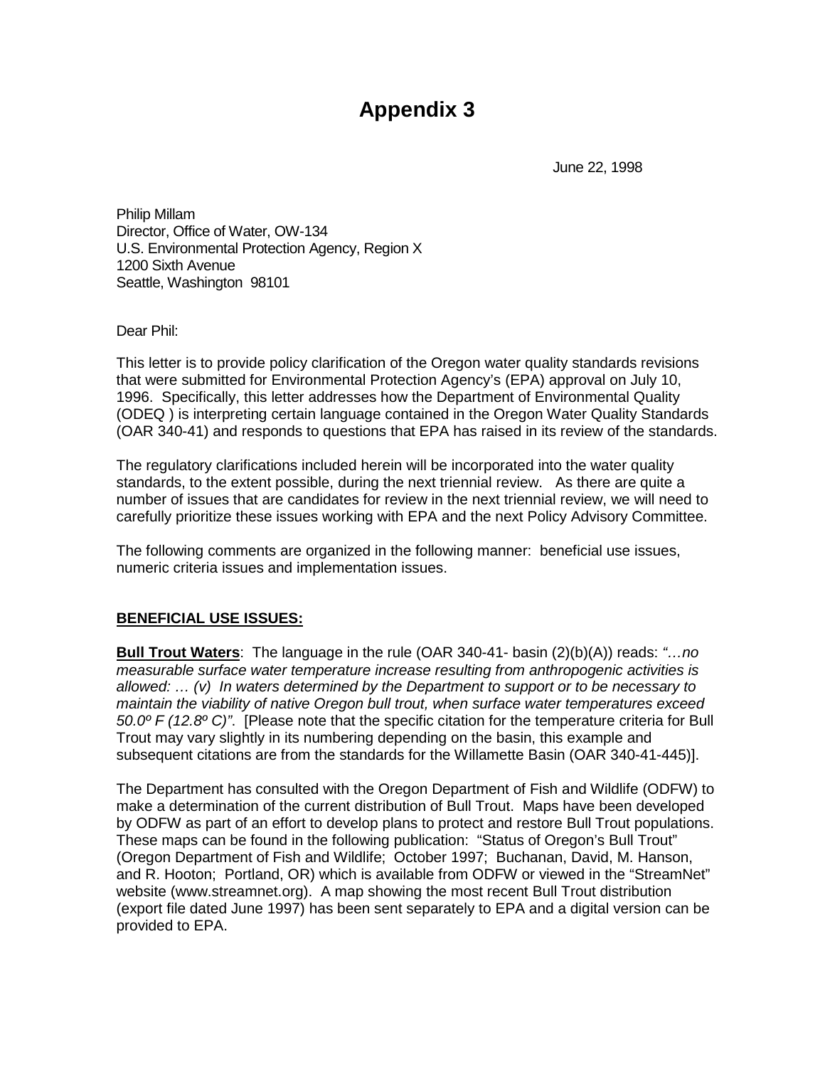# Appendix 3

June 22, 1998

Philip Millam
Director, Office of Water, OW-134
U.S. Environmental Protection Agency, Region X
1200 Sixth Avenue
Seattle, Washington 98101

Dear Phil:

This letter is to provide policy clarification of the Oregon water quality standards revisions that were submitted for Environmental Protection Agency's (EPA) approval on July 10, 1996. Specifically, this letter addresses how the Department of Environmental Quality (ODEQ ) is interpreting certain language contained in the Oregon Water Quality Standards (OAR 340-41) and responds to questions that EPA has raised in its review of the standards.

The regulatory clarifications included herein will be incorporated into the water quality standards, to the extent possible, during the next triennial review. As there are quite a number of issues that are candidates for review in the next triennial review, we will need to carefully prioritize these issues working with EPA and the next Policy Advisory Committee.

The following comments are organized in the following manner: beneficial use issues, numeric criteria issues and implementation issues.

## BENEFICIAL USE ISSUES:

**Bull Trout Waters**: The language in the rule (OAR 340-41- basin (2)(b)(A)) reads: *"…no measurable surface water temperature increase resulting from anthropogenic activities is allowed: … (v) In waters determined by the Department to support or to be necessary to maintain the viability of native Oregon bull trout, when surface water temperatures exceed 50.0º F (12.8º C)"*. [Please note that the specific citation for the temperature criteria for Bull Trout may vary slightly in its numbering depending on the basin, this example and subsequent citations are from the standards for the Willamette Basin (OAR 340-41-445)].

The Department has consulted with the Oregon Department of Fish and Wildlife (ODFW) to make a determination of the current distribution of Bull Trout. Maps have been developed by ODFW as part of an effort to develop plans to protect and restore Bull Trout populations. These maps can be found in the following publication: "Status of Oregon's Bull Trout" (Oregon Department of Fish and Wildlife; October 1997; Buchanan, David, M. Hanson, and R. Hooton; Portland, OR) which is available from ODFW or viewed in the "StreamNet" website (www.streamnet.org). A map showing the most recent Bull Trout distribution (export file dated June 1997) has been sent separately to EPA and a digital version can be provided to EPA.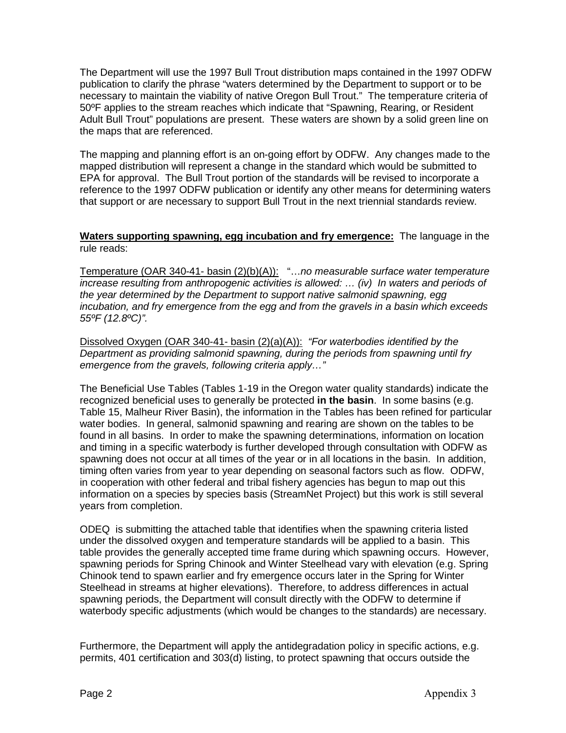The Department will use the 1997 Bull Trout distribution maps contained in the 1997 ODFW publication to clarify the phrase "waters determined by the Department to support or to be necessary to maintain the viability of native Oregon Bull Trout." The temperature criteria of 50ºF applies to the stream reaches which indicate that "Spawning, Rearing, or Resident Adult Bull Trout" populations are present. These waters are shown by a solid green line on the maps that are referenced.

The mapping and planning effort is an on-going effort by ODFW. Any changes made to the mapped distribution will represent a change in the standard which would be submitted to EPA for approval. The Bull Trout portion of the standards will be revised to incorporate a reference to the 1997 ODFW publication or identify any other means for determining waters that support or are necessary to support Bull Trout in the next triennial standards review.

**Waters supporting spawning, egg incubation and fry emergence:** The language in the rule reads:

Temperature (OAR 340-41- basin (2)(b)(A)): "…*no measurable surface water temperature increase resulting from anthropogenic activities is allowed: … (iv) In waters and periods of the year determined by the Department to support native salmonid spawning, egg incubation, and fry emergence from the egg and from the gravels in a basin which exceeds 55ºF (12.8ºC)".*

Dissolved Oxygen (OAR 340-41- basin (2)(a)(A)): *"For waterbodies identified by the Department as providing salmonid spawning, during the periods from spawning until fry emergence from the gravels, following criteria apply…"*

The Beneficial Use Tables (Tables 1-19 in the Oregon water quality standards) indicate the recognized beneficial uses to generally be protected **in the basin**. In some basins (e.g. Table 15, Malheur River Basin), the information in the Tables has been refined for particular water bodies. In general, salmonid spawning and rearing are shown on the tables to be found in all basins. In order to make the spawning determinations, information on location and timing in a specific waterbody is further developed through consultation with ODFW as spawning does not occur at all times of the year or in all locations in the basin. In addition, timing often varies from year to year depending on seasonal factors such as flow. ODFW, in cooperation with other federal and tribal fishery agencies has begun to map out this information on a species by species basis (StreamNet Project) but this work is still several years from completion.

ODEQ is submitting the attached table that identifies when the spawning criteria listed under the dissolved oxygen and temperature standards will be applied to a basin. This table provides the generally accepted time frame during which spawning occurs. However, spawning periods for Spring Chinook and Winter Steelhead vary with elevation (e.g. Spring Chinook tend to spawn earlier and fry emergence occurs later in the Spring for Winter Steelhead in streams at higher elevations). Therefore, to address differences in actual spawning periods, the Department will consult directly with the ODFW to determine if waterbody specific adjustments (which would be changes to the standards) are necessary.

Furthermore, the Department will apply the antidegradation policy in specific actions, e.g. permits, 401 certification and 303(d) listing, to protect spawning that occurs outside the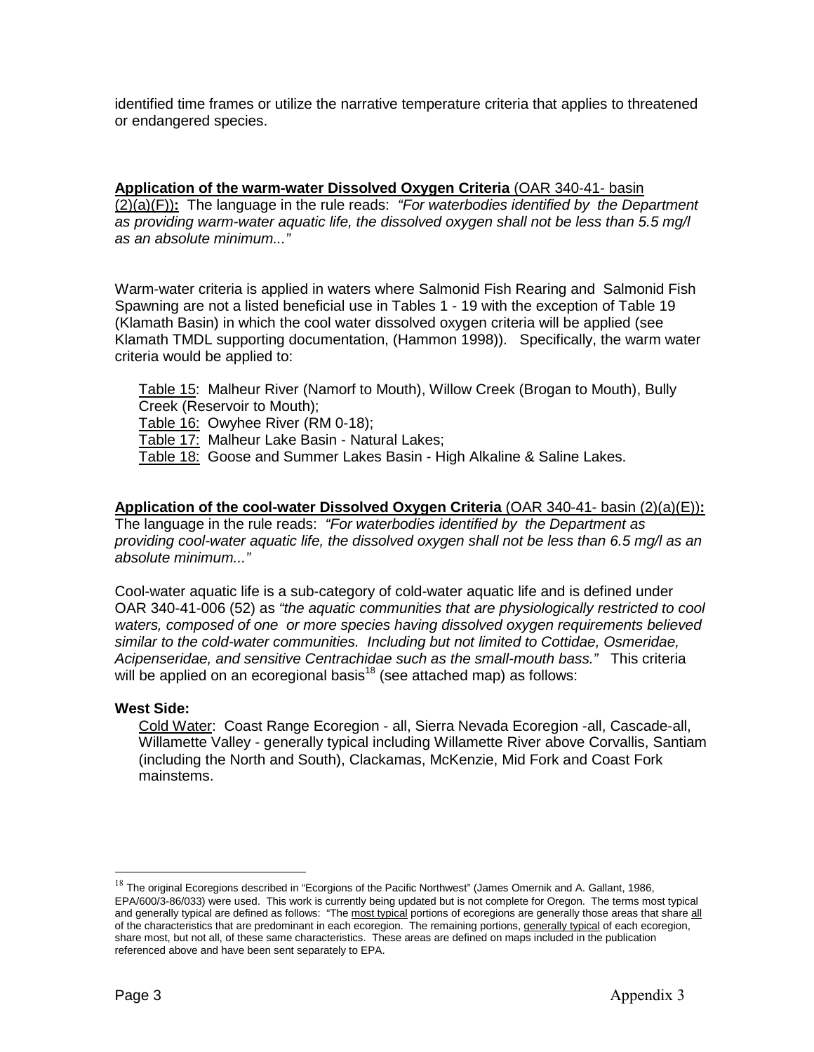identified time frames or utilize the narrative temperature criteria that applies to threatened or endangered species.

**Application of the warm-water Dissolved Oxygen Criteria** (OAR 340-41- basin (2)(a)(F))**:** The language in the rule reads: *"For waterbodies identified by the Department as providing warm-water aquatic life, the dissolved oxygen shall not be less than 5.5 mg/l as an absolute minimum..."*

Warm-water criteria is applied in waters where Salmonid Fish Rearing and Salmonid Fish Spawning are not a listed beneficial use in Tables 1 - 19 with the exception of Table 19 (Klamath Basin) in which the cool water dissolved oxygen criteria will be applied (see Klamath TMDL supporting documentation, (Hammon 1998)). Specifically, the warm water criteria would be applied to:

Table 15: Malheur River (Namorf to Mouth), Willow Creek (Brogan to Mouth), Bully Creek (Reservoir to Mouth);
Table 16: Owyhee River (RM 0-18);
Table 17: Malheur Lake Basin - Natural Lakes;
Table 18: Goose and Summer Lakes Basin - High Alkaline & Saline Lakes.

**Application of the cool-water Dissolved Oxygen Criteria** (OAR 340-41- basin (2)(a)(E))**:** The language in the rule reads: *"For waterbodies identified by the Department as providing cool-water aquatic life, the dissolved oxygen shall not be less than 6.5 mg/l as an absolute minimum..."*

Cool-water aquatic life is a sub-category of cold-water aquatic life and is defined under OAR 340-41-006 (52) as *"the aquatic communities that are physiologically restricted to cool waters, composed of one or more species having dissolved oxygen requirements believed similar to the cold-water communities. Including but not limited to Cottidae, Osmeridae, Acipenseridae, and sensitive Centrachidae such as the small-mouth bass."* This criteria will be applied on an ecoregional basis[18] (see attached map) as follows:

**West Side:**

Cold Water: Coast Range Ecoregion - all, Sierra Nevada Ecoregion -all, Cascade-all, Willamette Valley - generally typical including Willamette River above Corvallis, Santiam (including the North and South), Clackamas, McKenzie, Mid Fork and Coast Fork mainstems.

---

[18] The original Ecoregions described in "Ecorgions of the Pacific Northwest" (James Omernik and A. Gallant, 1986, EPA/600/3-86/033) were used. This work is currently being updated but is not complete for Oregon. The terms most typical and generally typical are defined as follows: "The most typical portions of ecoregions are generally those areas that share all of the characteristics that are predominant in each ecoregion. The remaining portions, generally typical of each ecoregion, share most, but not all, of these same characteristics. These areas are defined on maps included in the publication referenced above and have been sent separately to EPA.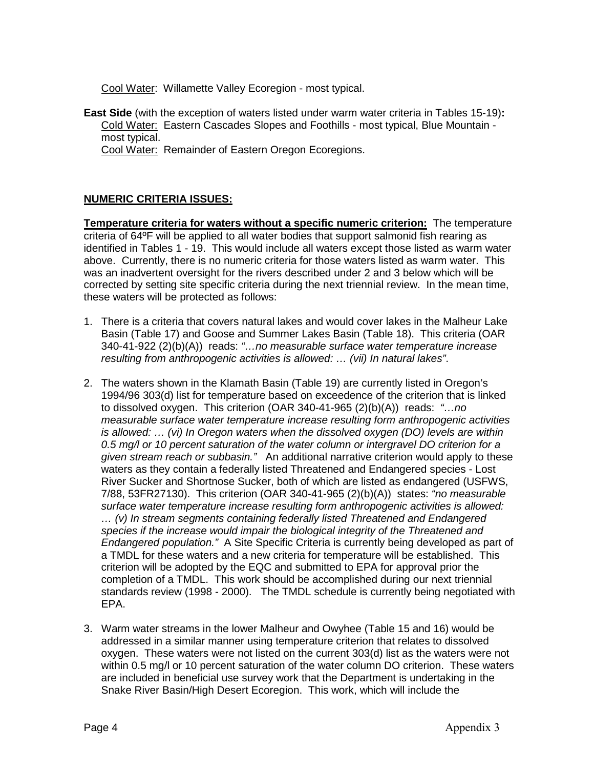Cool Water: Willamette Valley Ecoregion - most typical.

**East Side** (with the exception of waters listed under warm water criteria in Tables 15-19)**:**
Cold Water: Eastern Cascades Slopes and Foothills - most typical, Blue Mountain - most typical.
Cool Water: Remainder of Eastern Oregon Ecoregions.

**NUMERIC CRITERIA ISSUES:**

**Temperature criteria for waters without a specific numeric criterion:** The temperature criteria of 64ºF will be applied to all water bodies that support salmonid fish rearing as identified in Tables 1 - 19. This would include all waters except those listed as warm water above. Currently, there is no numeric criteria for those waters listed as warm water. This was an inadvertent oversight for the rivers described under 2 and 3 below which will be corrected by setting site specific criteria during the next triennial review. In the mean time, these waters will be protected as follows:

1. There is a criteria that covers natural lakes and would cover lakes in the Malheur Lake Basin (Table 17) and Goose and Summer Lakes Basin (Table 18). This criteria (OAR 340-41-922 (2)(b)(A)) reads: *"…no measurable surface water temperature increase resulting from anthropogenic activities is allowed: … (vii) In natural lakes"*.

2. The waters shown in the Klamath Basin (Table 19) are currently listed in Oregon's 1994/96 303(d) list for temperature based on exceedence of the criterion that is linked to dissolved oxygen. This criterion (OAR 340-41-965 (2)(b)(A)) reads: *"…no measurable surface water temperature increase resulting form anthropogenic activities is allowed: … (vi) In Oregon waters when the dissolved oxygen (DO) levels are within 0.5 mg/l or 10 percent saturation of the water column or intergravel DO criterion for a given stream reach or subbasin."* An additional narrative criterion would apply to these waters as they contain a federally listed Threatened and Endangered species - Lost River Sucker and Shortnose Sucker, both of which are listed as endangered (USFWS, 7/88, 53FR27130). This criterion (OAR 340-41-965 (2)(b)(A)) states: *"no measurable surface water temperature increase resulting form anthropogenic activities is allowed: … (v) In stream segments containing federally listed Threatened and Endangered species if the increase would impair the biological integrity of the Threatened and Endangered population."* A Site Specific Criteria is currently being developed as part of a TMDL for these waters and a new criteria for temperature will be established. This criterion will be adopted by the EQC and submitted to EPA for approval prior the completion of a TMDL. This work should be accomplished during our next triennial standards review (1998 - 2000). The TMDL schedule is currently being negotiated with EPA.

3. Warm water streams in the lower Malheur and Owyhee (Table 15 and 16) would be addressed in a similar manner using temperature criterion that relates to dissolved oxygen. These waters were not listed on the current 303(d) list as the waters were not within 0.5 mg/l or 10 percent saturation of the water column DO criterion. These waters are included in beneficial use survey work that the Department is undertaking in the Snake River Basin/High Desert Ecoregion. This work, which will include the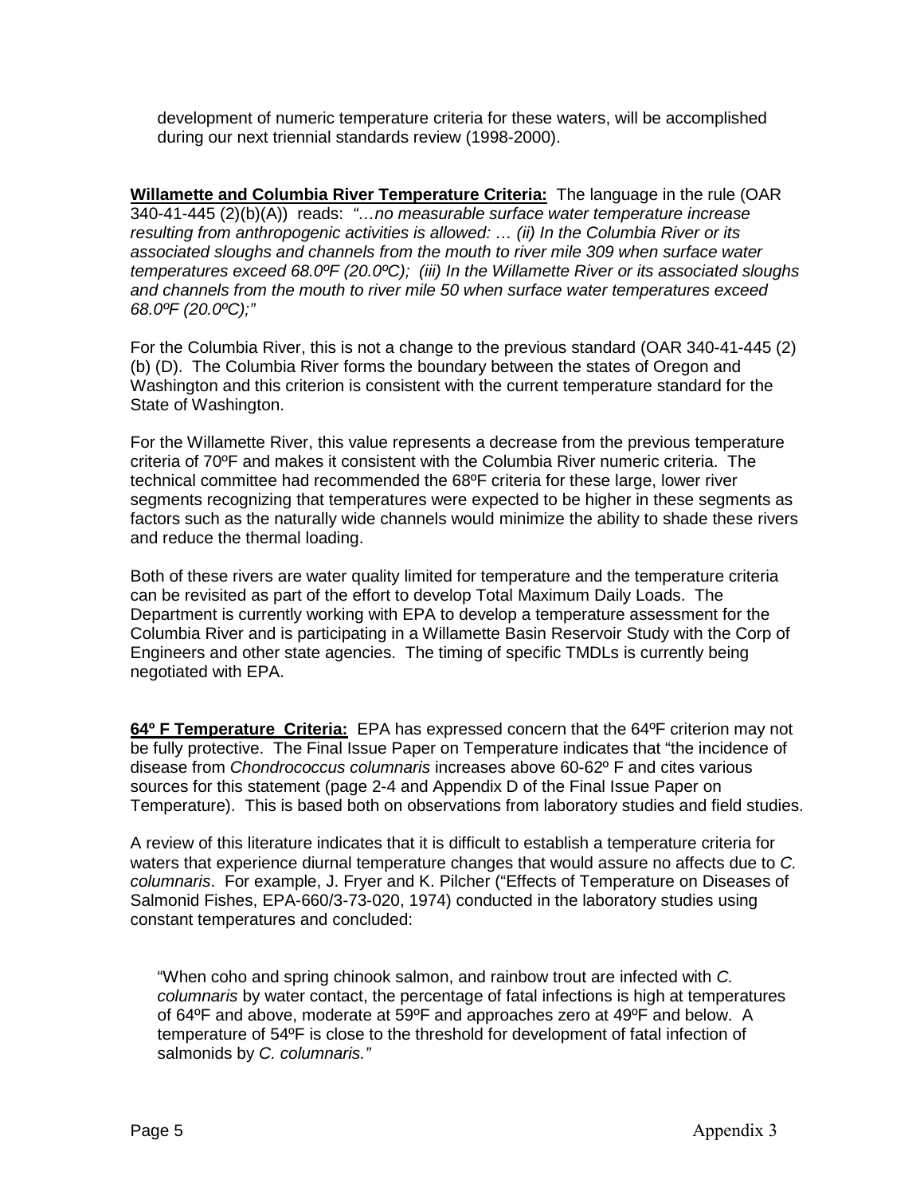development of numeric temperature criteria for these waters, will be accomplished during our next triennial standards review (1998-2000).

**Willamette and Columbia River Temperature Criteria:** The language in the rule (OAR 340-41-445 (2)(b)(A)) reads: *"…no measurable surface water temperature increase resulting from anthropogenic activities is allowed: … (ii) In the Columbia River or its associated sloughs and channels from the mouth to river mile 309 when surface water temperatures exceed 68.0ºF (20.0ºC); (iii) In the Willamette River or its associated sloughs and channels from the mouth to river mile 50 when surface water temperatures exceed 68.0ºF (20.0ºC);"*

For the Columbia River, this is not a change to the previous standard (OAR 340-41-445 (2) (b) (D). The Columbia River forms the boundary between the states of Oregon and Washington and this criterion is consistent with the current temperature standard for the State of Washington.

For the Willamette River, this value represents a decrease from the previous temperature criteria of 70ºF and makes it consistent with the Columbia River numeric criteria. The technical committee had recommended the 68ºF criteria for these large, lower river segments recognizing that temperatures were expected to be higher in these segments as factors such as the naturally wide channels would minimize the ability to shade these rivers and reduce the thermal loading.

Both of these rivers are water quality limited for temperature and the temperature criteria can be revisited as part of the effort to develop Total Maximum Daily Loads. The Department is currently working with EPA to develop a temperature assessment for the Columbia River and is participating in a Willamette Basin Reservoir Study with the Corp of Engineers and other state agencies. The timing of specific TMDLs is currently being negotiated with EPA.

**64º F Temperature Criteria:** EPA has expressed concern that the 64ºF criterion may not be fully protective. The Final Issue Paper on Temperature indicates that "the incidence of disease from *Chondrococcus columnaris* increases above 60-62º F and cites various sources for this statement (page 2-4 and Appendix D of the Final Issue Paper on Temperature). This is based both on observations from laboratory studies and field studies.

A review of this literature indicates that it is difficult to establish a temperature criteria for waters that experience diurnal temperature changes that would assure no affects due to *C. columnaris*. For example, J. Fryer and K. Pilcher ("Effects of Temperature on Diseases of Salmonid Fishes, EPA-660/3-73-020, 1974) conducted in the laboratory studies using constant temperatures and concluded:

> "When coho and spring chinook salmon, and rainbow trout are infected with *C. columnaris* by water contact, the percentage of fatal infections is high at temperatures of 64ºF and above, moderate at 59ºF and approaches zero at 49ºF and below. A temperature of 54ºF is close to the threshold for development of fatal infection of salmonids by *C. columnaris."*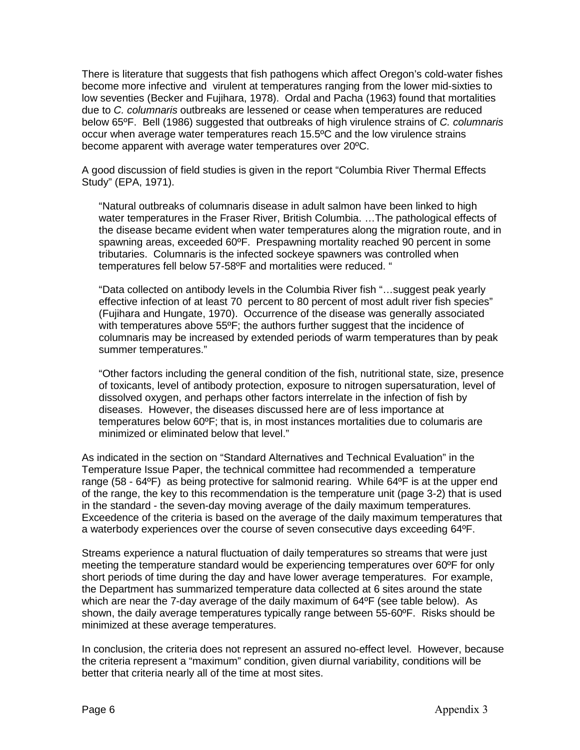There is literature that suggests that fish pathogens which affect Oregon's cold-water fishes become more infective and virulent at temperatures ranging from the lower mid-sixties to low seventies (Becker and Fujihara, 1978). Ordal and Pacha (1963) found that mortalities due to *C. columnaris* outbreaks are lessened or cease when temperatures are reduced below 65ºF. Bell (1986) suggested that outbreaks of high virulence strains of *C. columnaris* occur when average water temperatures reach 15.5ºC and the low virulence strains become apparent with average water temperatures over 20ºC.

A good discussion of field studies is given in the report "Columbia River Thermal Effects Study" (EPA, 1971).

> "Natural outbreaks of columnaris disease in adult salmon have been linked to high water temperatures in the Fraser River, British Columbia. …The pathological effects of the disease became evident when water temperatures along the migration route, and in spawning areas, exceeded 60ºF. Prespawning mortality reached 90 percent in some tributaries. Columnaris is the infected sockeye spawners was controlled when temperatures fell below 57-58ºF and mortalities were reduced. "
>
> "Data collected on antibody levels in the Columbia River fish "…suggest peak yearly effective infection of at least 70 percent to 80 percent of most adult river fish species" (Fujihara and Hungate, 1970). Occurrence of the disease was generally associated with temperatures above 55ºF; the authors further suggest that the incidence of columnaris may be increased by extended periods of warm temperatures than by peak summer temperatures."
>
> "Other factors including the general condition of the fish, nutritional state, size, presence of toxicants, level of antibody protection, exposure to nitrogen supersaturation, level of dissolved oxygen, and perhaps other factors interrelate in the infection of fish by diseases. However, the diseases discussed here are of less importance at temperatures below 60ºF; that is, in most instances mortalities due to columaris are minimized or eliminated below that level."

As indicated in the section on "Standard Alternatives and Technical Evaluation" in the Temperature Issue Paper, the technical committee had recommended a temperature range (58 - 64ºF) as being protective for salmonid rearing. While 64ºF is at the upper end of the range, the key to this recommendation is the temperature unit (page 3-2) that is used in the standard - the seven-day moving average of the daily maximum temperatures. Exceedence of the criteria is based on the average of the daily maximum temperatures that a waterbody experiences over the course of seven consecutive days exceeding 64ºF.

Streams experience a natural fluctuation of daily temperatures so streams that were just meeting the temperature standard would be experiencing temperatures over 60ºF for only short periods of time during the day and have lower average temperatures. For example, the Department has summarized temperature data collected at 6 sites around the state which are near the 7-day average of the daily maximum of 64ºF (see table below). As shown, the daily average temperatures typically range between 55-60ºF. Risks should be minimized at these average temperatures.

In conclusion, the criteria does not represent an assured no-effect level. However, because the criteria represent a "maximum" condition, given diurnal variability, conditions will be better that criteria nearly all of the time at most sites.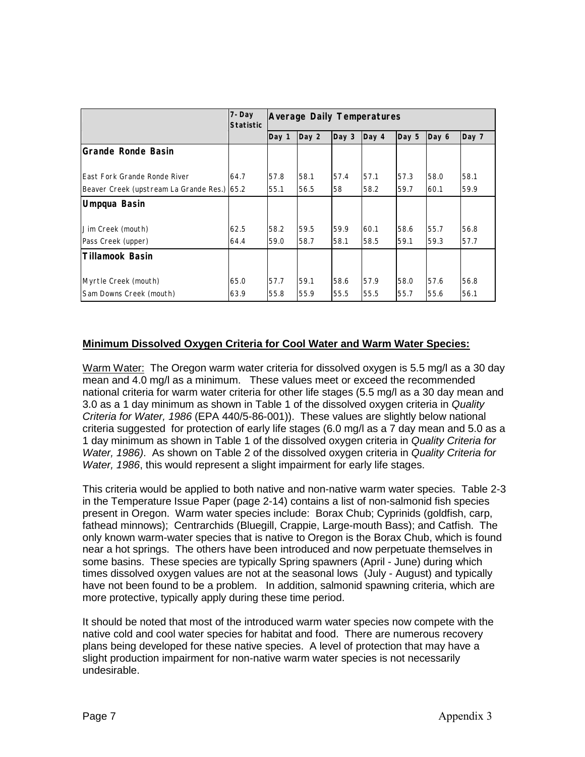| | 7-Day Statistic | Average Daily Temperatures | | | | | | |
|---|---|---|---|---|---|---|---|---|
| | | Day 1 | Day 2 | Day 3 | Day 4 | Day 5 | Day 6 | Day 7 |
| **Grande Ronde Basin** | | | | | | | | |
| East Fork Grande Ronde River | 64.7 | 57.8 | 58.1 | 57.4 | 57.1 | 57.3 | 58.0 | 58.1 |
| Beaver Creek (upstream La Grande Res.) | 65.2 | 55.1 | 56.5 | 58 | 58.2 | 59.7 | 60.1 | 59.9 |
| **Umpqua Basin** | | | | | | | | |
| Jim Creek (mouth) | 62.5 | 58.2 | 59.5 | 59.9 | 60.1 | 58.6 | 55.7 | 56.8 |
| Pass Creek (upper) | 64.4 | 59.0 | 58.7 | 58.1 | 58.5 | 59.1 | 59.3 | 57.7 |
| **Tillamook Basin** | | | | | | | | |
| Myrtle Creek (mouth) | 65.0 | 57.7 | 59.1 | 58.6 | 57.9 | 58.0 | 57.6 | 56.8 |
| Sam Downs Creek (mouth) | 63.9 | 55.8 | 55.9 | 55.5 | 55.5 | 55.7 | 55.6 | 56.1 |

**Minimum Dissolved Oxygen Criteria for Cool Water and Warm Water Species:**

Warm Water: The Oregon warm water criteria for dissolved oxygen is 5.5 mg/l as a 30 day mean and 4.0 mg/l as a minimum. These values meet or exceed the recommended national criteria for warm water criteria for other life stages (5.5 mg/l as a 30 day mean and 3.0 as a 1 day minimum as shown in Table 1 of the dissolved oxygen criteria in *Quality Criteria for Water, 1986* (EPA 440/5-86-001)). These values are slightly below national criteria suggested for protection of early life stages (6.0 mg/l as a 7 day mean and 5.0 as a 1 day minimum as shown in Table 1 of the dissolved oxygen criteria in *Quality Criteria for Water, 1986)*. As shown on Table 2 of the dissolved oxygen criteria in *Quality Criteria for Water, 1986*, this would represent a slight impairment for early life stages.

This criteria would be applied to both native and non-native warm water species. Table 2-3 in the Temperature Issue Paper (page 2-14) contains a list of non-salmonid fish species present in Oregon. Warm water species include: Borax Chub; Cyprinids (goldfish, carp, fathead minnows); Centrarchids (Bluegill, Crappie, Large-mouth Bass); and Catfish. The only known warm-water species that is native to Oregon is the Borax Chub, which is found near a hot springs. The others have been introduced and now perpetuate themselves in some basins. These species are typically Spring spawners (April - June) during which times dissolved oxygen values are not at the seasonal lows (July - August) and typically have not been found to be a problem. In addition, salmonid spawning criteria, which are more protective, typically apply during these time period.

It should be noted that most of the introduced warm water species now compete with the native cold and cool water species for habitat and food. There are numerous recovery plans being developed for these native species. A level of protection that may have a slight production impairment for non-native warm water species is not necessarily undesirable.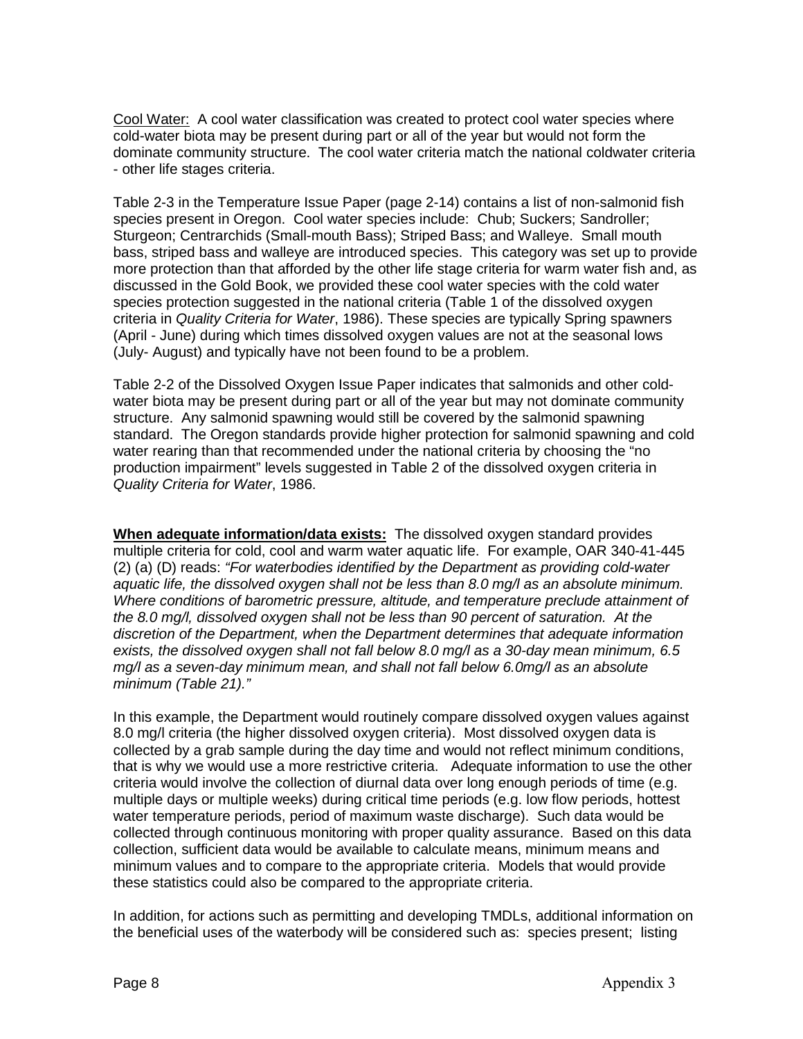Cool Water: A cool water classification was created to protect cool water species where cold-water biota may be present during part or all of the year but would not form the dominate community structure. The cool water criteria match the national coldwater criteria - other life stages criteria.

Table 2-3 in the Temperature Issue Paper (page 2-14) contains a list of non-salmonid fish species present in Oregon. Cool water species include: Chub; Suckers; Sandroller; Sturgeon; Centrarchids (Small-mouth Bass); Striped Bass; and Walleye. Small mouth bass, striped bass and walleye are introduced species. This category was set up to provide more protection than that afforded by the other life stage criteria for warm water fish and, as discussed in the Gold Book, we provided these cool water species with the cold water species protection suggested in the national criteria (Table 1 of the dissolved oxygen criteria in *Quality Criteria for Water*, 1986). These species are typically Spring spawners (April - June) during which times dissolved oxygen values are not at the seasonal lows (July- August) and typically have not been found to be a problem.

Table 2-2 of the Dissolved Oxygen Issue Paper indicates that salmonids and other cold-water biota may be present during part or all of the year but may not dominate community structure. Any salmonid spawning would still be covered by the salmonid spawning standard. The Oregon standards provide higher protection for salmonid spawning and cold water rearing than that recommended under the national criteria by choosing the "no production impairment" levels suggested in Table 2 of the dissolved oxygen criteria in *Quality Criteria for Water*, 1986.

**When adequate information/data exists:** The dissolved oxygen standard provides multiple criteria for cold, cool and warm water aquatic life. For example, OAR 340-41-445 (2) (a) (D) reads: *"For waterbodies identified by the Department as providing cold-water aquatic life, the dissolved oxygen shall not be less than 8.0 mg/l as an absolute minimum. Where conditions of barometric pressure, altitude, and temperature preclude attainment of the 8.0 mg/l, dissolved oxygen shall not be less than 90 percent of saturation. At the discretion of the Department, when the Department determines that adequate information exists, the dissolved oxygen shall not fall below 8.0 mg/l as a 30-day mean minimum, 6.5 mg/l as a seven-day minimum mean, and shall not fall below 6.0mg/l as an absolute minimum (Table 21)."*

In this example, the Department would routinely compare dissolved oxygen values against 8.0 mg/l criteria (the higher dissolved oxygen criteria). Most dissolved oxygen data is collected by a grab sample during the day time and would not reflect minimum conditions, that is why we would use a more restrictive criteria. Adequate information to use the other criteria would involve the collection of diurnal data over long enough periods of time (e.g. multiple days or multiple weeks) during critical time periods (e.g. low flow periods, hottest water temperature periods, period of maximum waste discharge). Such data would be collected through continuous monitoring with proper quality assurance. Based on this data collection, sufficient data would be available to calculate means, minimum means and minimum values and to compare to the appropriate criteria. Models that would provide these statistics could also be compared to the appropriate criteria.

In addition, for actions such as permitting and developing TMDLs, additional information on the beneficial uses of the waterbody will be considered such as: species present; listing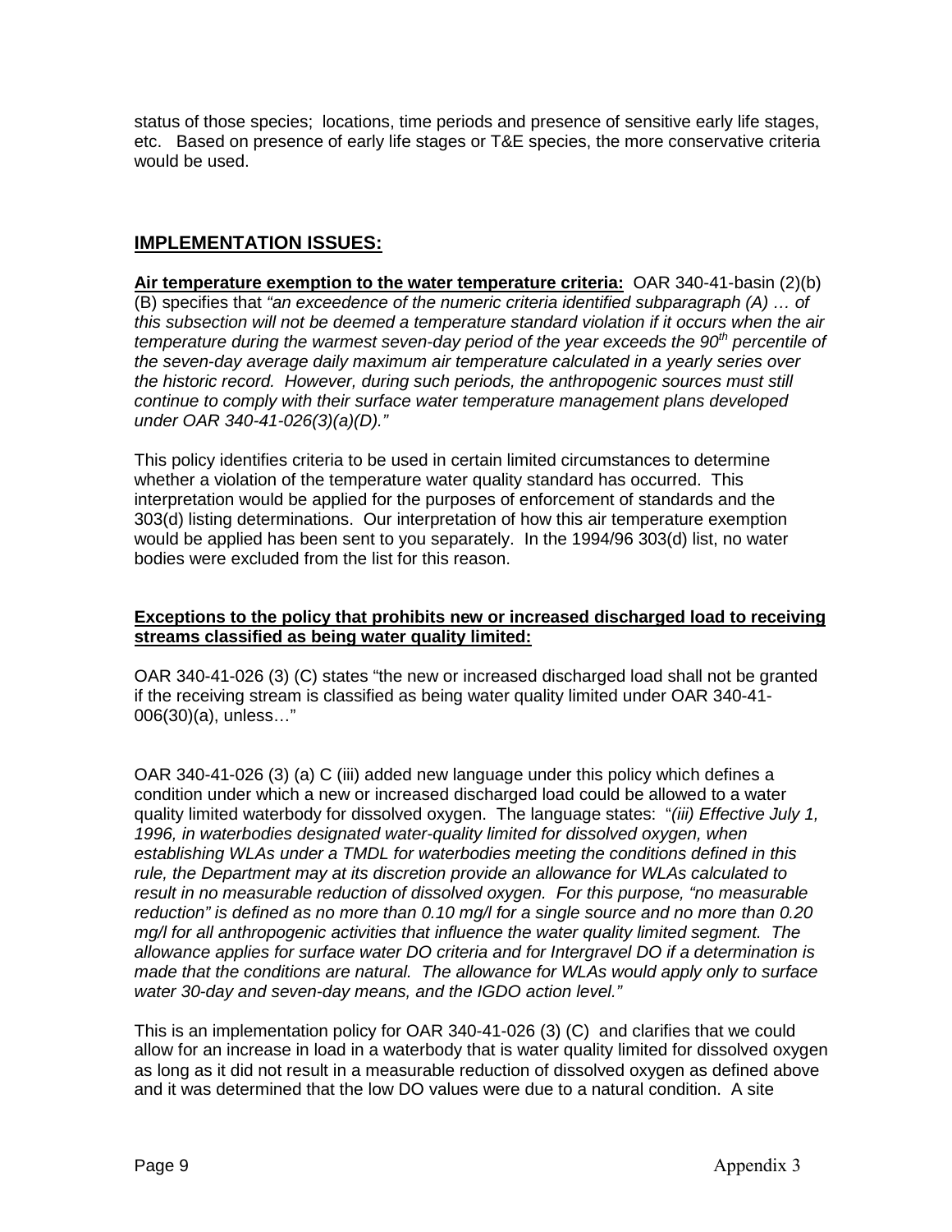status of those species; locations, time periods and presence of sensitive early life stages, etc. Based on presence of early life stages or T&E species, the more conservative criteria would be used.

## IMPLEMENTATION ISSUES:

**Air temperature exemption to the water temperature criteria:** OAR 340-41-basin (2)(b)(B) specifies that *"an exceedence of the numeric criteria identified subparagraph (A) … of this subsection will not be deemed a temperature standard violation if it occurs when the air temperature during the warmest seven-day period of the year exceeds the 90th percentile of the seven-day average daily maximum air temperature calculated in a yearly series over the historic record. However, during such periods, the anthropogenic sources must still continue to comply with their surface water temperature management plans developed under OAR 340-41-026(3)(a)(D)."*

This policy identifies criteria to be used in certain limited circumstances to determine whether a violation of the temperature water quality standard has occurred. This interpretation would be applied for the purposes of enforcement of standards and the 303(d) listing determinations. Our interpretation of how this air temperature exemption would be applied has been sent to you separately. In the 1994/96 303(d) list, no water bodies were excluded from the list for this reason.

**Exceptions to the policy that prohibits new or increased discharged load to receiving streams classified as being water quality limited:**

OAR 340-41-026 (3) (C) states "the new or increased discharged load shall not be granted if the receiving stream is classified as being water quality limited under OAR 340-41-006(30)(a), unless…"

OAR 340-41-026 (3) (a) C (iii) added new language under this policy which defines a condition under which a new or increased discharged load could be allowed to a water quality limited waterbody for dissolved oxygen. The language states: "*(iii) Effective July 1, 1996, in waterbodies designated water-quality limited for dissolved oxygen, when establishing WLAs under a TMDL for waterbodies meeting the conditions defined in this rule, the Department may at its discretion provide an allowance for WLAs calculated to result in no measurable reduction of dissolved oxygen. For this purpose, "no measurable reduction" is defined as no more than 0.10 mg/l for a single source and no more than 0.20 mg/l for all anthropogenic activities that influence the water quality limited segment. The allowance applies for surface water DO criteria and for Intergravel DO if a determination is made that the conditions are natural. The allowance for WLAs would apply only to surface water 30-day and seven-day means, and the IGDO action level."*

This is an implementation policy for OAR 340-41-026 (3) (C) and clarifies that we could allow for an increase in load in a waterbody that is water quality limited for dissolved oxygen as long as it did not result in a measurable reduction of dissolved oxygen as defined above and it was determined that the low DO values were due to a natural condition. A site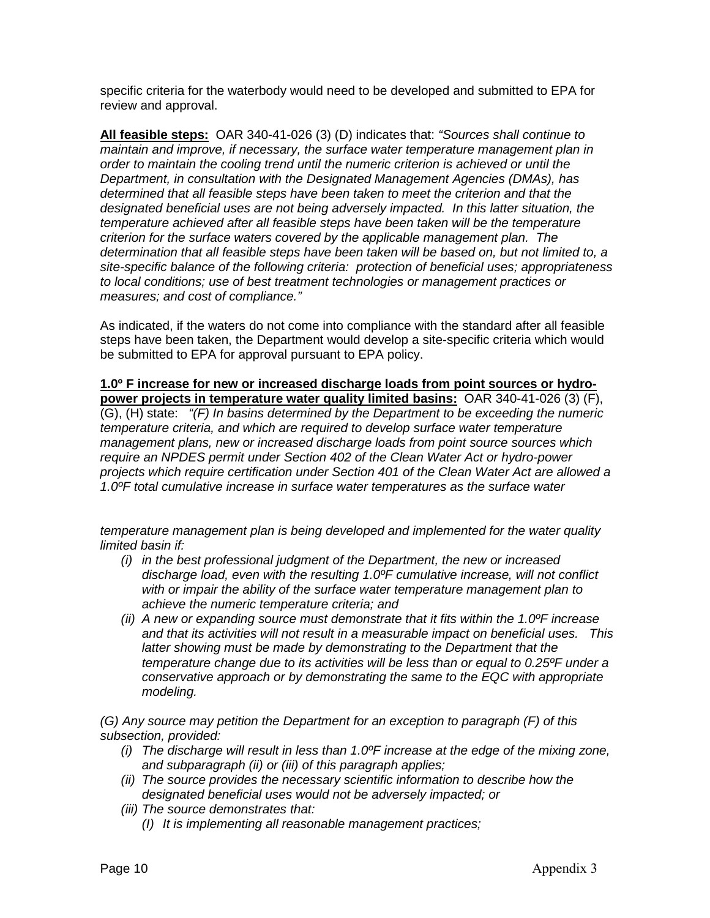specific criteria for the waterbody would need to be developed and submitted to EPA for review and approval.

**All feasible steps:** OAR 340-41-026 (3) (D) indicates that: *"Sources shall continue to maintain and improve, if necessary, the surface water temperature management plan in order to maintain the cooling trend until the numeric criterion is achieved or until the Department, in consultation with the Designated Management Agencies (DMAs), has determined that all feasible steps have been taken to meet the criterion and that the designated beneficial uses are not being adversely impacted. In this latter situation, the temperature achieved after all feasible steps have been taken will be the temperature criterion for the surface waters covered by the applicable management plan. The determination that all feasible steps have been taken will be based on, but not limited to, a site-specific balance of the following criteria: protection of beneficial uses; appropriateness to local conditions; use of best treatment technologies or management practices or measures; and cost of compliance."*

As indicated, if the waters do not come into compliance with the standard after all feasible steps have been taken, the Department would develop a site-specific criteria which would be submitted to EPA for approval pursuant to EPA policy.

**1.0º F increase for new or increased discharge loads from point sources or hydro-power projects in temperature water quality limited basins:** OAR 340-41-026 (3) (F), (G), (H) state: *"(F) In basins determined by the Department to be exceeding the numeric temperature criteria, and which are required to develop surface water temperature management plans, new or increased discharge loads from point source sources which require an NPDES permit under Section 402 of the Clean Water Act or hydro-power projects which require certification under Section 401 of the Clean Water Act are allowed a 1.0ºF total cumulative increase in surface water temperatures as the surface water temperature management plan is being developed and implemented for the water quality limited basin if:*

- *(i) in the best professional judgment of the Department, the new or increased discharge load, even with the resulting 1.0ºF cumulative increase, will not conflict with or impair the ability of the surface water temperature management plan to achieve the numeric temperature criteria; and*
- *(ii) A new or expanding source must demonstrate that it fits within the 1.0ºF increase and that its activities will not result in a measurable impact on beneficial uses. This latter showing must be made by demonstrating to the Department that the temperature change due to its activities will be less than or equal to 0.25ºF under a conservative approach or by demonstrating the same to the EQC with appropriate modeling.*

*(G) Any source may petition the Department for an exception to paragraph (F) of this subsection, provided:*

- *(i) The discharge will result in less than 1.0ºF increase at the edge of the mixing zone, and subparagraph (ii) or (iii) of this paragraph applies;*
- *(ii) The source provides the necessary scientific information to describe how the designated beneficial uses would not be adversely impacted; or*
- *(iii) The source demonstrates that:*
  - *(I) It is implementing all reasonable management practices;*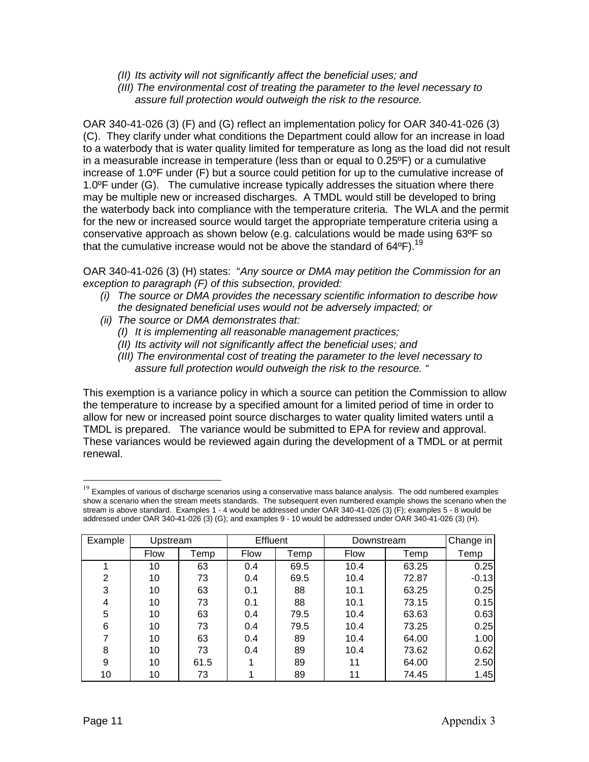*(II) Its activity will not significantly affect the beneficial uses; and*
*(III) The environmental cost of treating the parameter to the level necessary to assure full protection would outweigh the risk to the resource.*

OAR 340-41-026 (3) (F) and (G) reflect an implementation policy for OAR 340-41-026 (3) (C). They clarify under what conditions the Department could allow for an increase in load to a waterbody that is water quality limited for temperature as long as the load did not result in a measurable increase in temperature (less than or equal to 0.25ºF) or a cumulative increase of 1.0ºF under (F) but a source could petition for up to the cumulative increase of 1.0ºF under (G). The cumulative increase typically addresses the situation where there may be multiple new or increased discharges. A TMDL would still be developed to bring the waterbody back into compliance with the temperature criteria. The WLA and the permit for the new or increased source would target the appropriate temperature criteria using a conservative approach as shown below (e.g. calculations would be made using 63ºF so that the cumulative increase would not be above the standard of 64ºF).[19]

OAR 340-41-026 (3) (H) states: "*Any source or DMA may petition the Commission for an exception to paragraph (F) of this subsection, provided:*

- *(i) The source or DMA provides the necessary scientific information to describe how the designated beneficial uses would not be adversely impacted; or*
- *(ii) The source or DMA demonstrates that:*
  - *(I) It is implementing all reasonable management practices;*
  - *(II) Its activity will not significantly affect the beneficial uses; and*
  - *(III) The environmental cost of treating the parameter to the level necessary to assure full protection would outweigh the risk to the resource. "*

This exemption is a variance policy in which a source can petition the Commission to allow the temperature to increase by a specified amount for a limited period of time in order to allow for new or increased point source discharges to water quality limited waters until a TMDL is prepared. The variance would be submitted to EPA for review and approval. These variances would be reviewed again during the development of a TMDL or at permit renewal.

[19] Examples of various of discharge scenarios using a conservative mass balance analysis. The odd numbered examples show a scenario when the stream meets standards. The subsequent even numbered example shows the scenario when the stream is above standard. Examples 1 - 4 would be addressed under OAR 340-41-026 (3) (F); examples 5 - 8 would be addressed under OAR 340-41-026 (3) (G); and examples 9 - 10 would be addressed under OAR 340-41-026 (3) (H).

| Example | Upstream | | Effluent | | Downstream | | Change in |
|---|---|---|---|---|---|---|---|
| | Flow | Temp | Flow | Temp | Flow | Temp | Temp |
| 1 | 10 | 63 | 0.4 | 69.5 | 10.4 | 63.25 | 0.25 |
| 2 | 10 | 73 | 0.4 | 69.5 | 10.4 | 72.87 | -0.13 |
| 3 | 10 | 63 | 0.1 | 88 | 10.1 | 63.25 | 0.25 |
| 4 | 10 | 73 | 0.1 | 88 | 10.1 | 73.15 | 0.15 |
| 5 | 10 | 63 | 0.4 | 79.5 | 10.4 | 63.63 | 0.63 |
| 6 | 10 | 73 | 0.4 | 79.5 | 10.4 | 73.25 | 0.25 |
| 7 | 10 | 63 | 0.4 | 89 | 10.4 | 64.00 | 1.00 |
| 8 | 10 | 73 | 0.4 | 89 | 10.4 | 73.62 | 0.62 |
| 9 | 10 | 61.5 | 1 | 89 | 11 | 64.00 | 2.50 |
| 10 | 10 | 73 | 1 | 89 | 11 | 74.45 | 1.45 |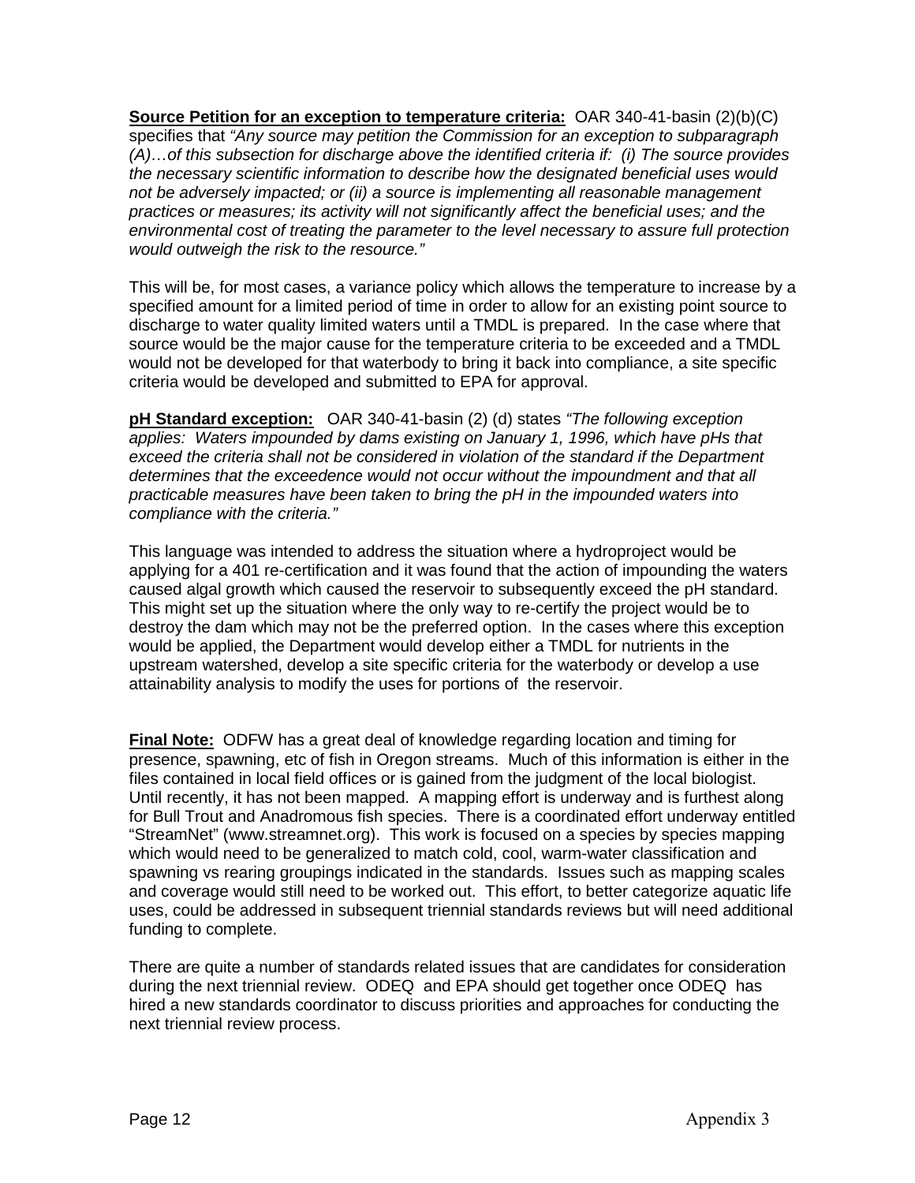**Source Petition for an exception to temperature criteria:** OAR 340-41-basin (2)(b)(C) specifies that *"Any source may petition the Commission for an exception to subparagraph (A)…of this subsection for discharge above the identified criteria if: (i) The source provides the necessary scientific information to describe how the designated beneficial uses would not be adversely impacted; or (ii) a source is implementing all reasonable management practices or measures; its activity will not significantly affect the beneficial uses; and the environmental cost of treating the parameter to the level necessary to assure full protection would outweigh the risk to the resource."*

This will be, for most cases, a variance policy which allows the temperature to increase by a specified amount for a limited period of time in order to allow for an existing point source to discharge to water quality limited waters until a TMDL is prepared. In the case where that source would be the major cause for the temperature criteria to be exceeded and a TMDL would not be developed for that waterbody to bring it back into compliance, a site specific criteria would be developed and submitted to EPA for approval.

**pH Standard exception:** OAR 340-41-basin (2) (d) states *"The following exception applies: Waters impounded by dams existing on January 1, 1996, which have pHs that exceed the criteria shall not be considered in violation of the standard if the Department determines that the exceedence would not occur without the impoundment and that all practicable measures have been taken to bring the pH in the impounded waters into compliance with the criteria."*

This language was intended to address the situation where a hydroproject would be applying for a 401 re-certification and it was found that the action of impounding the waters caused algal growth which caused the reservoir to subsequently exceed the pH standard. This might set up the situation where the only way to re-certify the project would be to destroy the dam which may not be the preferred option. In the cases where this exception would be applied, the Department would develop either a TMDL for nutrients in the upstream watershed, develop a site specific criteria for the waterbody or develop a use attainability analysis to modify the uses for portions of the reservoir.

**Final Note:** ODFW has a great deal of knowledge regarding location and timing for presence, spawning, etc of fish in Oregon streams. Much of this information is either in the files contained in local field offices or is gained from the judgment of the local biologist. Until recently, it has not been mapped. A mapping effort is underway and is furthest along for Bull Trout and Anadromous fish species. There is a coordinated effort underway entitled "StreamNet" (www.streamnet.org). This work is focused on a species by species mapping which would need to be generalized to match cold, cool, warm-water classification and spawning vs rearing groupings indicated in the standards. Issues such as mapping scales and coverage would still need to be worked out. This effort, to better categorize aquatic life uses, could be addressed in subsequent triennial standards reviews but will need additional funding to complete.

There are quite a number of standards related issues that are candidates for consideration during the next triennial review. ODEQ and EPA should get together once ODEQ has hired a new standards coordinator to discuss priorities and approaches for conducting the next triennial review process.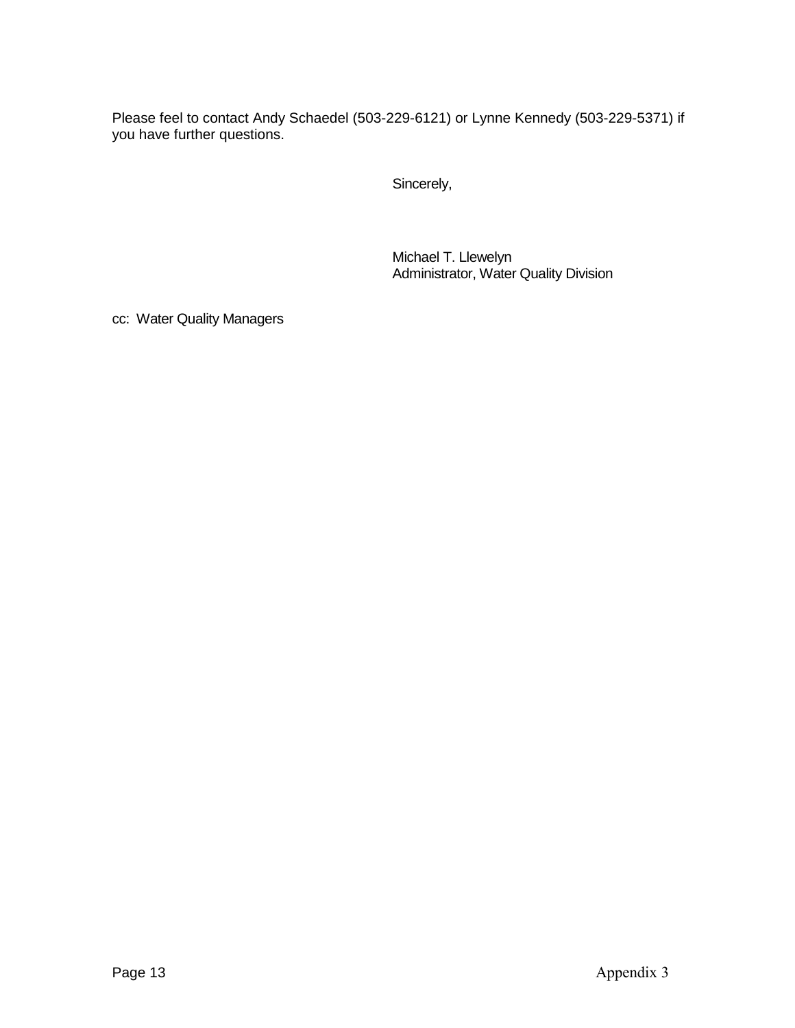Please feel to contact Andy Schaedel (503-229-6121) or Lynne Kennedy (503-229-5371) if you have further questions.

Sincerely,

Michael T. Llewelyn
Administrator, Water Quality Division

cc: Water Quality Managers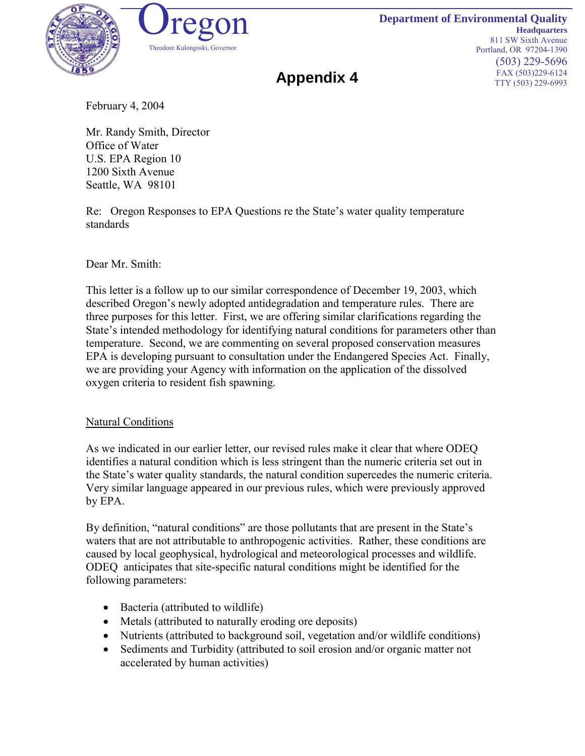Oregon

Theodore Kulongoski, Governor

**Department of Environmental Quality**
**Headquarters**
811 SW Sixth Avenue
Portland, OR 97204-1390
(503) 229-5696
FAX (503)229-6124
TTY (503) 229-6993

# Appendix 4

February 4, 2004

Mr. Randy Smith, Director
Office of Water
U.S. EPA Region 10
1200 Sixth Avenue
Seattle, WA 98101

Re: Oregon Responses to EPA Questions re the State's water quality temperature standards

Dear Mr. Smith:

This letter is a follow up to our similar correspondence of December 19, 2003, which described Oregon's newly adopted antidegradation and temperature rules. There are three purposes for this letter. First, we are offering similar clarifications regarding the State's intended methodology for identifying natural conditions for parameters other than temperature. Second, we are commenting on several proposed conservation measures EPA is developing pursuant to consultation under the Endangered Species Act. Finally, we are providing your Agency with information on the application of the dissolved oxygen criteria to resident fish spawning.

Natural Conditions

As we indicated in our earlier letter, our revised rules make it clear that where ODEQ identifies a natural condition which is less stringent than the numeric criteria set out in the State's water quality standards, the natural condition supercedes the numeric criteria. Very similar language appeared in our previous rules, which were previously approved by EPA.

By definition, "natural conditions" are those pollutants that are present in the State's waters that are not attributable to anthropogenic activities. Rather, these conditions are caused by local geophysical, hydrological and meteorological processes and wildlife. ODEQ anticipates that site-specific natural conditions might be identified for the following parameters:

- Bacteria (attributed to wildlife)
- Metals (attributed to naturally eroding ore deposits)
- Nutrients (attributed to background soil, vegetation and/or wildlife conditions)
- Sediments and Turbidity (attributed to soil erosion and/or organic matter not accelerated by human activities)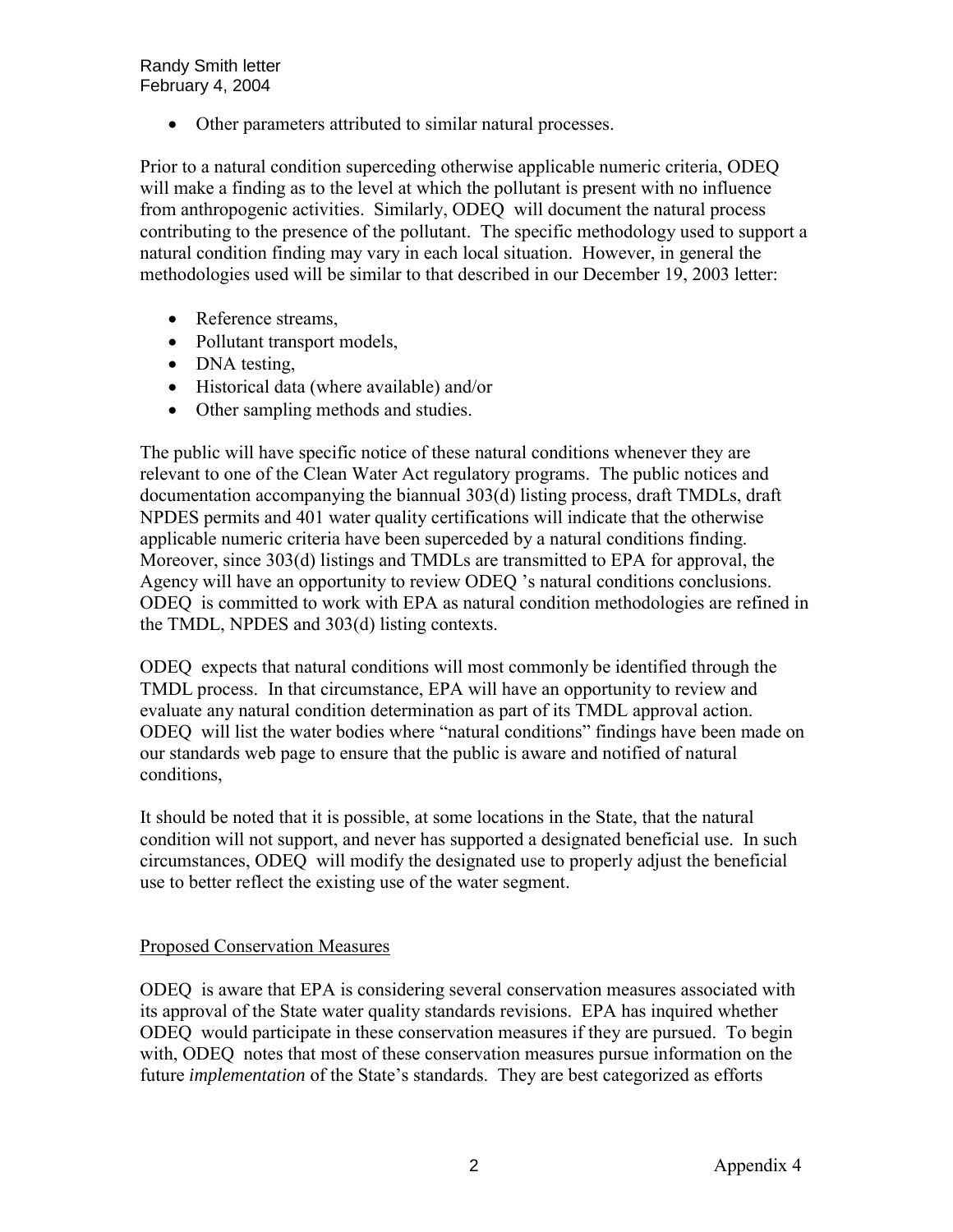- Other parameters attributed to similar natural processes.

Prior to a natural condition superceding otherwise applicable numeric criteria, ODEQ will make a finding as to the level at which the pollutant is present with no influence from anthropogenic activities. Similarly, ODEQ will document the natural process contributing to the presence of the pollutant. The specific methodology used to support a natural condition finding may vary in each local situation. However, in general the methodologies used will be similar to that described in our December 19, 2003 letter:

- Reference streams,
- Pollutant transport models,
- DNA testing,
- Historical data (where available) and/or
- Other sampling methods and studies.

The public will have specific notice of these natural conditions whenever they are relevant to one of the Clean Water Act regulatory programs. The public notices and documentation accompanying the biannual 303(d) listing process, draft TMDLs, draft NPDES permits and 401 water quality certifications will indicate that the otherwise applicable numeric criteria have been superceded by a natural conditions finding. Moreover, since 303(d) listings and TMDLs are transmitted to EPA for approval, the Agency will have an opportunity to review ODEQ 's natural conditions conclusions. ODEQ is committed to work with EPA as natural condition methodologies are refined in the TMDL, NPDES and 303(d) listing contexts.

ODEQ expects that natural conditions will most commonly be identified through the TMDL process. In that circumstance, EPA will have an opportunity to review and evaluate any natural condition determination as part of its TMDL approval action. ODEQ will list the water bodies where "natural conditions" findings have been made on our standards web page to ensure that the public is aware and notified of natural conditions,

It should be noted that it is possible, at some locations in the State, that the natural condition will not support, and never has supported a designated beneficial use. In such circumstances, ODEQ will modify the designated use to properly adjust the beneficial use to better reflect the existing use of the water segment.

Proposed Conservation Measures

ODEQ is aware that EPA is considering several conservation measures associated with its approval of the State water quality standards revisions. EPA has inquired whether ODEQ would participate in these conservation measures if they are pursued. To begin with, ODEQ notes that most of these conservation measures pursue information on the future *implementation* of the State's standards. They are best categorized as efforts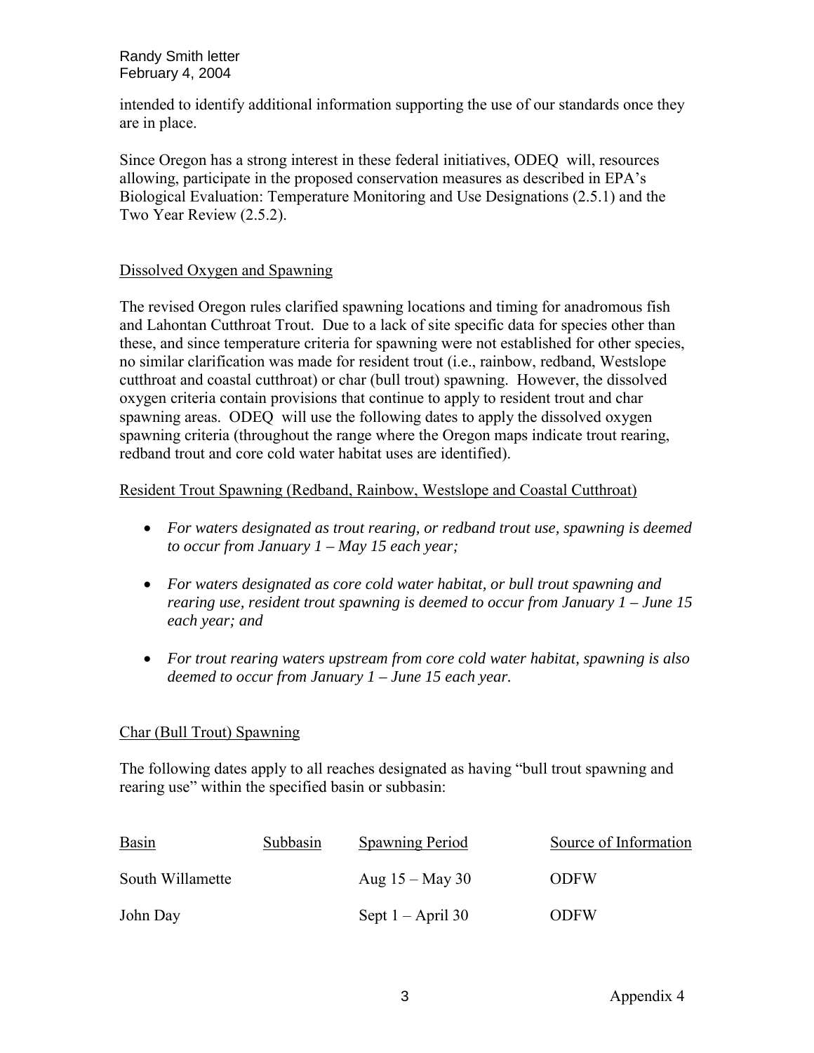intended to identify additional information supporting the use of our standards once they are in place.

Since Oregon has a strong interest in these federal initiatives, ODEQ will, resources allowing, participate in the proposed conservation measures as described in EPA's Biological Evaluation: Temperature Monitoring and Use Designations (2.5.1) and the Two Year Review (2.5.2).

## Dissolved Oxygen and Spawning

The revised Oregon rules clarified spawning locations and timing for anadromous fish and Lahontan Cutthroat Trout. Due to a lack of site specific data for species other than these, and since temperature criteria for spawning were not established for other species, no similar clarification was made for resident trout (i.e., rainbow, redband, Westslope cutthroat and coastal cutthroat) or char (bull trout) spawning. However, the dissolved oxygen criteria contain provisions that continue to apply to resident trout and char spawning areas. ODEQ will use the following dates to apply the dissolved oxygen spawning criteria (throughout the range where the Oregon maps indicate trout rearing, redband trout and core cold water habitat uses are identified).

### Resident Trout Spawning (Redband, Rainbow, Westslope and Coastal Cutthroat)

- *For waters designated as trout rearing, or redband trout use, spawning is deemed to occur from January 1 – May 15 each year;*
- *For waters designated as core cold water habitat, or bull trout spawning and rearing use, resident trout spawning is deemed to occur from January 1 – June 15 each year; and*
- *For trout rearing waters upstream from core cold water habitat, spawning is also deemed to occur from January 1 – June 15 each year.*

### Char (Bull Trout) Spawning

The following dates apply to all reaches designated as having "bull trout spawning and rearing use" within the specified basin or subbasin:

| Basin | Subbasin | Spawning Period | Source of Information |
| --- | --- | --- | --- |
| South Willamette | | Aug 15 – May 30 | ODFW |
| John Day | | Sept 1 – April 30 | ODFW |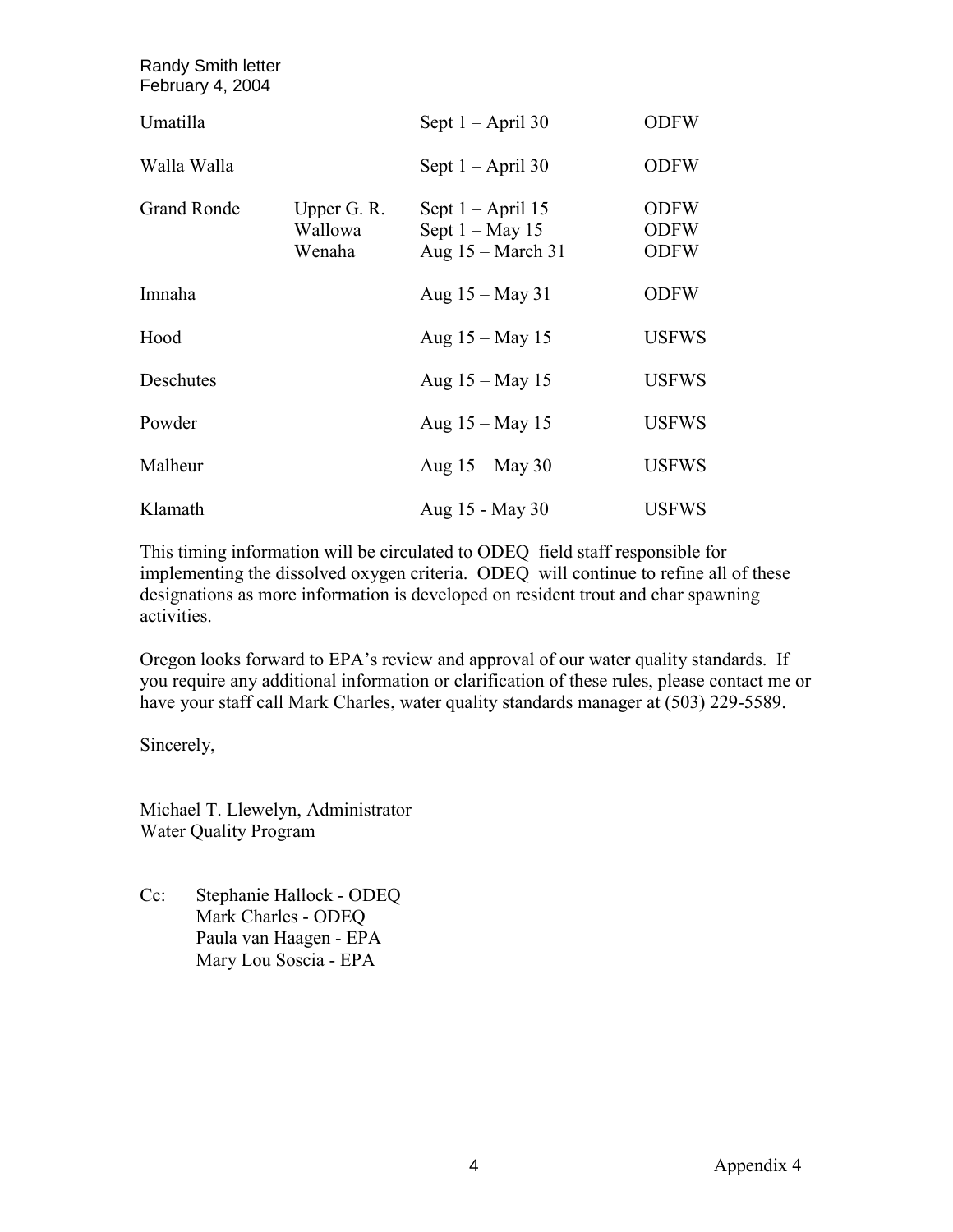| | | | |
|---|---|---|---|
| Umatilla | | Sept 1 – April 30 | ODFW |
| Walla Walla | | Sept 1 – April 30 | ODFW |
| Grand Ronde | Upper G. R. | Sept 1 – April 15 | ODFW |
| | Wallowa | Sept 1 – May 15 | ODFW |
| | Wenaha | Aug 15 – March 31 | ODFW |
| Imnaha | | Aug 15 – May 31 | ODFW |
| Hood | | Aug 15 – May 15 | USFWS |
| Deschutes | | Aug 15 – May 15 | USFWS |
| Powder | | Aug 15 – May 15 | USFWS |
| Malheur | | Aug 15 – May 30 | USFWS |
| Klamath | | Aug 15 - May 30 | USFWS |

This timing information will be circulated to ODEQ field staff responsible for implementing the dissolved oxygen criteria. ODEQ will continue to refine all of these designations as more information is developed on resident trout and char spawning activities.

Oregon looks forward to EPA's review and approval of our water quality standards. If you require any additional information or clarification of these rules, please contact me or have your staff call Mark Charles, water quality standards manager at (503) 229-5589.

Sincerely,

Michael T. Llewelyn, Administrator
Water Quality Program

Cc: Stephanie Hallock - ODEQ
Mark Charles - ODEQ
Paula van Haagen - EPA
Mary Lou Soscia - EPA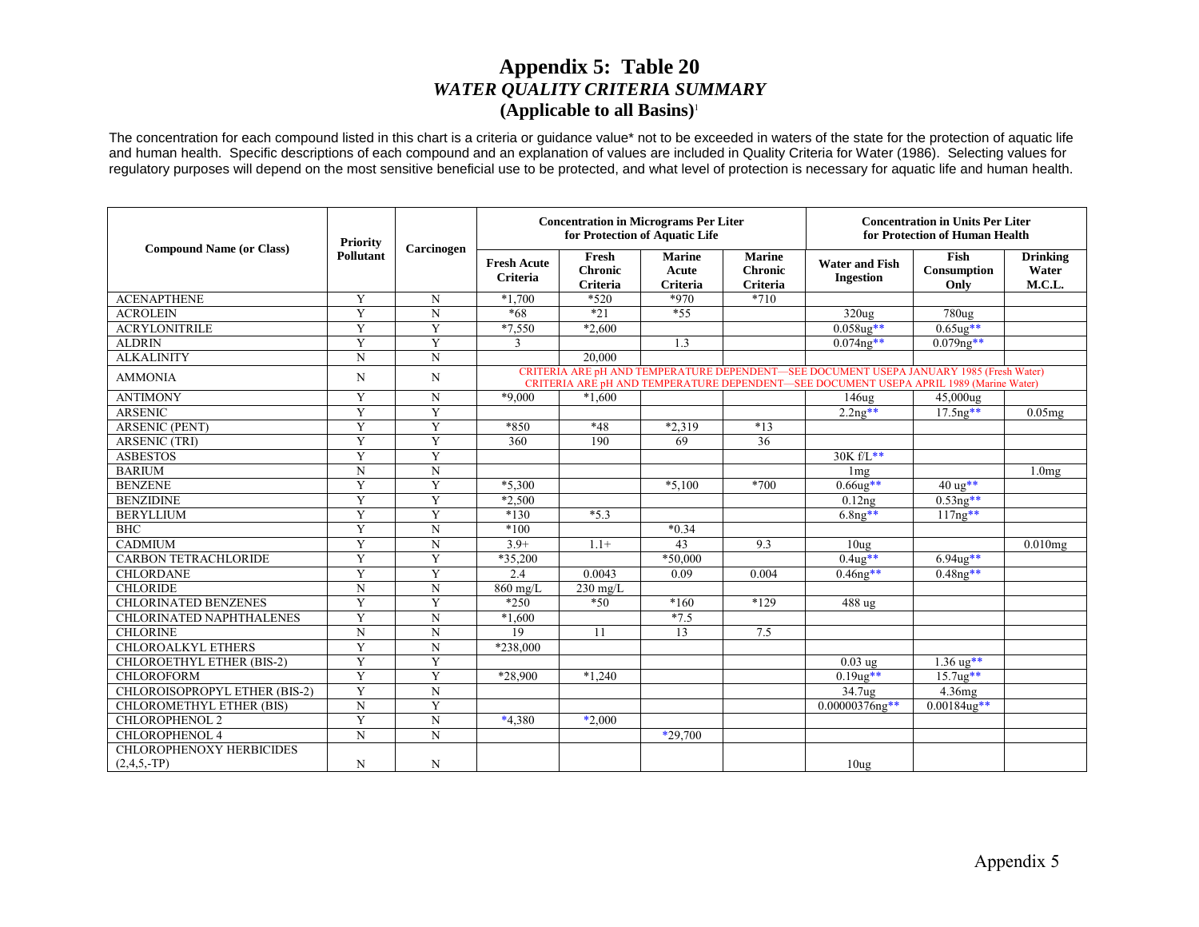# Appendix 5: Table 20

## *WATER QUALITY CRITERIA SUMMARY*

**(Applicable to all Basins)**[1]

The concentration for each compound listed in this chart is a criteria or guidance value* not to be exceeded in waters of the state for the protection of aquatic life and human health. Specific descriptions of each compound and an explanation of values are included in Quality Criteria for Water (1986). Selecting values for regulatory purposes will depend on the most sensitive beneficial use to be protected, and what level of protection is necessary for aquatic life and human health.

| Compound Name (or Class) | Priority Pollutant | Carcinogen | Concentration in Micrograms Per Liter for Protection of Aquatic Life | | | | Concentration in Units Per Liter for Protection of Human Health | | |
|---|---|---|---|---|---|---|---|---|---|
| | | | Fresh Acute Criteria | Fresh Chronic Criteria | Marine Acute Criteria | Marine Chronic Criteria | Water and Fish Ingestion | Fish Consumption Only | Drinking Water M.C.L. |
| ACENAPTHENE | Y | N | *1,700 | *520 | *970 | *710 | | | |
| ACROLEIN | Y | N | *68 | *21 | *55 | | 320ug | 780ug | |
| ACRYLONITRILE | Y | Y | *7,550 | *2,600 | | | 0.058ug** | 0.65ug** | |
| ALDRIN | Y | Y | 3 | | 1.3 | | 0.074ng** | 0.079ng** | |
| ALKALINITY | N | N | | 20,000 | | | | | |
| AMMONIA | N | N | CRITERIA ARE pH AND TEMPERATURE DEPENDENT—SEE DOCUMENT USEPA JANUARY 1985 (Fresh Water) CRITERIA ARE pH AND TEMPERATURE DEPENDENT—SEE DOCUMENT USEPA APRIL 1989 (Marine Water) | | | | | | |
| ANTIMONY | Y | N | *9,000 | *1,600 | | | 146ug | 45,000ug | |
| ARSENIC | Y | Y | | | | | 2.2ng** | 17.5ng** | 0.05mg |
| ARSENIC (PENT) | Y | Y | *850 | *48 | *2,319 | *13 | | | |
| ARSENIC (TRI) | Y | Y | 360 | 190 | 69 | 36 | | | |
| ASBESTOS | Y | Y | | | | | 30K f/L** | | |
| BARIUM | N | N | | | | | 1mg | | 1.0mg |
| BENZENE | Y | Y | *5,300 | | *5,100 | *700 | 0.66ug** | 40 ug** | |
| BENZIDINE | Y | Y | *2,500 | | | | 0.12ng | 0.53ng** | |
| BERYLLIUM | Y | Y | *130 | *5.3 | | | 6.8ng** | 117ng** | |
| BHC | Y | N | *100 | | *0.34 | | | | |
| CADMIUM | Y | N | 3.9+ | 1.1+ | 43 | 9.3 | 10ug | | 0.010mg |
| CARBON TETRACHLORIDE | Y | Y | *35,200 | | *50,000 | | 0.4ug** | 6.94ug** | |
| CHLORDANE | Y | Y | 2.4 | 0.0043 | 0.09 | 0.004 | 0.46ng** | 0.48ng** | |
| CHLORIDE | N | N | 860 mg/L | 230 mg/L | | | | | |
| CHLORINATED BENZENES | Y | Y | *250 | *50 | *160 | *129 | 488 ug | | |
| CHLORINATED NAPHTHALENES | Y | N | *1,600 | | *7.5 | | | | |
| CHLORINE | N | N | 19 | 11 | 13 | 7.5 | | | |
| CHLOROALKYL ETHERS | Y | N | *238,000 | | | | | | |
| CHLOROETHYL ETHER (BIS-2) | Y | Y | | | | | 0.03 ug | 1.36 ug** | |
| CHLOROFORM | Y | Y | *28,900 | *1,240 | | | 0.19ug** | 15.7ug** | |
| CHLOROISOPROPYL ETHER (BIS-2) | Y | N | | | | | 34.7ug | 4.36mg | |
| CHLOROMETHYL ETHER (BIS) | N | Y | | | | | 0.00000376ng** | 0.00184ug** | |
| CHLOROPHENOL 2 | Y | N | *4,380 | *2,000 | | | | | |
| CHLOROPHENOL 4 | N | N | | | *29,700 | | | | |
| CHLOROPHENOXY HERBICIDES (2,4,5,-TP) | N | N | | | | | 10ug | | |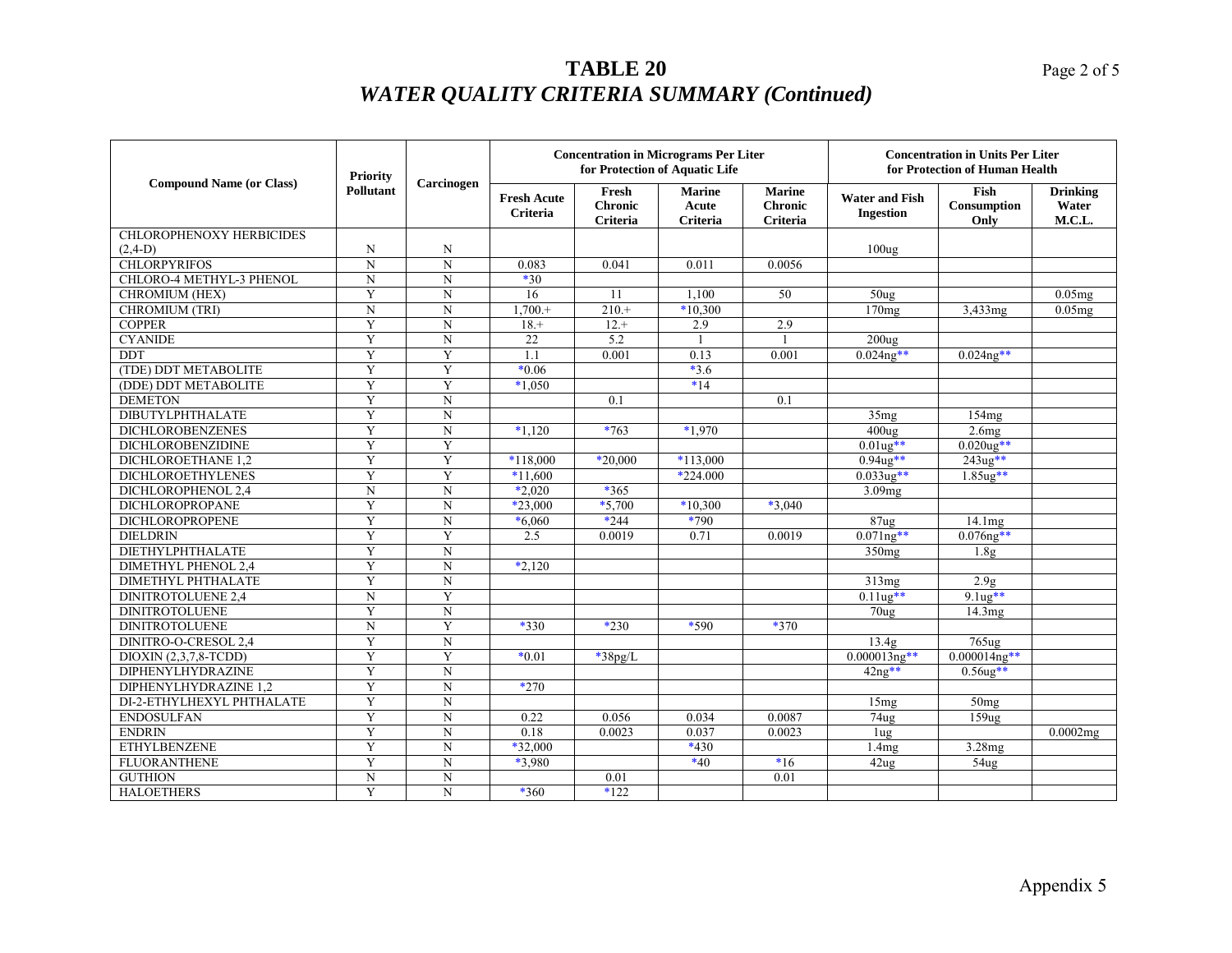# TABLE 20

## *WATER QUALITY CRITERIA SUMMARY (Continued)*

| Compound Name (or Class) | Priority Pollutant | Carcinogen | Concentration in Micrograms Per Liter for Protection of Aquatic Life | | | | Concentration in Units Per Liter for Protection of Human Health | | |
|---|---|---|---|---|---|---|---|---|---|
| | | | Fresh Acute Criteria | Fresh Chronic Criteria | Marine Acute Criteria | Marine Chronic Criteria | Water and Fish Ingestion | Fish Consumption Only | Drinking Water M.C.L. |
| CHLOROPHENOXY HERBICIDES (2,4-D) | N | N | | | | | 100ug | | |
| CHLORPYRIFOS | N | N | 0.083 | 0.041 | 0.011 | 0.0056 | | | |
| CHLORO-4 METHYL-3 PHENOL | N | N | *30 | | | | | | |
| CHROMIUM (HEX) | Y | N | 16 | 11 | 1,100 | 50 | 50ug | | 0.05mg |
| CHROMIUM (TRI) | N | N | 1,700.+ | 210.+ | *10,300 | | 170mg | 3,433mg | 0.05mg |
| COPPER | Y | N | 18.+ | 12.+ | 2.9 | 2.9 | | | |
| CYANIDE | Y | N | 22 | 5.2 | 1 | 1 | 200ug | | |
| DDT | Y | Y | 1.1 | 0.001 | 0.13 | 0.001 | 0.024ng** | 0.024ng** | |
| (TDE) DDT METABOLITE | Y | Y | *0.06 | | *3.6 | | | | |
| (DDE) DDT METABOLITE | Y | Y | *1,050 | | *14 | | | | |
| DEMETON | Y | N | | 0.1 | | 0.1 | | | |
| DIBUTYLPHTHALATE | Y | N | | | | | 35mg | 154mg | |
| DICHLOROBENZENES | Y | N | *1,120 | *763 | *1,970 | | 400ug | 2.6mg | |
| DICHLOROBENZIDINE | Y | Y | | | | | 0.01ug** | 0.020ug** | |
| DICHLOROETHANE 1,2 | Y | Y | *118,000 | *20,000 | *113,000 | | 0.94ug** | 243ug** | |
| DICHLOROETHYLENES | Y | Y | *11,600 | | *224.000 | | 0.033ug** | 1.85ug** | |
| DICHLOROPHENOL 2,4 | N | N | *2,020 | *365 | | | 3.09mg | | |
| DICHLOROPROPANE | Y | N | *23,000 | *5,700 | *10,300 | *3,040 | | | |
| DICHLOROPROPENE | Y | N | *6,060 | *244 | *790 | | 87ug | 14.1mg | |
| DIELDRIN | Y | Y | 2.5 | 0.0019 | 0.71 | 0.0019 | 0.071ng** | 0.076ng** | |
| DIETHYLPHTHALATE | Y | N | | | | | 350mg | 1.8g | |
| DIMETHYL PHENOL 2,4 | Y | N | *2,120 | | | | | | |
| DIMETHYL PHTHALATE | Y | N | | | | | 313mg | 2.9g | |
| DINITROTOLUENE 2,4 | N | Y | | | | | 0.11ug** | 9.1ug** | |
| DINITROTOLUENE | Y | N | | | | | 70ug | 14.3mg | |
| DINITROTOLUENE | N | Y | *330 | *230 | *590 | *370 | | | |
| DINITRO-O-CRESOL 2,4 | Y | N | | | | | 13.4g | 765ug | |
| DIOXIN (2,3,7,8-TCDD) | Y | Y | *0.01 | *38pg/L | | | 0.000013ng** | 0.000014ng** | |
| DIPHENYLHYDRAZINE | Y | N | | | | | 42ng** | 0.56ug** | |
| DIPHENYLHYDRAZINE 1,2 | Y | N | *270 | | | | | | |
| DI-2-ETHYLHEXYL PHTHALATE | Y | N | | | | | 15mg | 50mg | |
| ENDOSULFAN | Y | N | 0.22 | 0.056 | 0.034 | 0.0087 | 74ug | 159ug | |
| ENDRIN | Y | N | 0.18 | 0.0023 | 0.037 | 0.0023 | 1ug | | 0.0002mg |
| ETHYLBENZENE | Y | N | *32,000 | | *430 | | 1.4mg | 3.28mg | |
| FLUORANTHENE | Y | N | *3,980 | | *40 | *16 | 42ug | 54ug | |
| GUTHION | N | N | | 0.01 | | 0.01 | | | |
| HALOETHERS | Y | N | *360 | *122 | | | | | |

Appendix 5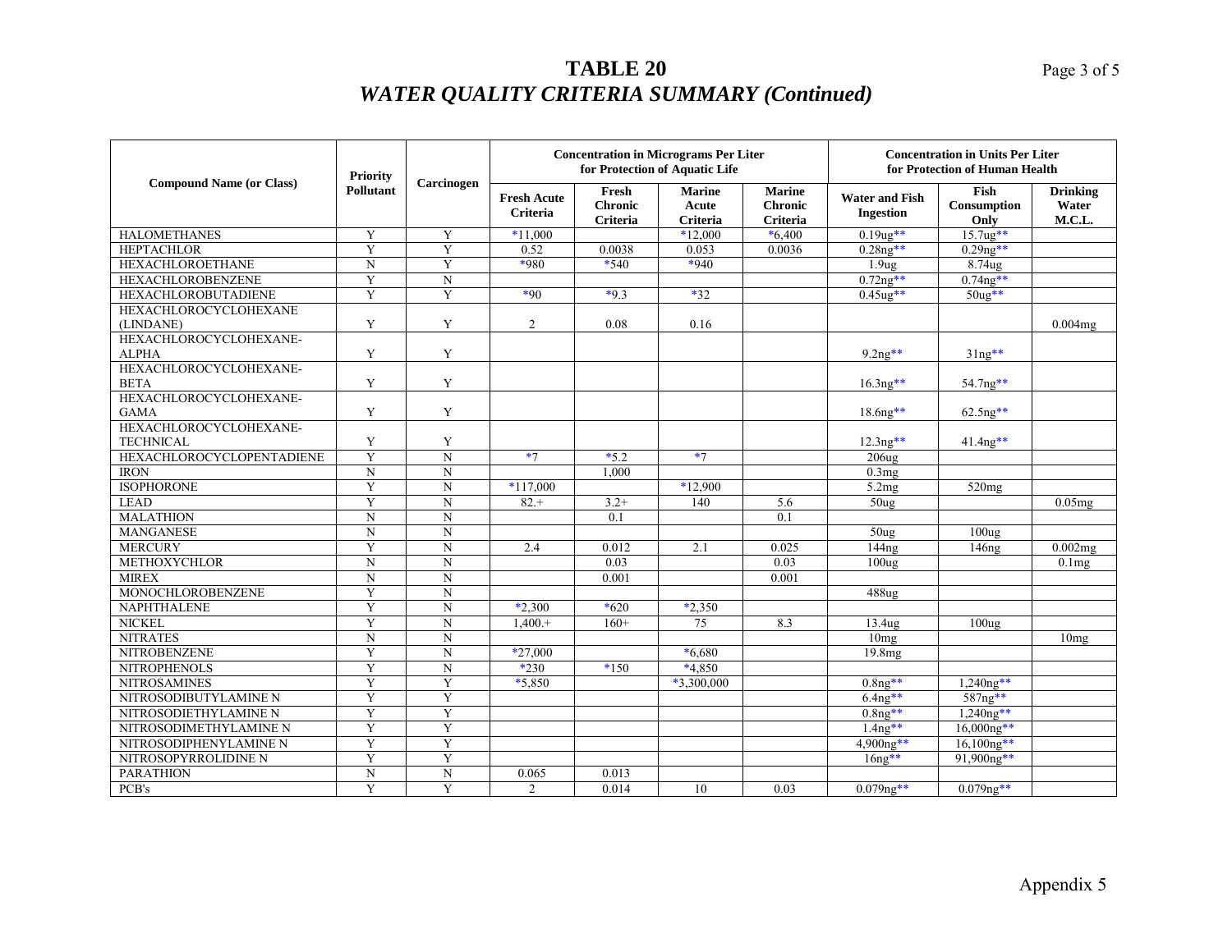# TABLE 20
## *WATER QUALITY CRITERIA SUMMARY (Continued)*

| Compound Name (or Class) | Priority Pollutant | Carcinogen | Concentration in Micrograms Per Liter for Protection of Aquatic Life | | | | Concentration in Units Per Liter for Protection of Human Health | | |
|---|---|---|---|---|---|---|---|---|---|
| | | | Fresh Acute Criteria | Fresh Chronic Criteria | Marine Acute Criteria | Marine Chronic Criteria | Water and Fish Ingestion | Fish Consumption Only | Drinking Water M.C.L. |
| HALOMETHANES | Y | Y | *11,000 | | *12,000 | *6,400 | 0.19ug** | 15.7ug** | |
| HEPTACHLOR | Y | Y | 0.52 | 0.0038 | 0.053 | 0.0036 | 0.28ng** | 0.29ng** | |
| HEXACHLOROETHANE | N | Y | *980 | *540 | *940 | | 1.9ug | 8.74ug | |
| HEXACHLOROBENZENE | Y | N | | | | | 0.72ng** | 0.74ng** | |
| HEXACHLOROBUTADIENE | Y | Y | *90 | *9.3 | *32 | | 0.45ug** | 50ug** | |
| HEXACHLOROCYCLOHEXANE (LINDANE) | Y | Y | 2 | 0.08 | 0.16 | | | | 0.004mg |
| HEXACHLOROCYCLOHEXANE-ALPHA | Y | Y | | | | | 9.2ng** | 31ng** | |
| HEXACHLOROCYCLOHEXANE-BETA | Y | Y | | | | | 16.3ng** | 54.7ng** | |
| HEXACHLOROCYCLOHEXANE-GAMA | Y | Y | | | | | 18.6ng** | 62.5ng** | |
| HEXACHLOROCYCLOHEXANE-TECHNICAL | Y | Y | | | | | 12.3ng** | 41.4ng** | |
| HEXACHLOROCYCLOPENTADIENE | Y | N | *7 | *5.2 | *7 | | 206ug | | |
| IRON | N | N | | 1,000 | | | 0.3mg | | |
| ISOPHORONE | Y | N | *117,000 | | *12,900 | | 5.2mg | 520mg | |
| LEAD | Y | N | 82.+ | 3.2+ | 140 | 5.6 | 50ug | | 0.05mg |
| MALATHION | N | N | | 0.1 | | 0.1 | | | |
| MANGANESE | N | N | | | | | 50ug | 100ug | |
| MERCURY | Y | N | 2.4 | 0.012 | 2.1 | 0.025 | 144ng | 146ng | 0.002mg |
| METHOXYCHLOR | N | N | | 0.03 | | 0.03 | 100ug | | 0.1mg |
| MIREX | N | N | | 0.001 | | 0.001 | | | |
| MONOCHLOROBENZENE | Y | N | | | | | 488ug | | |
| NAPHTHALENE | Y | N | *2,300 | *620 | *2,350 | | | | |
| NICKEL | Y | N | 1,400.+ | 160+ | 75 | 8.3 | 13.4ug | 100ug | |
| NITRATES | N | N | | | | | 10mg | | 10mg |
| NITROBENZENE | Y | N | *27,000 | | *6,680 | | 19.8mg | | |
| NITROPHENOLS | Y | N | *230 | *150 | *4,850 | | | | |
| NITROSAMINES | Y | Y | *5,850 | | *3,300,000 | | 0.8ng** | 1,240ng** | |
| NITROSODIBUTYLAMINE N | Y | Y | | | | | 6.4ng** | 587ng** | |
| NITROSODIETHYLAMINE N | Y | Y | | | | | 0.8ng** | 1,240ng** | |
| NITROSODIMETHYLAMINE N | Y | Y | | | | | 1.4ng** | 16,000ng** | |
| NITROSODIPHENYLAMINE N | Y | Y | | | | | 4,900ng** | 16,100ng** | |
| NITROSOPYRROLIDINE N | Y | Y | | | | | 16ng** | 91,900ng** | |
| PARATHION | N | N | 0.065 | 0.013 | | | | | |
| PCB's | Y | Y | 2 | 0.014 | 10 | 0.03 | 0.079ng** | 0.079ng** | |

Appendix 5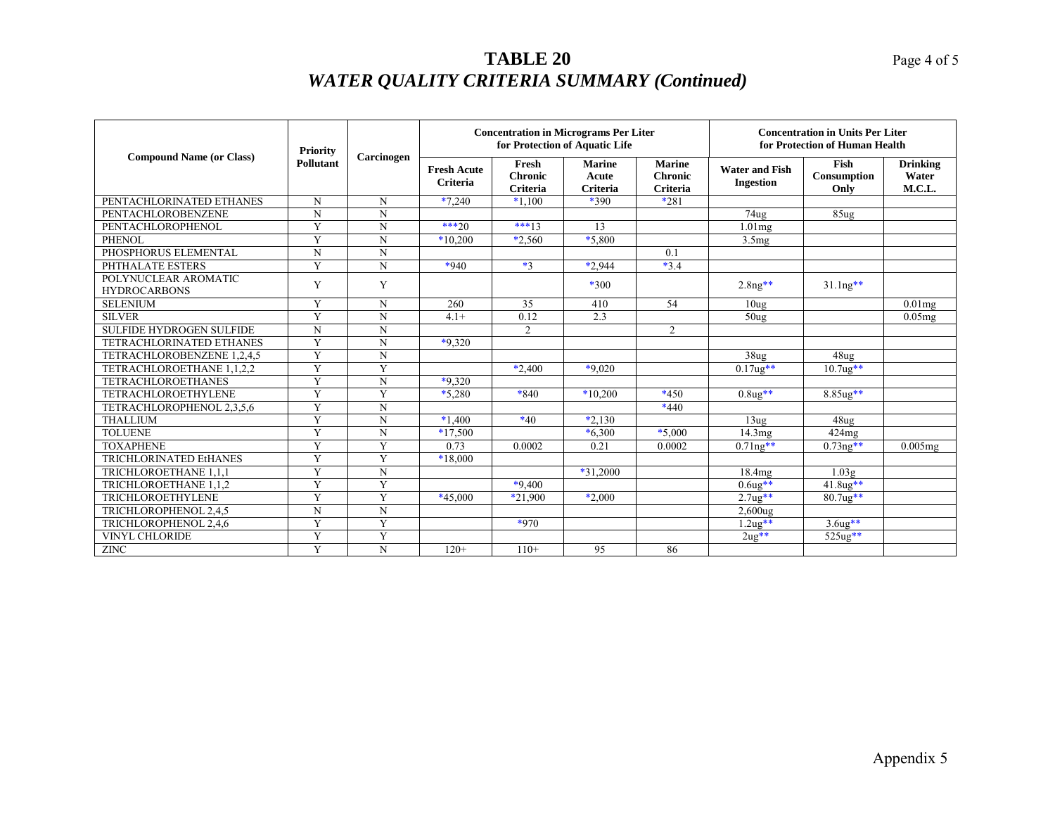# TABLE 20

## *WATER QUALITY CRITERIA SUMMARY (Continued)*

| Compound Name (or Class) | Priority Pollutant | Carcinogen | Concentration in Micrograms Per Liter for Protection of Aquatic Life | | | | Concentration in Units Per Liter for Protection of Human Health | | |
|---|---|---|---|---|---|---|---|---|---|
| | | | Fresh Acute Criteria | Fresh Chronic Criteria | Marine Acute Criteria | Marine Chronic Criteria | Water and Fish Ingestion | Fish Consumption Only | Drinking Water M.C.L. |
| PENTACHLORINATED ETHANES | N | N | *7,240 | *1,100 | *390 | *281 | | | |
| PENTACHLOROBENZENE | N | N | | | | | 74ug | 85ug | |
| PENTACHLOROPHENOL | Y | N | ***20 | ***13 | 13 | | 1.01mg | | |
| PHENOL | Y | N | *10,200 | *2,560 | *5,800 | | 3.5mg | | |
| PHOSPHORUS ELEMENTAL | N | N | | | | 0.1 | | | |
| PHTHALATE ESTERS | Y | N | *940 | *3 | *2,944 | *3.4 | | | |
| POLYNUCLEAR AROMATIC HYDROCARBONS | Y | Y | | | *300 | | 2.8ng** | 31.1ng** | |
| SELENIUM | Y | N | 260 | 35 | 410 | 54 | 10ug | | 0.01mg |
| SILVER | Y | N | 4.1+ | 0.12 | 2.3 | | 50ug | | 0.05mg |
| SULFIDE HYDROGEN SULFIDE | N | N | | 2 | | 2 | | | |
| TETRACHLORINATED ETHANES | Y | N | *9,320 | | | | | | |
| TETRACHLOROBENZENE 1,2,4,5 | Y | N | | | | | 38ug | 48ug | |
| TETRACHLOROETHANE 1,1,2,2 | Y | Y | | *2,400 | *9,020 | | 0.17ug** | 10.7ug** | |
| TETRACHLOROETHANES | Y | N | *9,320 | | | | | | |
| TETRACHLOROETHYLENE | Y | Y | *5,280 | *840 | *10,200 | *450 | 0.8ug** | 8.85ug** | |
| TETRACHLOROPHENOL 2,3,5,6 | Y | N | | | | *440 | | | |
| THALLIUM | Y | N | *1,400 | *40 | *2,130 | | 13ug | 48ug | |
| TOLUENE | Y | N | *17,500 | | *6,300 | *5,000 | 14.3mg | 424mg | |
| TOXAPHENE | Y | Y | 0.73 | 0.0002 | 0.21 | 0.0002 | 0.71ng** | 0.73ng** | 0.005mg |
| TRICHLORINATED EtHANES | Y | Y | *18,000 | | | | | | |
| TRICHLOROETHANE 1,1,1 | Y | N | | | *31,2000 | | 18.4mg | 1.03g | |
| TRICHLOROETHANE 1,1,2 | Y | Y | | *9,400 | | | 0.6ug** | 41.8ug** | |
| TRICHLOROETHYLENE | Y | Y | *45,000 | *21,900 | *2,000 | | 2.7ug** | 80.7ug** | |
| TRICHLOROPHENOL 2,4,5 | N | N | | | | | 2,600ug | | |
| TRICHLOROPHENOL 2,4,6 | Y | Y | | *970 | | | 1.2ug** | 3.6ug** | |
| VINYL CHLORIDE | Y | Y | | | | | 2ug** | 525ug** | |
| ZINC | Y | N | 120+ | 110+ | 95 | 86 | | | |

Appendix 5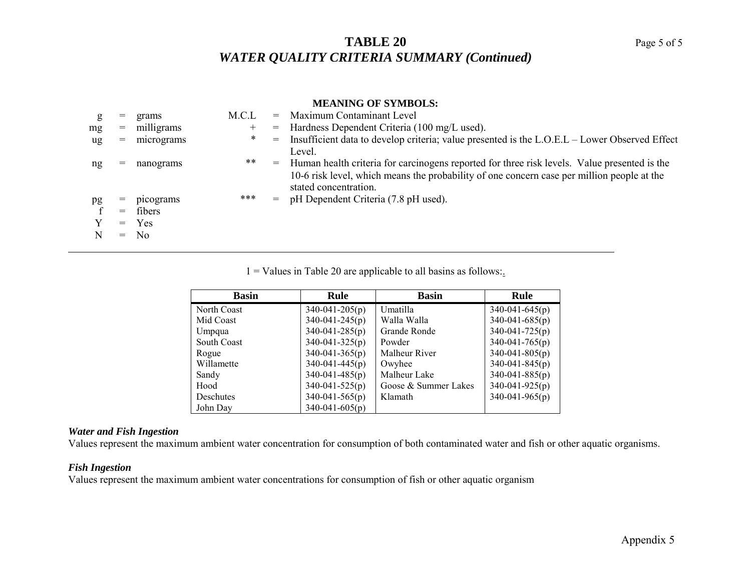# TABLE 20
## *WATER QUALITY CRITERIA SUMMARY (Continued)*

**MEANING OF SYMBOLS:**

| | | | | | |
|---|---|---|---|---|---|
| g | = grams | M.C.L | = | Maximum Contaminant Level |
| mg | = milligrams | + | = | Hardness Dependent Criteria (100 mg/L used). |
| ug | = micrograms | * | = | Insufficient data to develop criteria; value presented is the L.O.E.L – Lower Observed Effect Level. |
| ng | = nanograms | ** | = | Human health criteria for carcinogens reported for three risk levels. Value presented is the 10-6 risk level, which means the probability of one concern case per million people at the stated concentration. |
| pg | = picograms | *** | = | pH Dependent Criteria (7.8 pH used). |
| f | = fibers | | | |
| Y | = Yes | | | |
| N | = No | | | |

1 = Values in Table 20 are applicable to all basins as follows:.

| Basin | Rule | Basin | Rule |
|---|---|---|---|
| North Coast | 340-041-205(p) | Umatilla | 340-041-645(p) |
| Mid Coast | 340-041-245(p) | Walla Walla | 340-041-685(p) |
| Umpqua | 340-041-285(p) | Grande Ronde | 340-041-725(p) |
| South Coast | 340-041-325(p) | Powder | 340-041-765(p) |
| Rogue | 340-041-365(p) | Malheur River | 340-041-805(p) |
| Willamette | 340-041-445(p) | Owyhee | 340-041-845(p) |
| Sandy | 340-041-485(p) | Malheur Lake | 340-041-885(p) |
| Hood | 340-041-525(p) | Goose & Summer Lakes | 340-041-925(p) |
| Deschutes | 340-041-565(p) | Klamath | 340-041-965(p) |
| John Day | 340-041-605(p) | | |

***Water and Fish Ingestion***
Values represent the maximum ambient water concentration for consumption of both contaminated water and fish or other aquatic organisms.

***Fish Ingestion***
Values represent the maximum ambient water concentrations for consumption of fish or other aquatic organism

Appendix 5